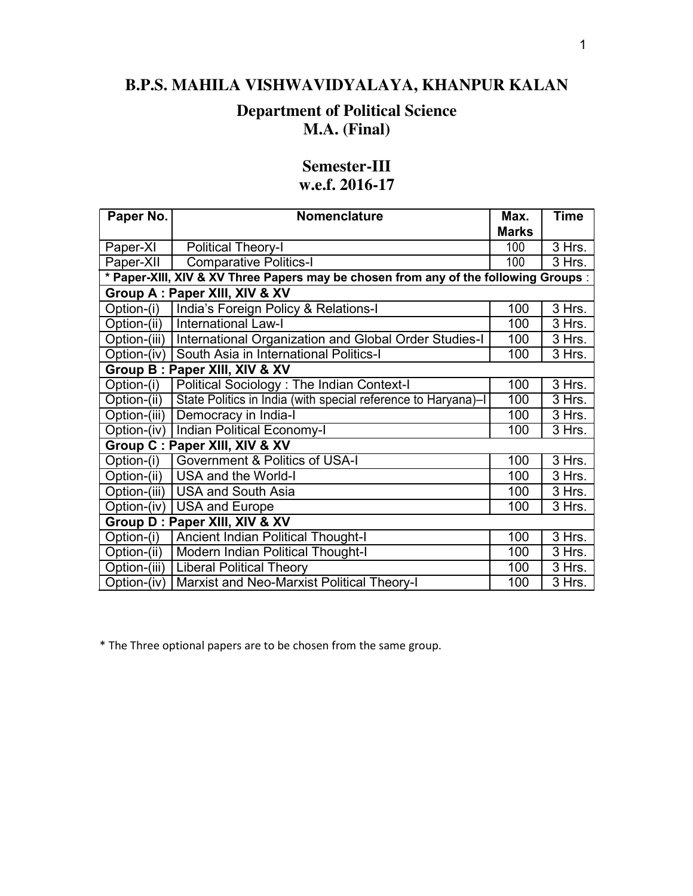# B.P.S. MAHILA VISHWAVIDYALAYA, KHANPUR KALAN

## Department of Political Science
## M.A. (Final)

## Semester-III
## w.e.f. 2016-17

| Paper No. | Nomenclature | Max. Marks | Time |
|---|---|---|---|
| Paper-XI | Political Theory-I | 100 | 3 Hrs. |
| Paper-XII | Comparative Politics-I | 100 | 3 Hrs. |
| **\* Paper-XIII, XIV & XV Three Papers may be chosen from any of the following Groups** : | | | |
| **Group A : Paper XIII, XIV & XV** | | | |
| Option-(i) | India's Foreign Policy & Relations-I | 100 | 3 Hrs. |
| Option-(ii) | International Law-I | 100 | 3 Hrs. |
| Option-(iii) | International Organization and Global Order Studies-I | 100 | 3 Hrs. |
| Option-(iv) | South Asia in International Politics-I | 100 | 3 Hrs. |
| **Group B : Paper XIII, XIV & XV** | | | |
| Option-(i) | Political Sociology : The Indian Context-I | 100 | 3 Hrs. |
| Option-(ii) | State Politics in India (with special reference to Haryana)–I | 100 | 3 Hrs. |
| Option-(iii) | Democracy in India-I | 100 | 3 Hrs. |
| Option-(iv) | Indian Political Economy-I | 100 | 3 Hrs. |
| **Group C : Paper XIII, XIV & XV** | | | |
| Option-(i) | Government & Politics of USA-I | 100 | 3 Hrs. |
| Option-(ii) | USA and the World-I | 100 | 3 Hrs. |
| Option-(iii) | USA and South Asia | 100 | 3 Hrs. |
| Option-(iv) | USA and Europe | 100 | 3 Hrs. |
| **Group D : Paper XIII, XIV & XV** | | | |
| Option-(i) | Ancient Indian Political Thought-I | 100 | 3 Hrs. |
| Option-(ii) | Modern Indian Political Thought-I | 100 | 3 Hrs. |
| Option-(iii) | Liberal Political Theory | 100 | 3 Hrs. |
| Option-(iv) | Marxist and Neo-Marxist Political Theory-I | 100 | 3 Hrs. |

\* The Three optional papers are to be chosen from the same group.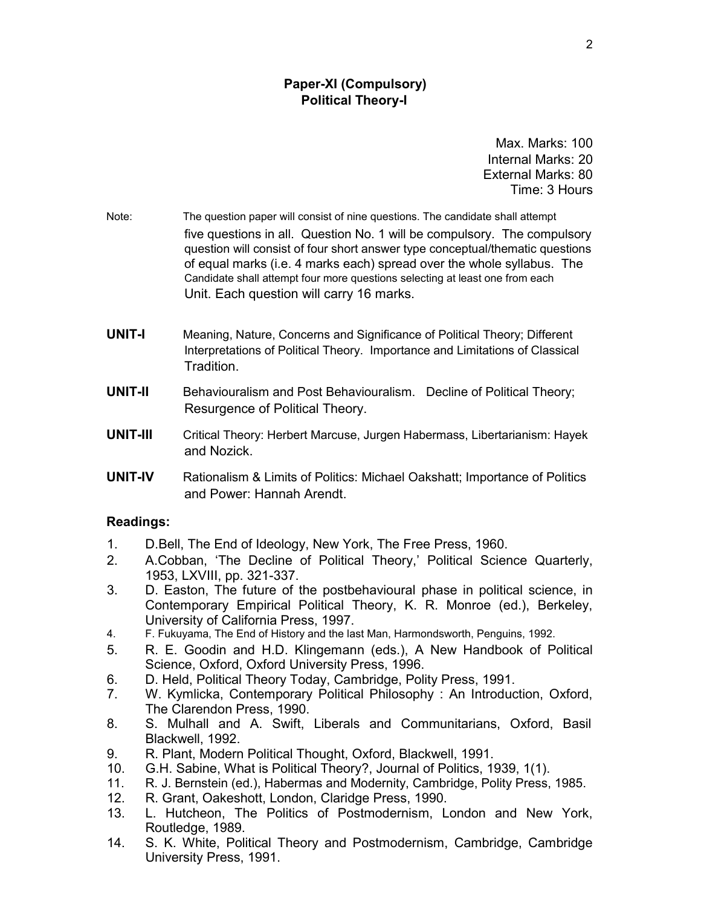## Paper-XI (Compulsory)
## Political Theory-I

Max. Marks: 100
Internal Marks: 20
External Marks: 80
Time: 3 Hours

Note: The question paper will consist of nine questions. The candidate shall attempt five questions in all. Question No. 1 will be compulsory. The compulsory question will consist of four short answer type conceptual/thematic questions of equal marks (i.e. 4 marks each) spread over the whole syllabus. The Candidate shall attempt four more questions selecting at least one from each Unit. Each question will carry 16 marks.

**UNIT-I** Meaning, Nature, Concerns and Significance of Political Theory; Different Interpretations of Political Theory. Importance and Limitations of Classical Tradition.

**UNIT-II** Behaviouralism and Post Behaviouralism. Decline of Political Theory; Resurgence of Political Theory.

**UNIT-III** Critical Theory: Herbert Marcuse, Jurgen Habermass, Libertarianism: Hayek and Nozick.

**UNIT-IV** Rationalism & Limits of Politics: Michael Oakshatt; Importance of Politics and Power: Hannah Arendt.

### Readings:

1. D.Bell, The End of Ideology, New York, The Free Press, 1960.
2. A.Cobban, 'The Decline of Political Theory,' Political Science Quarterly, 1953, LXVIII, pp. 321-337.
3. D. Easton, The future of the postbehavioural phase in political science, in Contemporary Empirical Political Theory, K. R. Monroe (ed.), Berkeley, University of California Press, 1997.
4. F. Fukuyama, The End of History and the last Man, Harmondsworth, Penguins, 1992.
5. R. E. Goodin and H.D. Klingemann (eds.), A New Handbook of Political Science, Oxford, Oxford University Press, 1996.
6. D. Held, Political Theory Today, Cambridge, Polity Press, 1991.
7. W. Kymlicka, Contemporary Political Philosophy : An Introduction, Oxford, The Clarendon Press, 1990.
8. S. Mulhall and A. Swift, Liberals and Communitarians, Oxford, Basil Blackwell, 1992.
9. R. Plant, Modern Political Thought, Oxford, Blackwell, 1991.
10. G.H. Sabine, What is Political Theory?, Journal of Politics, 1939, 1(1).
11. R. J. Bernstein (ed.), Habermas and Modernity, Cambridge, Polity Press, 1985.
12. R. Grant, Oakeshott, London, Claridge Press, 1990.
13. L. Hutcheon, The Politics of Postmodernism, London and New York, Routledge, 1989.
14. S. K. White, Political Theory and Postmodernism, Cambridge, Cambridge University Press, 1991.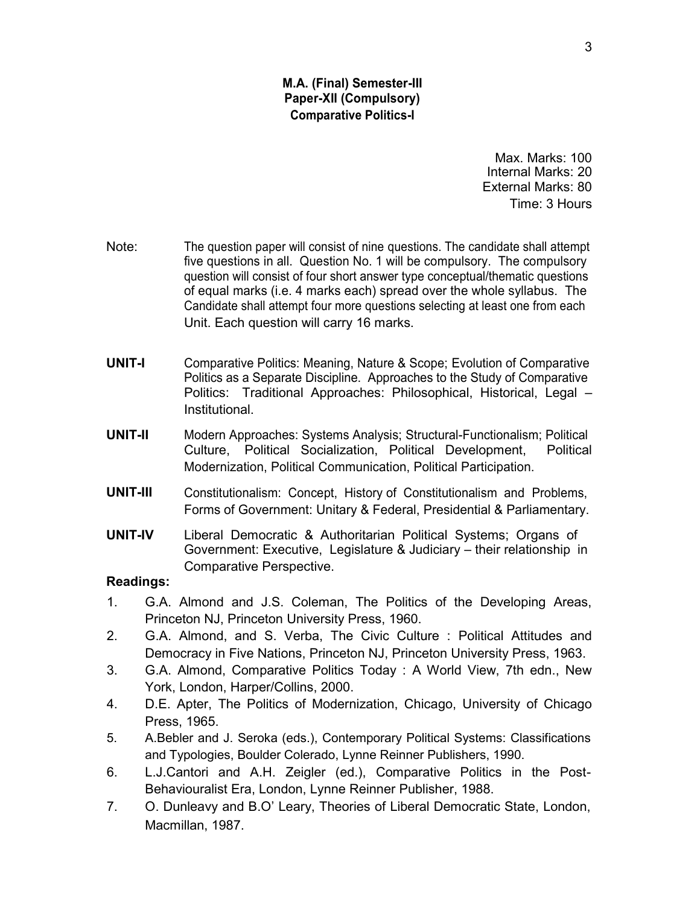**M.A. (Final) Semester-III**
**Paper-XII (Compulsory)**
**Comparative Politics-I**

Max. Marks: 100
Internal Marks: 20
External Marks: 80
Time: 3 Hours

Note: The question paper will consist of nine questions. The candidate shall attempt five questions in all. Question No. 1 will be compulsory. The compulsory question will consist of four short answer type conceptual/thematic questions of equal marks (i.e. 4 marks each) spread over the whole syllabus. The Candidate shall attempt four more questions selecting at least one from each Unit. Each question will carry 16 marks.

**UNIT-I** Comparative Politics: Meaning, Nature & Scope; Evolution of Comparative Politics as a Separate Discipline. Approaches to the Study of Comparative Politics: Traditional Approaches: Philosophical, Historical, Legal – Institutional.

**UNIT-II** Modern Approaches: Systems Analysis; Structural-Functionalism; Political Culture, Political Socialization, Political Development, Political Modernization, Political Communication, Political Participation.

**UNIT-III** Constitutionalism: Concept, History of Constitutionalism and Problems, Forms of Government: Unitary & Federal, Presidential & Parliamentary.

**UNIT-IV** Liberal Democratic & Authoritarian Political Systems; Organs of Government: Executive, Legislature & Judiciary – their relationship in Comparative Perspective.

**Readings:**

1. G.A. Almond and J.S. Coleman, The Politics of the Developing Areas, Princeton NJ, Princeton University Press, 1960.
2. G.A. Almond, and S. Verba, The Civic Culture : Political Attitudes and Democracy in Five Nations, Princeton NJ, Princeton University Press, 1963.
3. G.A. Almond, Comparative Politics Today : A World View, 7th edn., New York, London, Harper/Collins, 2000.
4. D.E. Apter, The Politics of Modernization, Chicago, University of Chicago Press, 1965.
5. A.Bebler and J. Seroka (eds.), Contemporary Political Systems: Classifications and Typologies, Boulder Colerado, Lynne Reinner Publishers, 1990.
6. L.J.Cantori and A.H. Zeigler (ed.), Comparative Politics in the Post-Behaviouralist Era, London, Lynne Reinner Publisher, 1988.
7. O. Dunleavy and B.O' Leary, Theories of Liberal Democratic State, London, Macmillan, 1987.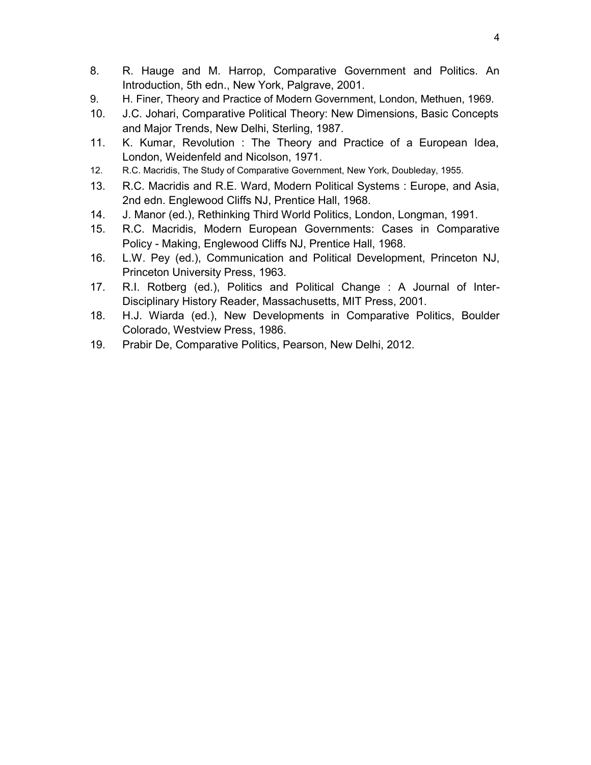8. R. Hauge and M. Harrop, Comparative Government and Politics. An Introduction, 5th edn., New York, Palgrave, 2001.
9. H. Finer, Theory and Practice of Modern Government, London, Methuen, 1969.
10. J.C. Johari, Comparative Political Theory: New Dimensions, Basic Concepts and Major Trends, New Delhi, Sterling, 1987.
11. K. Kumar, Revolution : The Theory and Practice of a European Idea, London, Weidenfeld and Nicolson, 1971.
12. R.C. Macridis, The Study of Comparative Government, New York, Doubleday, 1955.
13. R.C. Macridis and R.E. Ward, Modern Political Systems : Europe, and Asia, 2nd edn. Englewood Cliffs NJ, Prentice Hall, 1968.
14. J. Manor (ed.), Rethinking Third World Politics, London, Longman, 1991.
15. R.C. Macridis, Modern European Governments: Cases in Comparative Policy - Making, Englewood Cliffs NJ, Prentice Hall, 1968.
16. L.W. Pey (ed.), Communication and Political Development, Princeton NJ, Princeton University Press, 1963.
17. R.I. Rotberg (ed.), Politics and Political Change : A Journal of Inter-Disciplinary History Reader, Massachusetts, MIT Press, 2001.
18. H.J. Wiarda (ed.), New Developments in Comparative Politics, Boulder Colorado, Westview Press, 1986.
19. Prabir De, Comparative Politics, Pearson, New Delhi, 2012.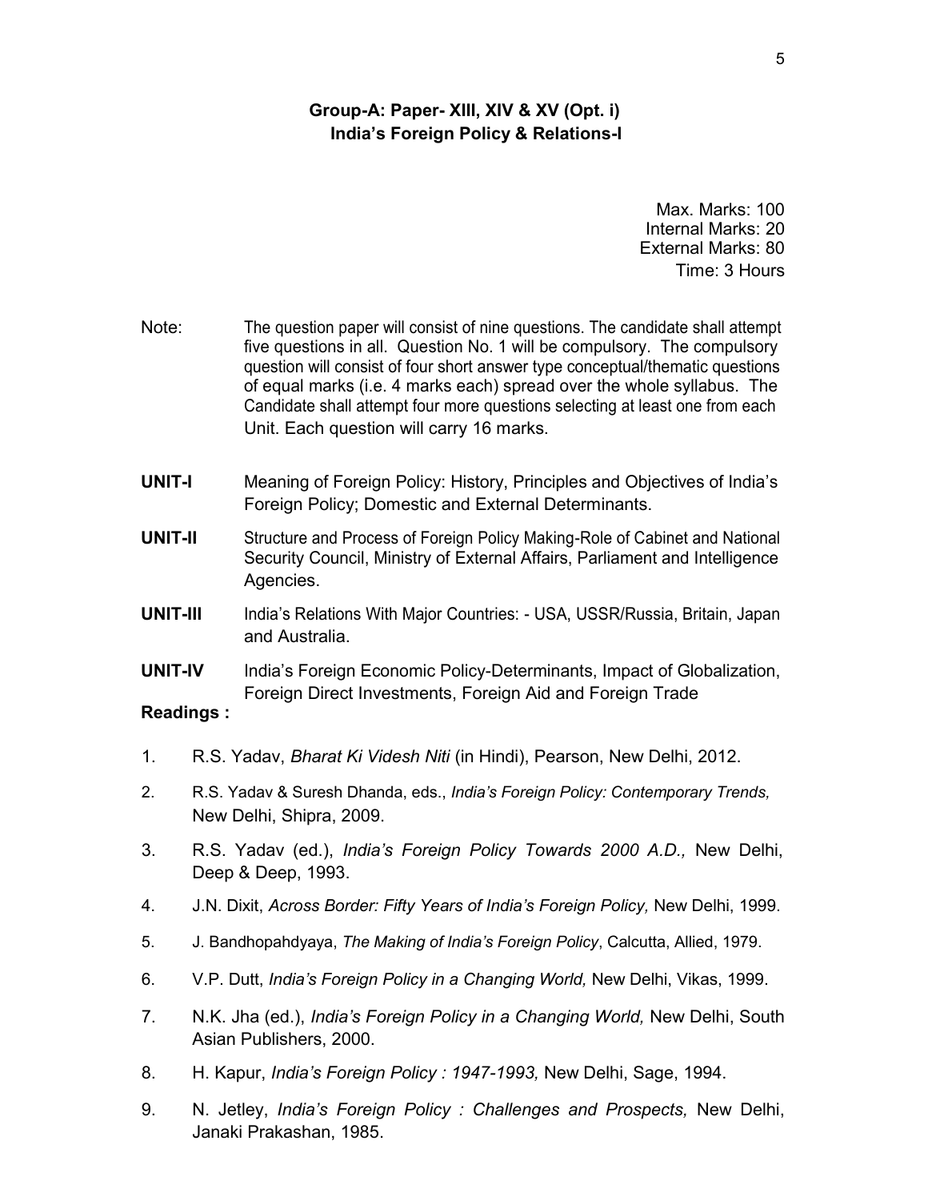## Group-A: Paper- XIII, XIV & XV (Opt. i)
## India's Foreign Policy & Relations-I

Max. Marks: 100
Internal Marks: 20
External Marks: 80
Time: 3 Hours

Note: The question paper will consist of nine questions. The candidate shall attempt five questions in all. Question No. 1 will be compulsory. The compulsory question will consist of four short answer type conceptual/thematic questions of equal marks (i.e. 4 marks each) spread over the whole syllabus. The Candidate shall attempt four more questions selecting at least one from each Unit. Each question will carry 16 marks.

**UNIT-I** Meaning of Foreign Policy: History, Principles and Objectives of India's Foreign Policy; Domestic and External Determinants.

**UNIT-II** Structure and Process of Foreign Policy Making-Role of Cabinet and National Security Council, Ministry of External Affairs, Parliament and Intelligence Agencies.

**UNIT-III** India's Relations With Major Countries: - USA, USSR/Russia, Britain, Japan and Australia.

**UNIT-IV** India's Foreign Economic Policy-Determinants, Impact of Globalization, Foreign Direct Investments, Foreign Aid and Foreign Trade

**Readings :**

1. R.S. Yadav, *Bharat Ki Videsh Niti* (in Hindi), Pearson, New Delhi, 2012.
2. R.S. Yadav & Suresh Dhanda, eds., *India's Foreign Policy: Contemporary Trends,* New Delhi, Shipra, 2009.
3. R.S. Yadav (ed.), *India's Foreign Policy Towards 2000 A.D.,* New Delhi, Deep & Deep, 1993.
4. J.N. Dixit, *Across Border: Fifty Years of India's Foreign Policy,* New Delhi, 1999.
5. J. Bandhopahdyaya, *The Making of India's Foreign Policy*, Calcutta, Allied, 1979.
6. V.P. Dutt, *India's Foreign Policy in a Changing World,* New Delhi, Vikas, 1999.
7. N.K. Jha (ed.), *India's Foreign Policy in a Changing World,* New Delhi, South Asian Publishers, 2000.
8. H. Kapur, *India's Foreign Policy : 1947-1993,* New Delhi, Sage, 1994.
9. N. Jetley, *India's Foreign Policy : Challenges and Prospects,* New Delhi, Janaki Prakashan, 1985.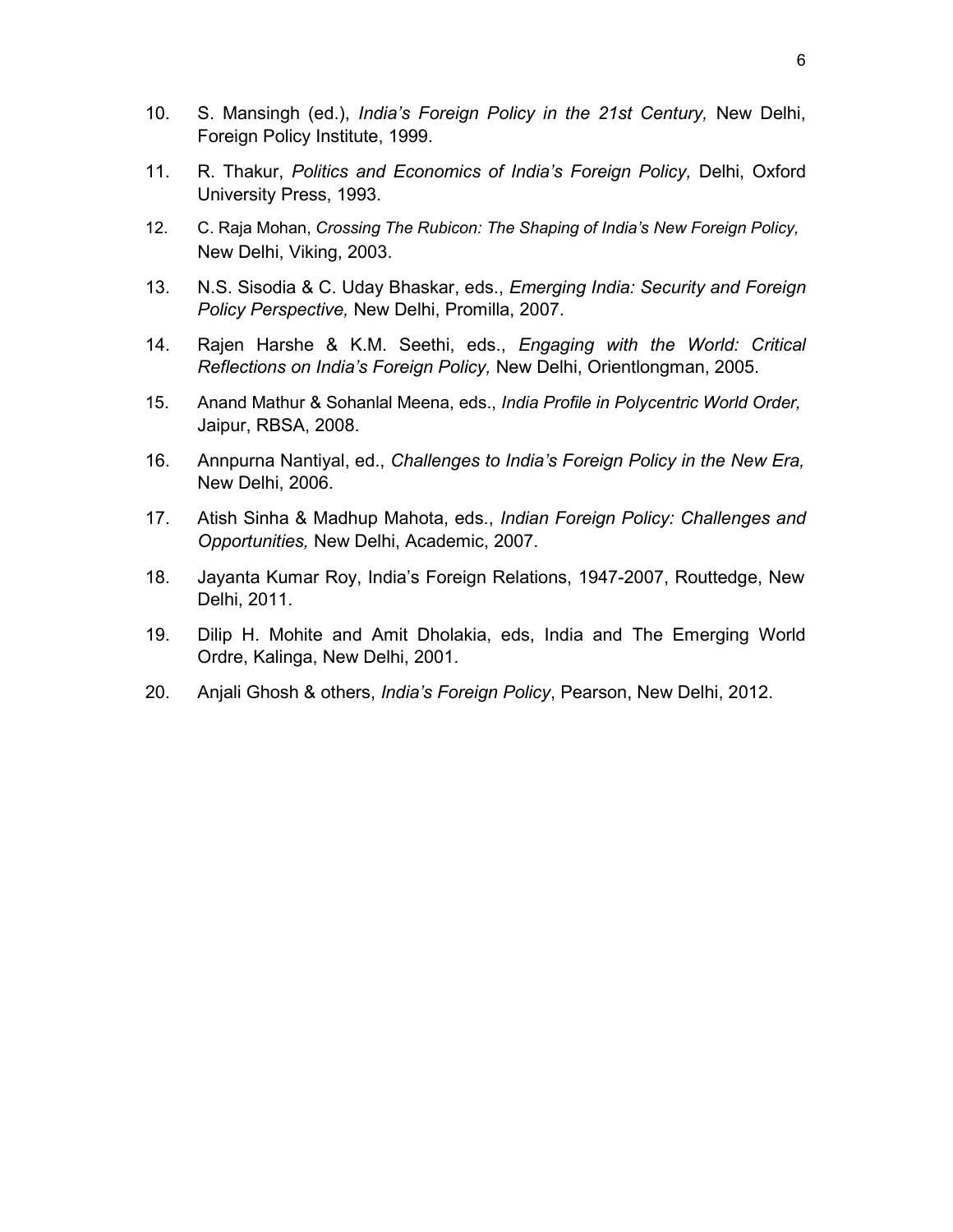10. S. Mansingh (ed.), *India's Foreign Policy in the 21st Century,* New Delhi, Foreign Policy Institute, 1999.

11. R. Thakur, *Politics and Economics of India's Foreign Policy,* Delhi, Oxford University Press, 1993.

12. C. Raja Mohan, *Crossing The Rubicon: The Shaping of India's New Foreign Policy,* New Delhi, Viking, 2003.

13. N.S. Sisodia & C. Uday Bhaskar, eds., *Emerging India: Security and Foreign Policy Perspective,* New Delhi, Promilla, 2007.

14. Rajen Harshe & K.M. Seethi, eds., *Engaging with the World: Critical Reflections on India's Foreign Policy,* New Delhi, Orientlongman, 2005.

15. Anand Mathur & Sohanlal Meena, eds., *India Profile in Polycentric World Order,* Jaipur, RBSA, 2008.

16. Annpurna Nantiyal, ed., *Challenges to India's Foreign Policy in the New Era,* New Delhi, 2006.

17. Atish Sinha & Madhup Mahota, eds., *Indian Foreign Policy: Challenges and Opportunities,* New Delhi, Academic, 2007.

18. Jayanta Kumar Roy, India's Foreign Relations, 1947-2007, Routtedge, New Delhi, 2011.

19. Dilip H. Mohite and Amit Dholakia, eds, India and The Emerging World Ordre, Kalinga, New Delhi, 2001.

20. Anjali Ghosh & others, *India's Foreign Policy*, Pearson, New Delhi, 2012.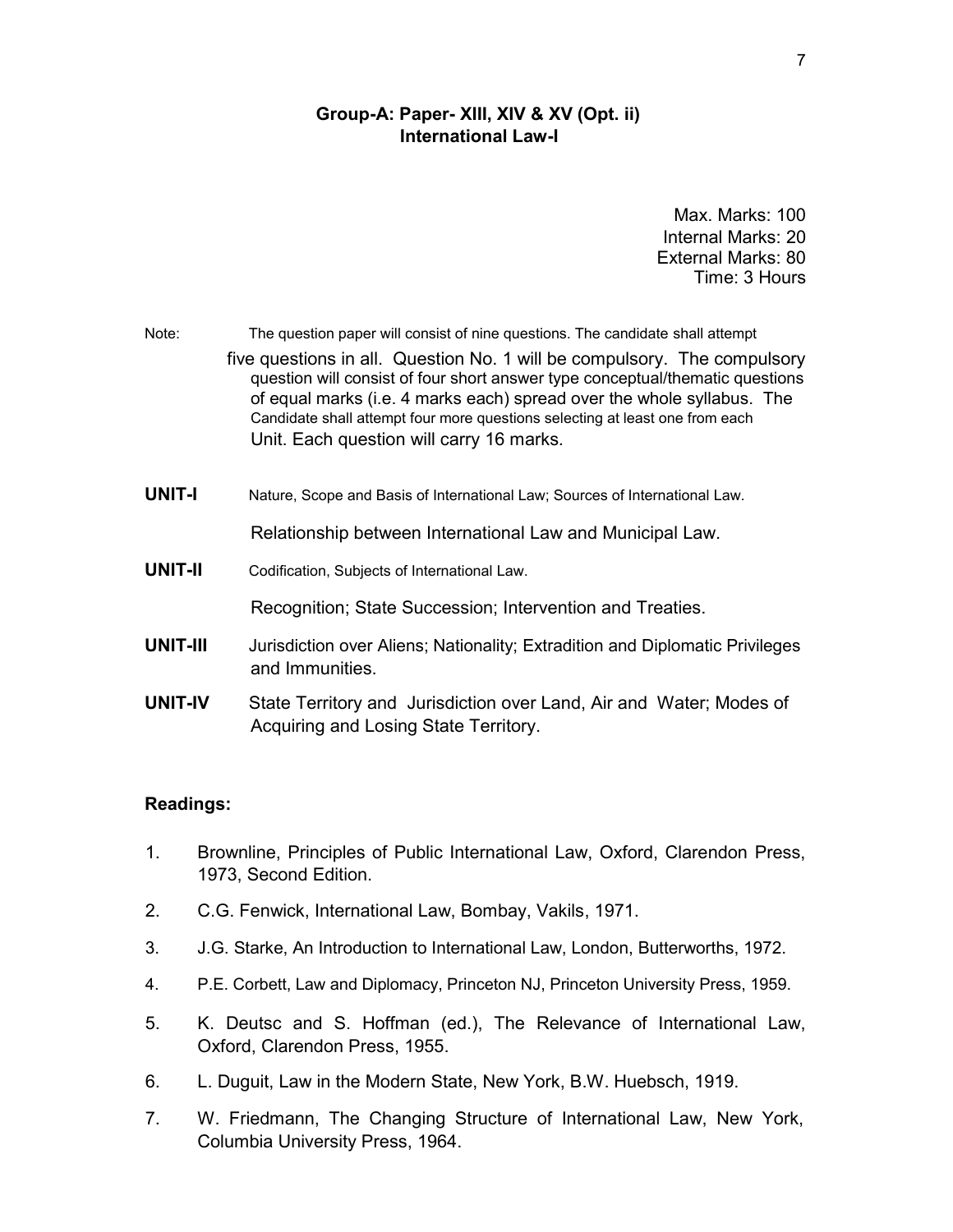## Group-A: Paper- XIII, XIV & XV (Opt. ii)
## International Law-I

Max. Marks: 100
Internal Marks: 20
External Marks: 80
Time: 3 Hours

Note: The question paper will consist of nine questions. The candidate shall attempt five questions in all. Question No. 1 will be compulsory. The compulsory question will consist of four short answer type conceptual/thematic questions of equal marks (i.e. 4 marks each) spread over the whole syllabus. The Candidate shall attempt four more questions selecting at least one from each Unit. Each question will carry 16 marks.

**UNIT-I** Nature, Scope and Basis of International Law; Sources of International Law.

Relationship between International Law and Municipal Law.

**UNIT-II** Codification, Subjects of International Law.

Recognition; State Succession; Intervention and Treaties.

**UNIT-III** Jurisdiction over Aliens; Nationality; Extradition and Diplomatic Privileges and Immunities.

**UNIT-IV** State Territory and Jurisdiction over Land, Air and Water; Modes of Acquiring and Losing State Territory.

### Readings:

1. Brownline, Principles of Public International Law, Oxford, Clarendon Press, 1973, Second Edition.
2. C.G. Fenwick, International Law, Bombay, Vakils, 1971.
3. J.G. Starke, An Introduction to International Law, London, Butterworths, 1972.
4. P.E. Corbett, Law and Diplomacy, Princeton NJ, Princeton University Press, 1959.
5. K. Deutsc and S. Hoffman (ed.), The Relevance of International Law, Oxford, Clarendon Press, 1955.
6. L. Duguit, Law in the Modern State, New York, B.W. Huebsch, 1919.
7. W. Friedmann, The Changing Structure of International Law, New York, Columbia University Press, 1964.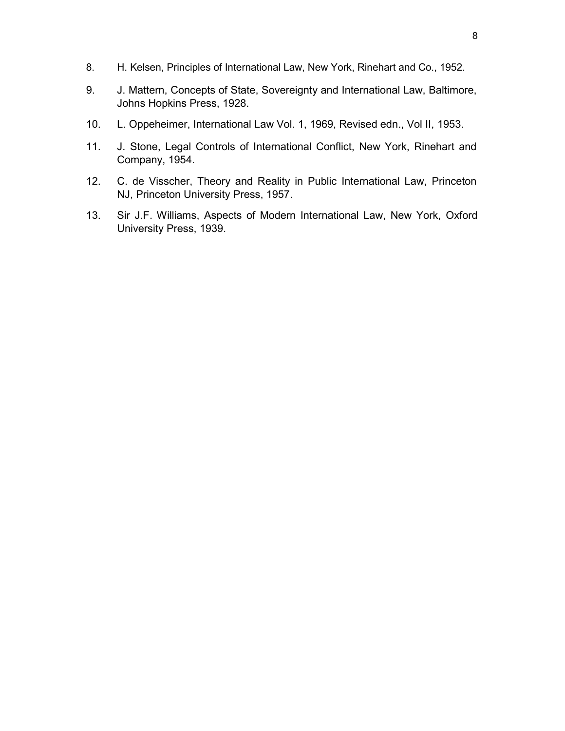8. H. Kelsen, Principles of International Law, New York, Rinehart and Co., 1952.

9. J. Mattern, Concepts of State, Sovereignty and International Law, Baltimore, Johns Hopkins Press, 1928.

10. L. Oppeheimer, International Law Vol. 1, 1969, Revised edn., Vol II, 1953.

11. J. Stone, Legal Controls of International Conflict, New York, Rinehart and Company, 1954.

12. C. de Visscher, Theory and Reality in Public International Law, Princeton NJ, Princeton University Press, 1957.

13. Sir J.F. Williams, Aspects of Modern International Law, New York, Oxford University Press, 1939.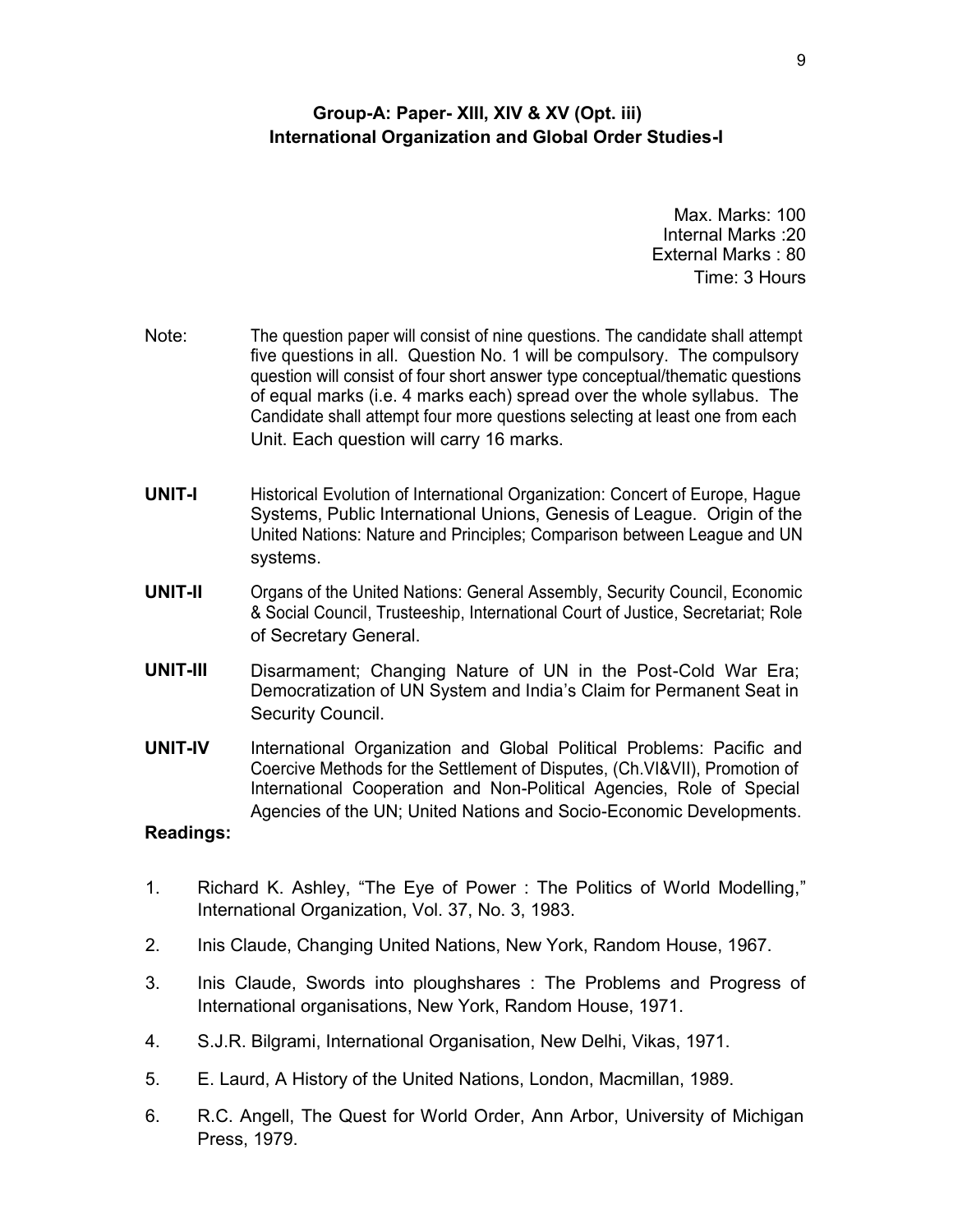## Group-A: Paper- XIII, XIV & XV (Opt. iii)
## International Organization and Global Order Studies-I

Max. Marks: 100
Internal Marks :20
External Marks : 80
Time: 3 Hours

Note: The question paper will consist of nine questions. The candidate shall attempt five questions in all. Question No. 1 will be compulsory. The compulsory question will consist of four short answer type conceptual/thematic questions of equal marks (i.e. 4 marks each) spread over the whole syllabus. The Candidate shall attempt four more questions selecting at least one from each Unit. Each question will carry 16 marks.

**UNIT-I** Historical Evolution of International Organization: Concert of Europe, Hague Systems, Public International Unions, Genesis of League. Origin of the United Nations: Nature and Principles; Comparison between League and UN systems.

**UNIT-II** Organs of the United Nations: General Assembly, Security Council, Economic & Social Council, Trusteeship, International Court of Justice, Secretariat; Role of Secretary General.

**UNIT-III** Disarmament; Changing Nature of UN in the Post-Cold War Era; Democratization of UN System and India's Claim for Permanent Seat in Security Council.

**UNIT-IV** International Organization and Global Political Problems: Pacific and Coercive Methods for the Settlement of Disputes, (Ch.VI&VII), Promotion of International Cooperation and Non-Political Agencies, Role of Special Agencies of the UN; United Nations and Socio-Economic Developments.

**Readings:**

1. Richard K. Ashley, "The Eye of Power : The Politics of World Modelling," International Organization, Vol. 37, No. 3, 1983.
2. Inis Claude, Changing United Nations, New York, Random House, 1967.
3. Inis Claude, Swords into ploughshares : The Problems and Progress of International organisations, New York, Random House, 1971.
4. S.J.R. Bilgrami, International Organisation, New Delhi, Vikas, 1971.
5. E. Laurd, A History of the United Nations, London, Macmillan, 1989.
6. R.C. Angell, The Quest for World Order, Ann Arbor, University of Michigan Press, 1979.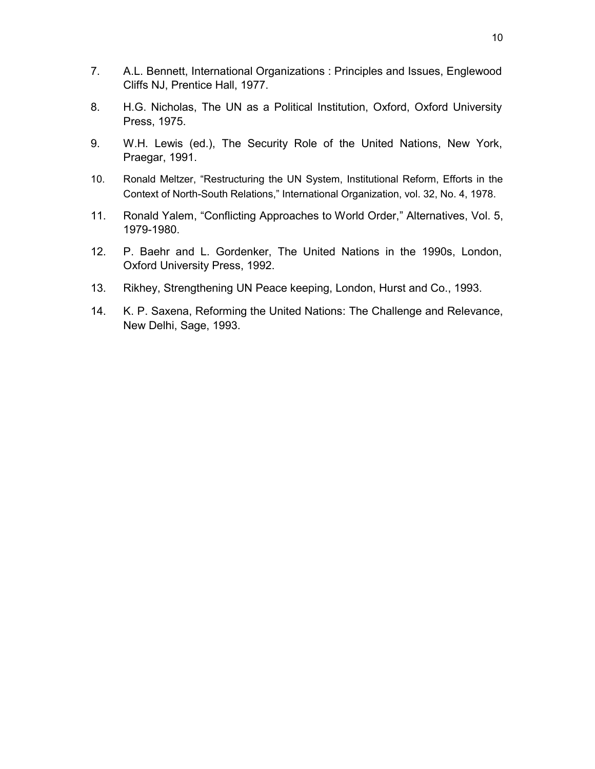7. A.L. Bennett, International Organizations : Principles and Issues, Englewood Cliffs NJ, Prentice Hall, 1977.
8. H.G. Nicholas, The UN as a Political Institution, Oxford, Oxford University Press, 1975.
9. W.H. Lewis (ed.), The Security Role of the United Nations, New York, Praegar, 1991.
10. Ronald Meltzer, "Restructuring the UN System, Institutional Reform, Efforts in the Context of North-South Relations," International Organization, vol. 32, No. 4, 1978.
11. Ronald Yalem, "Conflicting Approaches to World Order," Alternatives, Vol. 5, 1979-1980.
12. P. Baehr and L. Gordenker, The United Nations in the 1990s, London, Oxford University Press, 1992.
13. Rikhey, Strengthening UN Peace keeping, London, Hurst and Co., 1993.
14. K. P. Saxena, Reforming the United Nations: The Challenge and Relevance, New Delhi, Sage, 1993.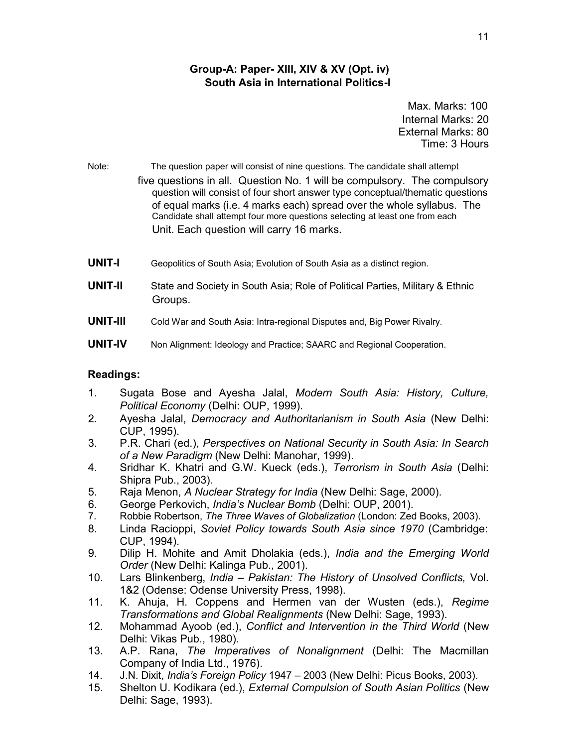## Group-A: Paper- XIII, XIV & XV (Opt. iv)
## South Asia in International Politics-I

Max. Marks: 100
Internal Marks: 20
External Marks: 80
Time: 3 Hours

Note: The question paper will consist of nine questions. The candidate shall attempt five questions in all. Question No. 1 will be compulsory. The compulsory question will consist of four short answer type conceptual/thematic questions of equal marks (i.e. 4 marks each) spread over the whole syllabus. The Candidate shall attempt four more questions selecting at least one from each Unit. Each question will carry 16 marks.

**UNIT-I** Geopolitics of South Asia; Evolution of South Asia as a distinct region.

**UNIT-II** State and Society in South Asia; Role of Political Parties, Military & Ethnic Groups.

**UNIT-III** Cold War and South Asia: Intra-regional Disputes and, Big Power Rivalry.

**UNIT-IV** Non Alignment: Ideology and Practice; SAARC and Regional Cooperation.

### Readings:

1. Sugata Bose and Ayesha Jalal, *Modern South Asia: History, Culture, Political Economy* (Delhi: OUP, 1999).
2. Ayesha Jalal, *Democracy and Authoritarianism in South Asia* (New Delhi: CUP, 1995).
3. P.R. Chari (ed.), *Perspectives on National Security in South Asia: In Search of a New Paradigm* (New Delhi: Manohar, 1999).
4. Sridhar K. Khatri and G.W. Kueck (eds.), *Terrorism in South Asia* (Delhi: Shipra Pub., 2003).
5. Raja Menon, *A Nuclear Strategy for India* (New Delhi: Sage, 2000).
6. George Perkovich, *India's Nuclear Bomb* (Delhi: OUP, 2001).
7. Robbie Robertson, *The Three Waves of Globalization* (London: Zed Books, 2003).
8. Linda Racioppi, *Soviet Policy towards South Asia since 1970* (Cambridge: CUP, 1994).
9. Dilip H. Mohite and Amit Dholakia (eds.), *India and the Emerging World Order* (New Delhi: Kalinga Pub., 2001).
10. Lars Blinkenberg, *India – Pakistan: The History of Unsolved Conflicts,* Vol. 1&2 (Odense: Odense University Press, 1998).
11. K. Ahuja, H. Coppens and Hermen van der Wusten (eds.), *Regime Transformations and Global Realignments* (New Delhi: Sage, 1993).
12. Mohammad Ayoob (ed.), *Conflict and Intervention in the Third World* (New Delhi: Vikas Pub., 1980).
13. A.P. Rana, *The Imperatives of Nonalignment* (Delhi: The Macmillan Company of India Ltd., 1976).
14. J.N. Dixit, *India's Foreign Policy* 1947 – 2003 (New Delhi: Picus Books, 2003).
15. Shelton U. Kodikara (ed.), *External Compulsion of South Asian Politics* (New Delhi: Sage, 1993).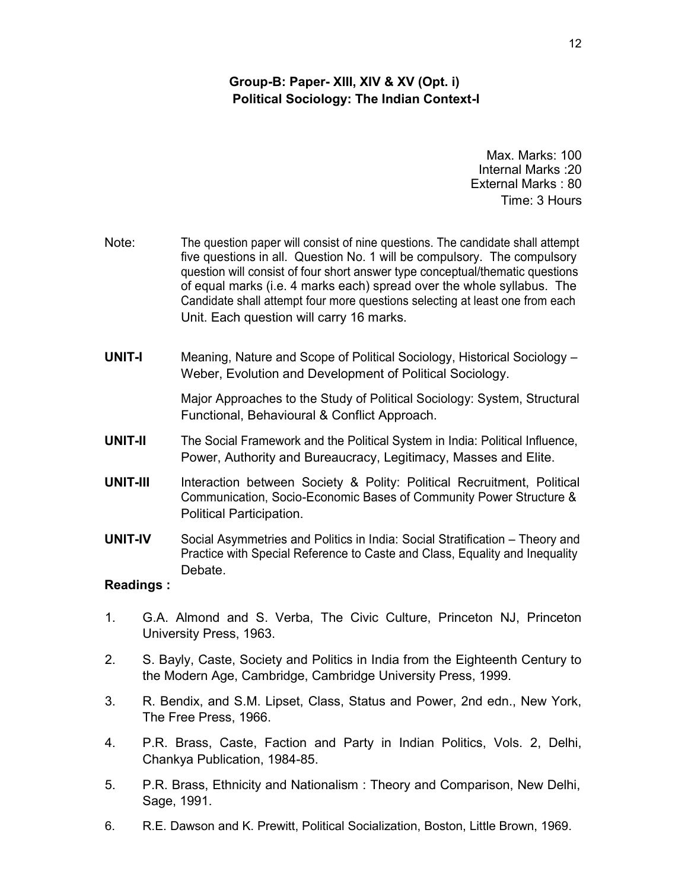## Group-B: Paper- XIII, XIV & XV (Opt. i)
## Political Sociology: The Indian Context-I

Max. Marks: 100
Internal Marks :20
External Marks : 80
Time: 3 Hours

Note: The question paper will consist of nine questions. The candidate shall attempt five questions in all. Question No. 1 will be compulsory. The compulsory question will consist of four short answer type conceptual/thematic questions of equal marks (i.e. 4 marks each) spread over the whole syllabus. The Candidate shall attempt four more questions selecting at least one from each Unit. Each question will carry 16 marks.

**UNIT-I** Meaning, Nature and Scope of Political Sociology, Historical Sociology – Weber, Evolution and Development of Political Sociology.

Major Approaches to the Study of Political Sociology: System, Structural Functional, Behavioural & Conflict Approach.

**UNIT-II** The Social Framework and the Political System in India: Political Influence, Power, Authority and Bureaucracy, Legitimacy, Masses and Elite.

**UNIT-III** Interaction between Society & Polity: Political Recruitment, Political Communication, Socio-Economic Bases of Community Power Structure & Political Participation.

**UNIT-IV** Social Asymmetries and Politics in India: Social Stratification – Theory and Practice with Special Reference to Caste and Class, Equality and Inequality Debate.

**Readings :**

1. G.A. Almond and S. Verba, The Civic Culture, Princeton NJ, Princeton University Press, 1963.
2. S. Bayly, Caste, Society and Politics in India from the Eighteenth Century to the Modern Age, Cambridge, Cambridge University Press, 1999.
3. R. Bendix, and S.M. Lipset, Class, Status and Power, 2nd edn., New York, The Free Press, 1966.
4. P.R. Brass, Caste, Faction and Party in Indian Politics, Vols. 2, Delhi, Chankya Publication, 1984-85.
5. P.R. Brass, Ethnicity and Nationalism : Theory and Comparison, New Delhi, Sage, 1991.
6. R.E. Dawson and K. Prewitt, Political Socialization, Boston, Little Brown, 1969.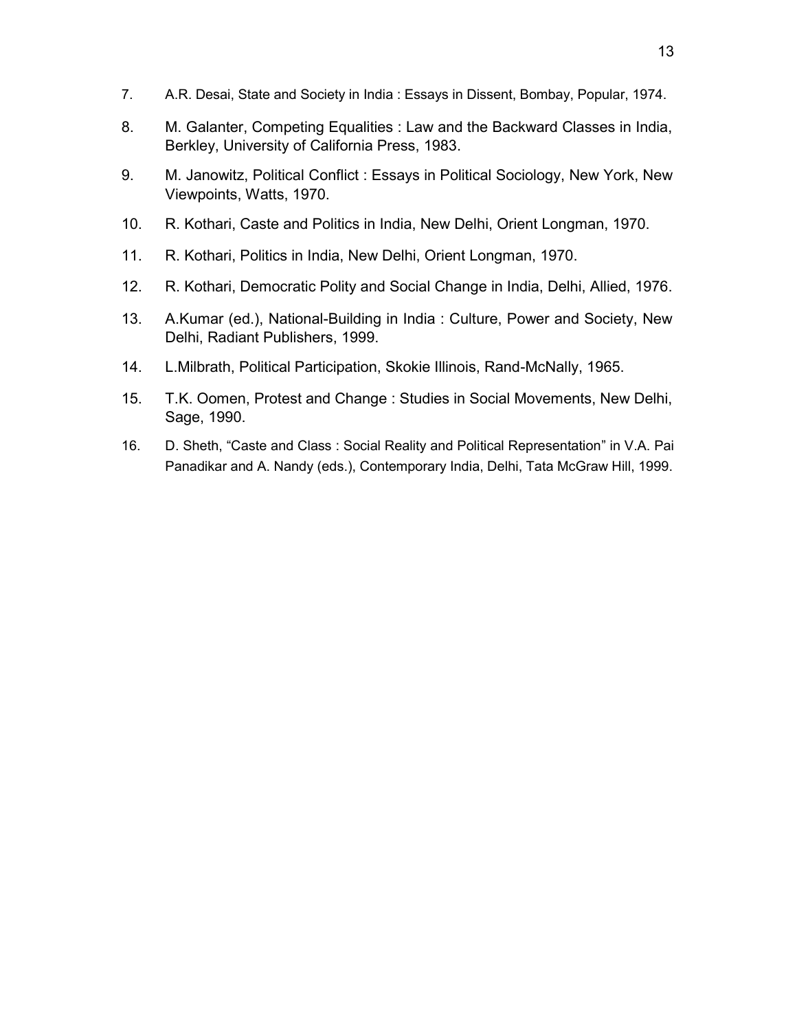7. A.R. Desai, State and Society in India : Essays in Dissent, Bombay, Popular, 1974.
8. M. Galanter, Competing Equalities : Law and the Backward Classes in India, Berkley, University of California Press, 1983.
9. M. Janowitz, Political Conflict : Essays in Political Sociology, New York, New Viewpoints, Watts, 1970.
10. R. Kothari, Caste and Politics in India, New Delhi, Orient Longman, 1970.
11. R. Kothari, Politics in India, New Delhi, Orient Longman, 1970.
12. R. Kothari, Democratic Polity and Social Change in India, Delhi, Allied, 1976.
13. A.Kumar (ed.), National-Building in India : Culture, Power and Society, New Delhi, Radiant Publishers, 1999.
14. L.Milbrath, Political Participation, Skokie Illinois, Rand-McNally, 1965.
15. T.K. Oomen, Protest and Change : Studies in Social Movements, New Delhi, Sage, 1990.
16. D. Sheth, "Caste and Class : Social Reality and Political Representation" in V.A. Pai Panadikar and A. Nandy (eds.), Contemporary India, Delhi, Tata McGraw Hill, 1999.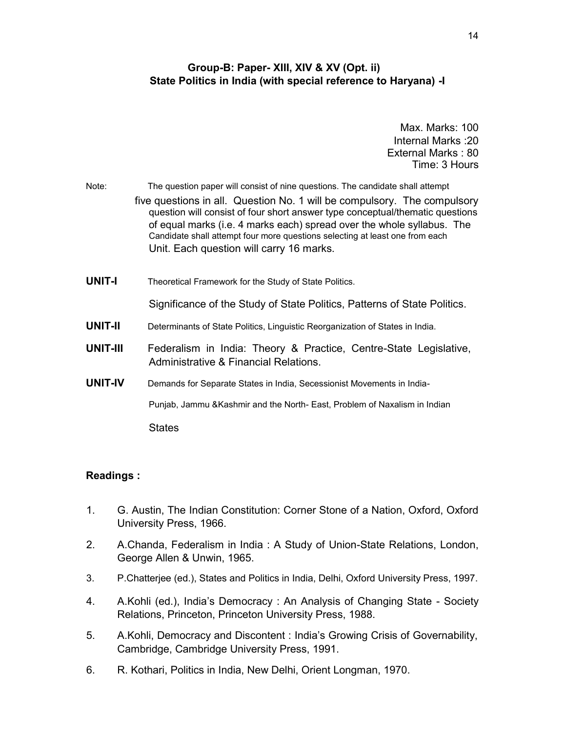## Group-B: Paper- XIII, XIV & XV (Opt. ii)
## State Politics in India (with special reference to Haryana) -I

Max. Marks: 100
Internal Marks :20
External Marks : 80
Time: 3 Hours

Note: The question paper will consist of nine questions. The candidate shall attempt five questions in all. Question No. 1 will be compulsory. The compulsory question will consist of four short answer type conceptual/thematic questions of equal marks (i.e. 4 marks each) spread over the whole syllabus. The Candidate shall attempt four more questions selecting at least one from each Unit. Each question will carry 16 marks.

**UNIT-I** Theoretical Framework for the Study of State Politics.

Significance of the Study of State Politics, Patterns of State Politics.

**UNIT-II** Determinants of State Politics, Linguistic Reorganization of States in India.

**UNIT-III** Federalism in India: Theory & Practice, Centre-State Legislative, Administrative & Financial Relations.

**UNIT-IV** Demands for Separate States in India, Secessionist Movements in India-

Punjab, Jammu &Kashmir and the North- East, Problem of Naxalism in Indian States

### Readings :

1. G. Austin, The Indian Constitution: Corner Stone of a Nation, Oxford, Oxford University Press, 1966.
2. A.Chanda, Federalism in India : A Study of Union-State Relations, London, George Allen & Unwin, 1965.
3. P.Chatterjee (ed.), States and Politics in India, Delhi, Oxford University Press, 1997.
4. A.Kohli (ed.), India's Democracy : An Analysis of Changing State - Society Relations, Princeton, Princeton University Press, 1988.
5. A.Kohli, Democracy and Discontent : India's Growing Crisis of Governability, Cambridge, Cambridge University Press, 1991.
6. R. Kothari, Politics in India, New Delhi, Orient Longman, 1970.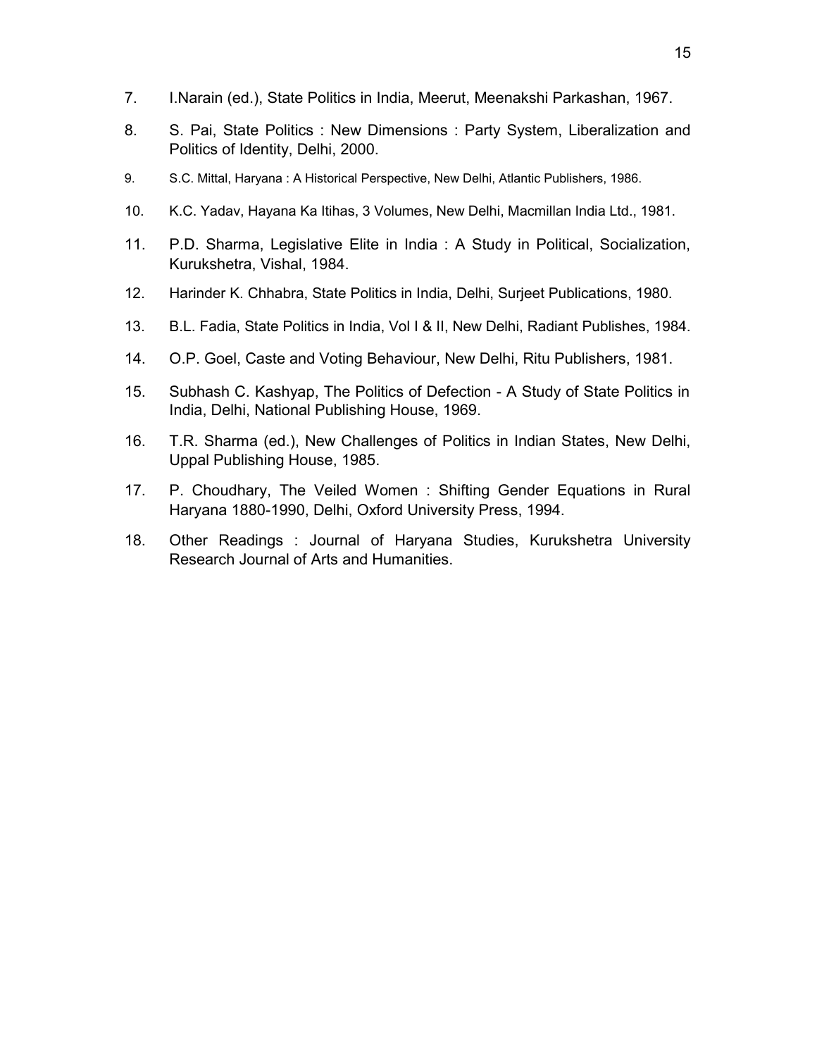7. I.Narain (ed.), State Politics in India, Meerut, Meenakshi Parkashan, 1967.

8. S. Pai, State Politics : New Dimensions : Party System, Liberalization and Politics of Identity, Delhi, 2000.

9. S.C. Mittal, Haryana : A Historical Perspective, New Delhi, Atlantic Publishers, 1986.

10. K.C. Yadav, Hayana Ka Itihas, 3 Volumes, New Delhi, Macmillan India Ltd., 1981.

11. P.D. Sharma, Legislative Elite in India : A Study in Political, Socialization, Kurukshetra, Vishal, 1984.

12. Harinder K. Chhabra, State Politics in India, Delhi, Surjeet Publications, 1980.

13. B.L. Fadia, State Politics in India, Vol I & II, New Delhi, Radiant Publishes, 1984.

14. O.P. Goel, Caste and Voting Behaviour, New Delhi, Ritu Publishers, 1981.

15. Subhash C. Kashyap, The Politics of Defection - A Study of State Politics in India, Delhi, National Publishing House, 1969.

16. T.R. Sharma (ed.), New Challenges of Politics in Indian States, New Delhi, Uppal Publishing House, 1985.

17. P. Choudhary, The Veiled Women : Shifting Gender Equations in Rural Haryana 1880-1990, Delhi, Oxford University Press, 1994.

18. Other Readings : Journal of Haryana Studies, Kurukshetra University Research Journal of Arts and Humanities.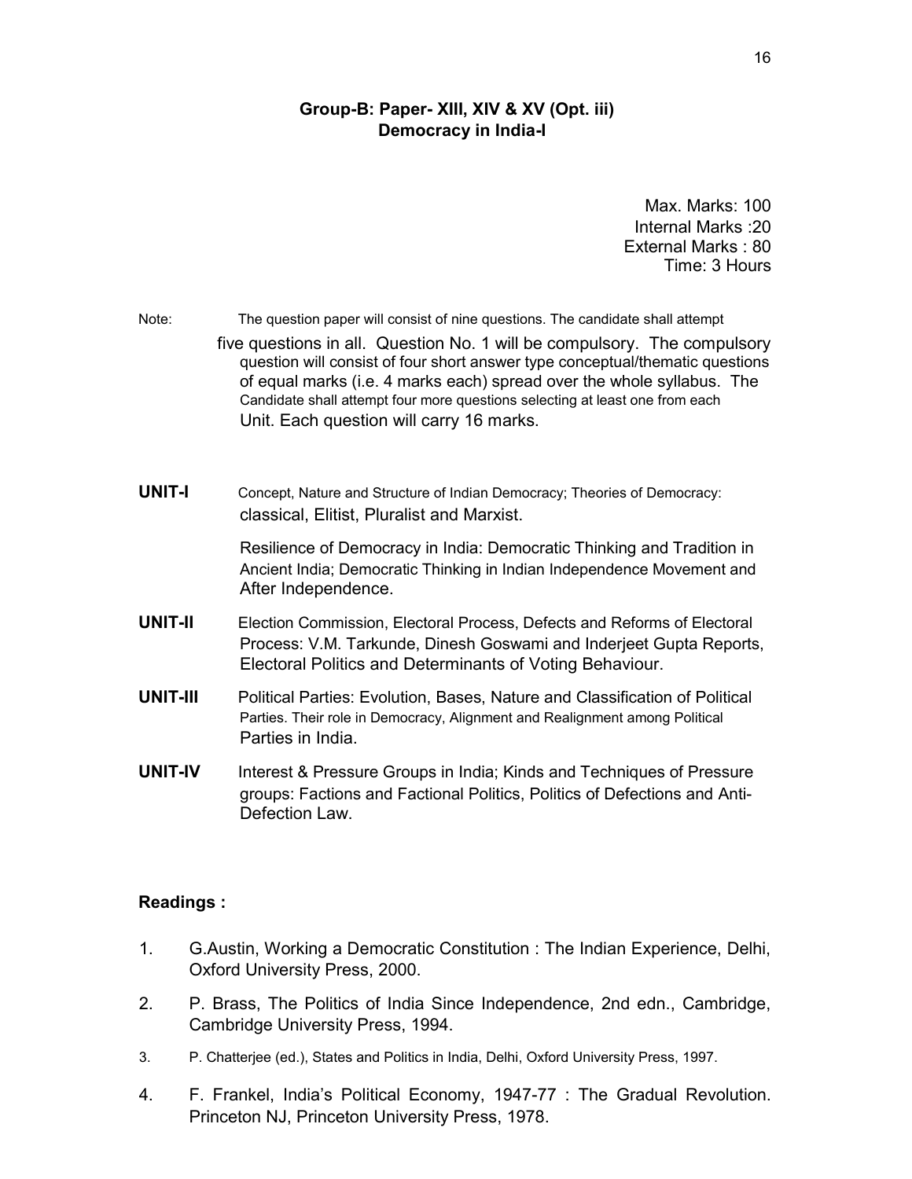## Group-B: Paper- XIII, XIV & XV (Opt. iii)
## Democracy in India-I

Max. Marks: 100
Internal Marks :20
External Marks : 80
Time: 3 Hours

Note: The question paper will consist of nine questions. The candidate shall attempt five questions in all. Question No. 1 will be compulsory. The compulsory question will consist of four short answer type conceptual/thematic questions of equal marks (i.e. 4 marks each) spread over the whole syllabus. The Candidate shall attempt four more questions selecting at least one from each Unit. Each question will carry 16 marks.

**UNIT-I** Concept, Nature and Structure of Indian Democracy; Theories of Democracy: classical, Elitist, Pluralist and Marxist.

Resilience of Democracy in India: Democratic Thinking and Tradition in Ancient India; Democratic Thinking in Indian Independence Movement and After Independence.

**UNIT-II** Election Commission, Electoral Process, Defects and Reforms of Electoral Process: V.M. Tarkunde, Dinesh Goswami and Inderjeet Gupta Reports, Electoral Politics and Determinants of Voting Behaviour.

**UNIT-III** Political Parties: Evolution, Bases, Nature and Classification of Political Parties. Their role in Democracy, Alignment and Realignment among Political Parties in India.

**UNIT-IV** Interest & Pressure Groups in India; Kinds and Techniques of Pressure groups: Factions and Factional Politics, Politics of Defections and Anti-Defection Law.

### Readings :

1. G.Austin, Working a Democratic Constitution : The Indian Experience, Delhi, Oxford University Press, 2000.
2. P. Brass, The Politics of India Since Independence, 2nd edn., Cambridge, Cambridge University Press, 1994.
3. P. Chatterjee (ed.), States and Politics in India, Delhi, Oxford University Press, 1997.
4. F. Frankel, India's Political Economy, 1947-77 : The Gradual Revolution. Princeton NJ, Princeton University Press, 1978.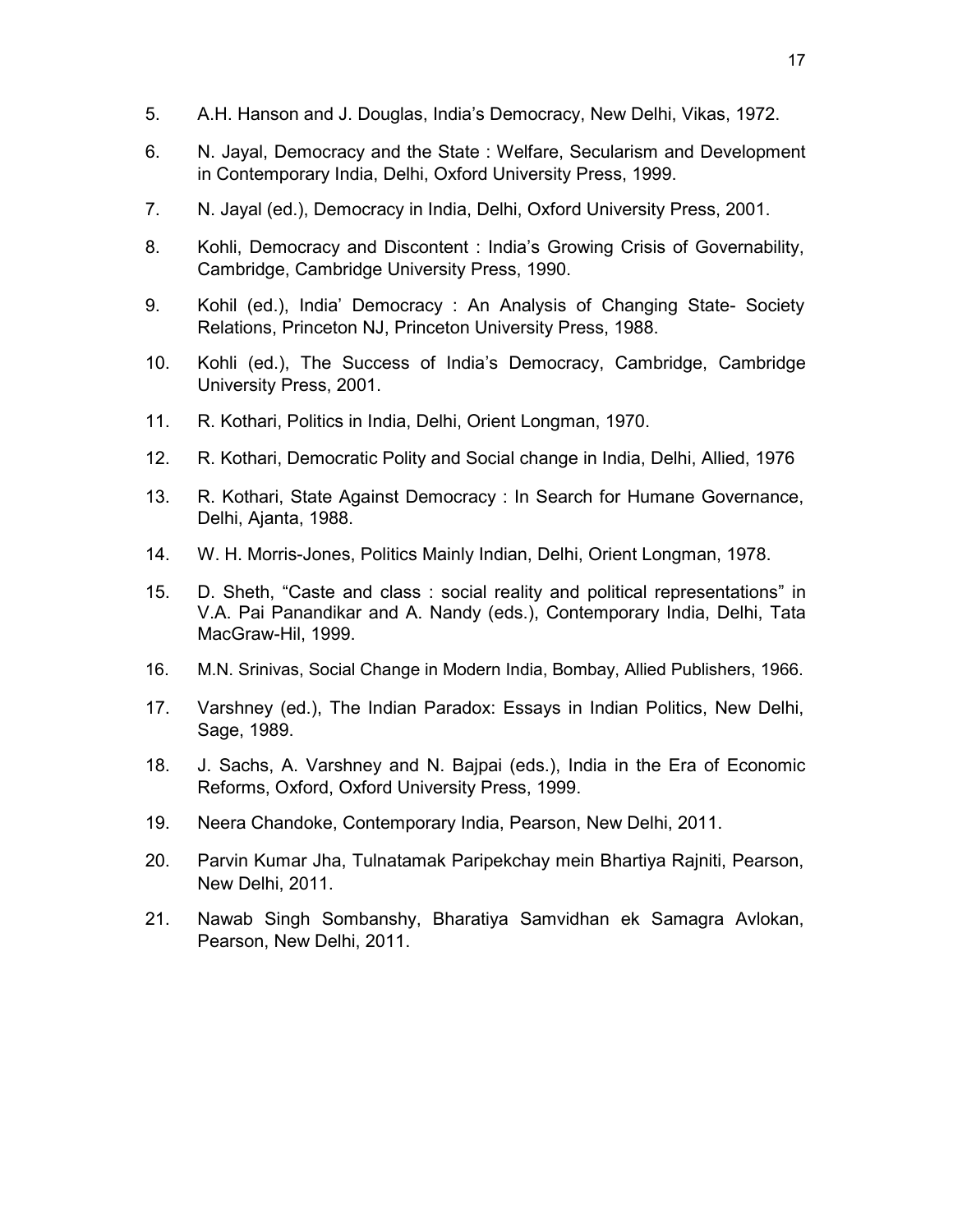5. A.H. Hanson and J. Douglas, India's Democracy, New Delhi, Vikas, 1972.

6. N. Jayal, Democracy and the State : Welfare, Secularism and Development in Contemporary India, Delhi, Oxford University Press, 1999.

7. N. Jayal (ed.), Democracy in India, Delhi, Oxford University Press, 2001.

8. Kohli, Democracy and Discontent : India's Growing Crisis of Governability, Cambridge, Cambridge University Press, 1990.

9. Kohil (ed.), India' Democracy : An Analysis of Changing State- Society Relations, Princeton NJ, Princeton University Press, 1988.

10. Kohli (ed.), The Success of India's Democracy, Cambridge, Cambridge University Press, 2001.

11. R. Kothari, Politics in India, Delhi, Orient Longman, 1970.

12. R. Kothari, Democratic Polity and Social change in India, Delhi, Allied, 1976

13. R. Kothari, State Against Democracy : In Search for Humane Governance, Delhi, Ajanta, 1988.

14. W. H. Morris-Jones, Politics Mainly Indian, Delhi, Orient Longman, 1978.

15. D. Sheth, "Caste and class : social reality and political representations" in V.A. Pai Panandikar and A. Nandy (eds.), Contemporary India, Delhi, Tata MacGraw-Hil, 1999.

16. M.N. Srinivas, Social Change in Modern India, Bombay, Allied Publishers, 1966.

17. Varshney (ed.), The Indian Paradox: Essays in Indian Politics, New Delhi, Sage, 1989.

18. J. Sachs, A. Varshney and N. Bajpai (eds.), India in the Era of Economic Reforms, Oxford, Oxford University Press, 1999.

19. Neera Chandoke, Contemporary India, Pearson, New Delhi, 2011.

20. Parvin Kumar Jha, Tulnatamak Paripekchay mein Bhartiya Rajniti, Pearson, New Delhi, 2011.

21. Nawab Singh Sombanshy, Bharatiya Samvidhan ek Samagra Avlokan, Pearson, New Delhi, 2011.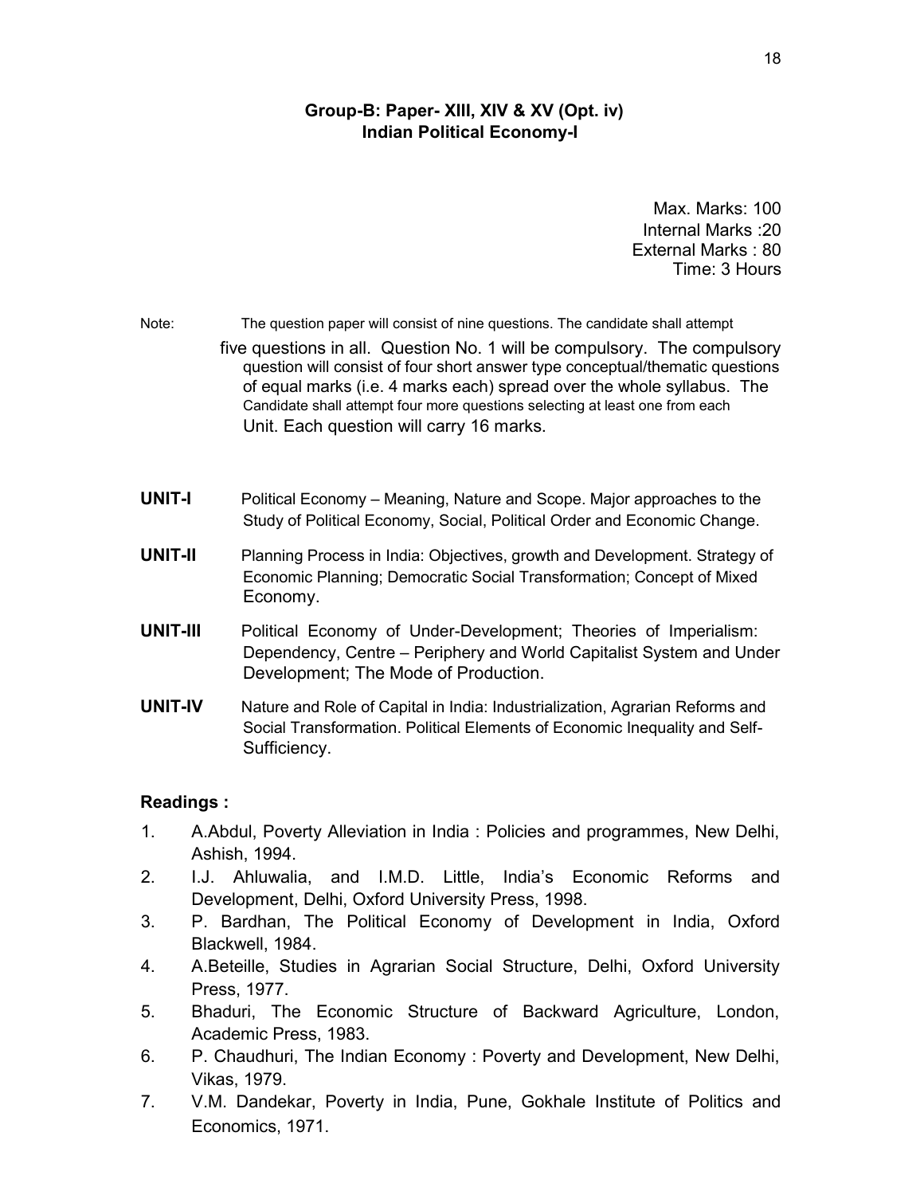## Group-B: Paper- XIII, XIV & XV (Opt. iv)
## Indian Political Economy-I

Max. Marks: 100
Internal Marks :20
External Marks : 80
Time: 3 Hours

Note: The question paper will consist of nine questions. The candidate shall attempt five questions in all. Question No. 1 will be compulsory. The compulsory question will consist of four short answer type conceptual/thematic questions of equal marks (i.e. 4 marks each) spread over the whole syllabus. The Candidate shall attempt four more questions selecting at least one from each Unit. Each question will carry 16 marks.

**UNIT-I** Political Economy – Meaning, Nature and Scope. Major approaches to the Study of Political Economy, Social, Political Order and Economic Change.

**UNIT-II** Planning Process in India: Objectives, growth and Development. Strategy of Economic Planning; Democratic Social Transformation; Concept of Mixed Economy.

**UNIT-III** Political Economy of Under-Development; Theories of Imperialism: Dependency, Centre – Periphery and World Capitalist System and Under Development; The Mode of Production.

**UNIT-IV** Nature and Role of Capital in India: Industrialization, Agrarian Reforms and Social Transformation. Political Elements of Economic Inequality and Self-Sufficiency.

### Readings :

1. A.Abdul, Poverty Alleviation in India : Policies and programmes, New Delhi, Ashish, 1994.
2. I.J. Ahluwalia, and I.M.D. Little, India's Economic Reforms and Development, Delhi, Oxford University Press, 1998.
3. P. Bardhan, The Political Economy of Development in India, Oxford Blackwell, 1984.
4. A.Beteille, Studies in Agrarian Social Structure, Delhi, Oxford University Press, 1977.
5. Bhaduri, The Economic Structure of Backward Agriculture, London, Academic Press, 1983.
6. P. Chaudhuri, The Indian Economy : Poverty and Development, New Delhi, Vikas, 1979.
7. V.M. Dandekar, Poverty in India, Pune, Gokhale Institute of Politics and Economics, 1971.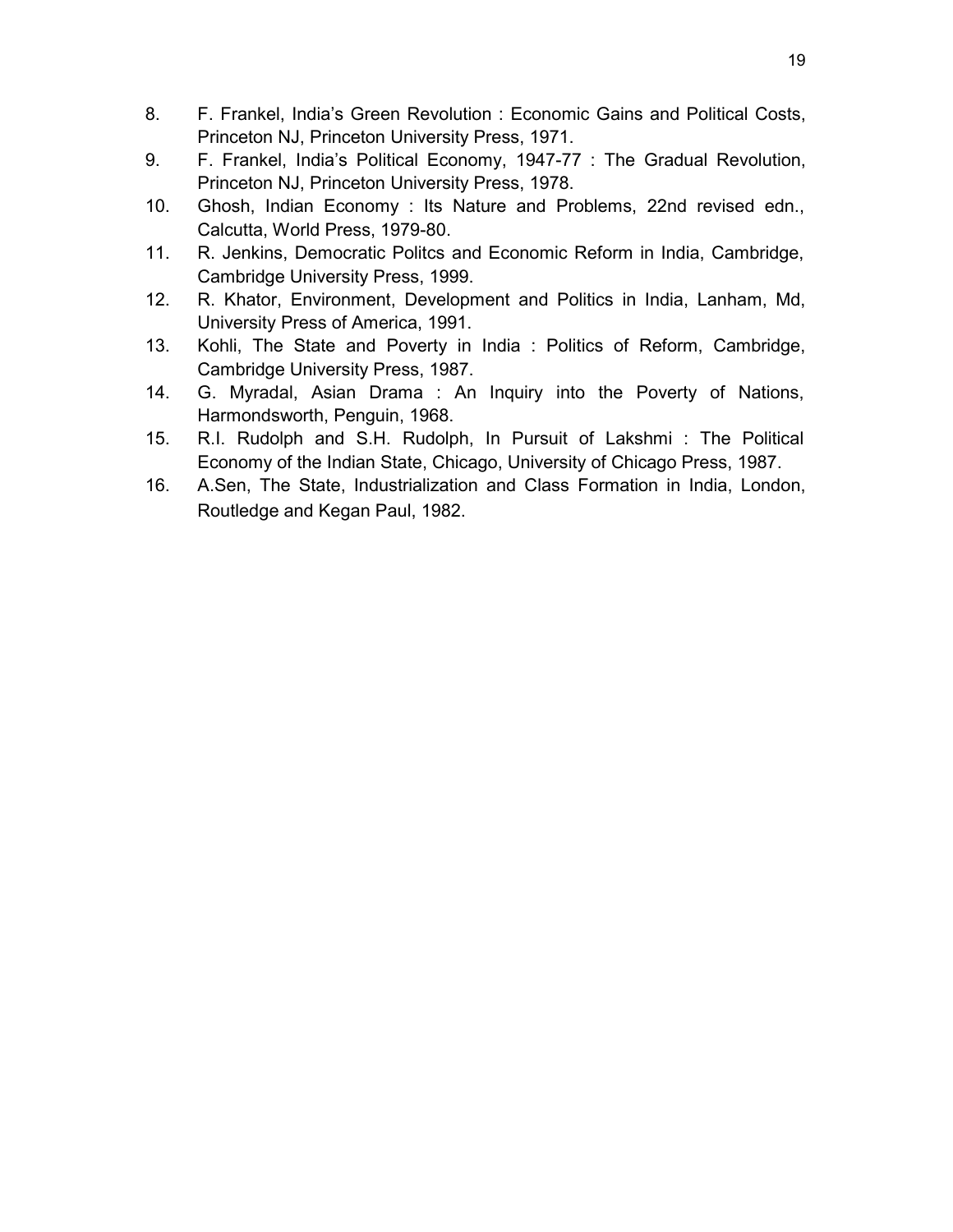8. F. Frankel, India's Green Revolution : Economic Gains and Political Costs, Princeton NJ, Princeton University Press, 1971.
9. F. Frankel, India's Political Economy, 1947-77 : The Gradual Revolution, Princeton NJ, Princeton University Press, 1978.
10. Ghosh, Indian Economy : Its Nature and Problems, 22nd revised edn., Calcutta, World Press, 1979-80.
11. R. Jenkins, Democratic Politcs and Economic Reform in India, Cambridge, Cambridge University Press, 1999.
12. R. Khator, Environment, Development and Politics in India, Lanham, Md, University Press of America, 1991.
13. Kohli, The State and Poverty in India : Politics of Reform, Cambridge, Cambridge University Press, 1987.
14. G. Myradal, Asian Drama : An Inquiry into the Poverty of Nations, Harmondsworth, Penguin, 1968.
15. R.I. Rudolph and S.H. Rudolph, In Pursuit of Lakshmi : The Political Economy of the Indian State, Chicago, University of Chicago Press, 1987.
16. A.Sen, The State, Industrialization and Class Formation in India, London, Routledge and Kegan Paul, 1982.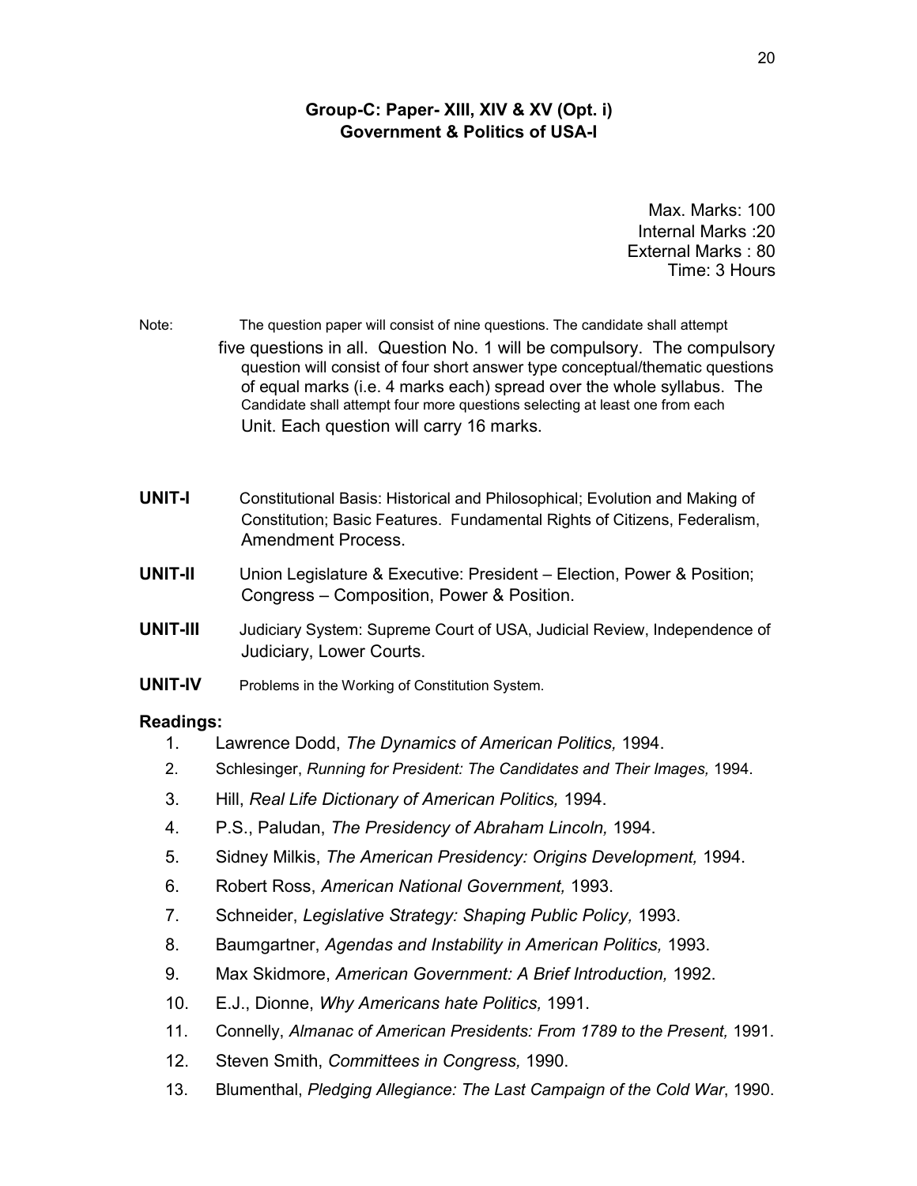## Group-C: Paper- XIII, XIV & XV (Opt. i)
## Government & Politics of USA-I

Max. Marks: 100
Internal Marks :20
External Marks : 80
Time: 3 Hours

Note: The question paper will consist of nine questions. The candidate shall attempt five questions in all. Question No. 1 will be compulsory. The compulsory question will consist of four short answer type conceptual/thematic questions of equal marks (i.e. 4 marks each) spread over the whole syllabus. The Candidate shall attempt four more questions selecting at least one from each Unit. Each question will carry 16 marks.

**UNIT-I** Constitutional Basis: Historical and Philosophical; Evolution and Making of Constitution; Basic Features. Fundamental Rights of Citizens, Federalism, Amendment Process.

**UNIT-II** Union Legislature & Executive: President – Election, Power & Position; Congress – Composition, Power & Position.

**UNIT-III** Judiciary System: Supreme Court of USA, Judicial Review, Independence of Judiciary, Lower Courts.

**UNIT-IV** Problems in the Working of Constitution System.

**Readings:**

1. Lawrence Dodd, *The Dynamics of American Politics,* 1994.
2. Schlesinger, *Running for President: The Candidates and Their Images,* 1994.
3. Hill, *Real Life Dictionary of American Politics,* 1994.
4. P.S., Paludan, *The Presidency of Abraham Lincoln,* 1994.
5. Sidney Milkis, *The American Presidency: Origins Development,* 1994.
6. Robert Ross, *American National Government,* 1993.
7. Schneider, *Legislative Strategy: Shaping Public Policy,* 1993.
8. Baumgartner, *Agendas and Instability in American Politics,* 1993.
9. Max Skidmore, *American Government: A Brief Introduction,* 1992.
10. E.J., Dionne, *Why Americans hate Politics,* 1991.
11. Connelly, *Almanac of American Presidents: From 1789 to the Present,* 1991.
12. Steven Smith, *Committees in Congress,* 1990.
13. Blumenthal, *Pledging Allegiance: The Last Campaign of the Cold War*, 1990.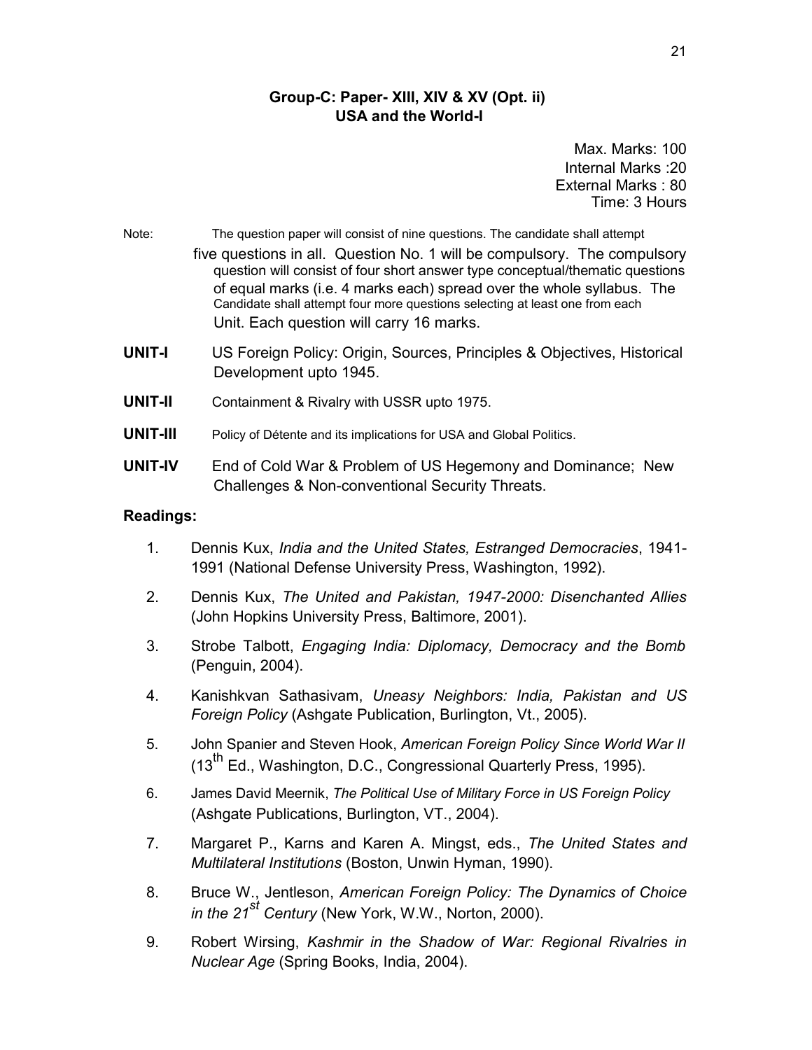## Group-C: Paper- XIII, XIV & XV (Opt. ii)
## USA and the World-I

Max. Marks: 100
Internal Marks :20
External Marks : 80
Time: 3 Hours

Note: The question paper will consist of nine questions. The candidate shall attempt five questions in all. Question No. 1 will be compulsory. The compulsory question will consist of four short answer type conceptual/thematic questions of equal marks (i.e. 4 marks each) spread over the whole syllabus. The Candidate shall attempt four more questions selecting at least one from each Unit. Each question will carry 16 marks.

**UNIT-I** US Foreign Policy: Origin, Sources, Principles & Objectives, Historical Development upto 1945.

**UNIT-II** Containment & Rivalry with USSR upto 1975.

**UNIT-III** Policy of Détente and its implications for USA and Global Politics.

**UNIT-IV** End of Cold War & Problem of US Hegemony and Dominance; New Challenges & Non-conventional Security Threats.

### Readings:

1. Dennis Kux, *India and the United States, Estranged Democracies*, 1941-1991 (National Defense University Press, Washington, 1992).
2. Dennis Kux, *The United and Pakistan, 1947-2000: Disenchanted Allies* (John Hopkins University Press, Baltimore, 2001).
3. Strobe Talbott, *Engaging India: Diplomacy, Democracy and the Bomb* (Penguin, 2004).
4. Kanishkvan Sathasivam, *Uneasy Neighbors: India, Pakistan and US Foreign Policy* (Ashgate Publication, Burlington, Vt., 2005).
5. John Spanier and Steven Hook, *American Foreign Policy Since World War II* (13th Ed., Washington, D.C., Congressional Quarterly Press, 1995).
6. James David Meernik, *The Political Use of Military Force in US Foreign Policy* (Ashgate Publications, Burlington, VT., 2004).
7. Margaret P., Karns and Karen A. Mingst, eds., *The United States and Multilateral Institutions* (Boston, Unwin Hyman, 1990).
8. Bruce W., Jentleson, *American Foreign Policy: The Dynamics of Choice in the 21st Century* (New York, W.W., Norton, 2000).
9. Robert Wirsing, *Kashmir in the Shadow of War: Regional Rivalries in Nuclear Age* (Spring Books, India, 2004).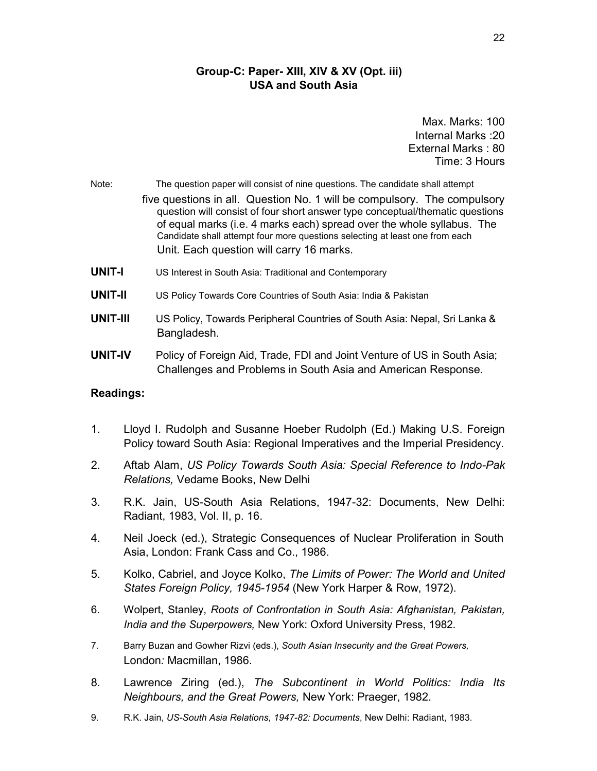## Group-C: Paper- XIII, XIV & XV (Opt. iii)
## USA and South Asia

Max. Marks: 100
Internal Marks :20
External Marks : 80
Time: 3 Hours

Note: The question paper will consist of nine questions. The candidate shall attempt five questions in all. Question No. 1 will be compulsory. The compulsory question will consist of four short answer type conceptual/thematic questions of equal marks (i.e. 4 marks each) spread over the whole syllabus. The Candidate shall attempt four more questions selecting at least one from each Unit. Each question will carry 16 marks.

**UNIT-I** US Interest in South Asia: Traditional and Contemporary

**UNIT-II** US Policy Towards Core Countries of South Asia: India & Pakistan

**UNIT-III** US Policy, Towards Peripheral Countries of South Asia: Nepal, Sri Lanka & Bangladesh.

**UNIT-IV** Policy of Foreign Aid, Trade, FDI and Joint Venture of US in South Asia; Challenges and Problems in South Asia and American Response.

### Readings:

1. Lloyd I. Rudolph and Susanne Hoeber Rudolph (Ed.) Making U.S. Foreign Policy toward South Asia: Regional Imperatives and the Imperial Presidency.
2. Aftab Alam, *US Policy Towards South Asia: Special Reference to Indo-Pak Relations,* Vedame Books, New Delhi
3. R.K. Jain, US-South Asia Relations, 1947-32: Documents, New Delhi: Radiant, 1983, Vol. II, p. 16.
4. Neil Joeck (ed.), Strategic Consequences of Nuclear Proliferation in South Asia, London: Frank Cass and Co., 1986.
5. Kolko, Cabriel, and Joyce Kolko, *The Limits of Power: The World and United States Foreign Policy, 1945-1954* (New York Harper & Row, 1972).
6. Wolpert, Stanley, *Roots of Confrontation in South Asia: Afghanistan, Pakistan, India and the Superpowers,* New York: Oxford University Press, 1982.
7. Barry Buzan and Gowher Rizvi (eds.), *South Asian Insecurity and the Great Powers,* London*:* Macmillan, 1986.
8. Lawrence Ziring (ed.), *The Subcontinent in World Politics: India Its Neighbours, and the Great Powers,* New York: Praeger, 1982.
9. R.K. Jain, *US-South Asia Relations, 1947-82: Documents*, New Delhi: Radiant, 1983.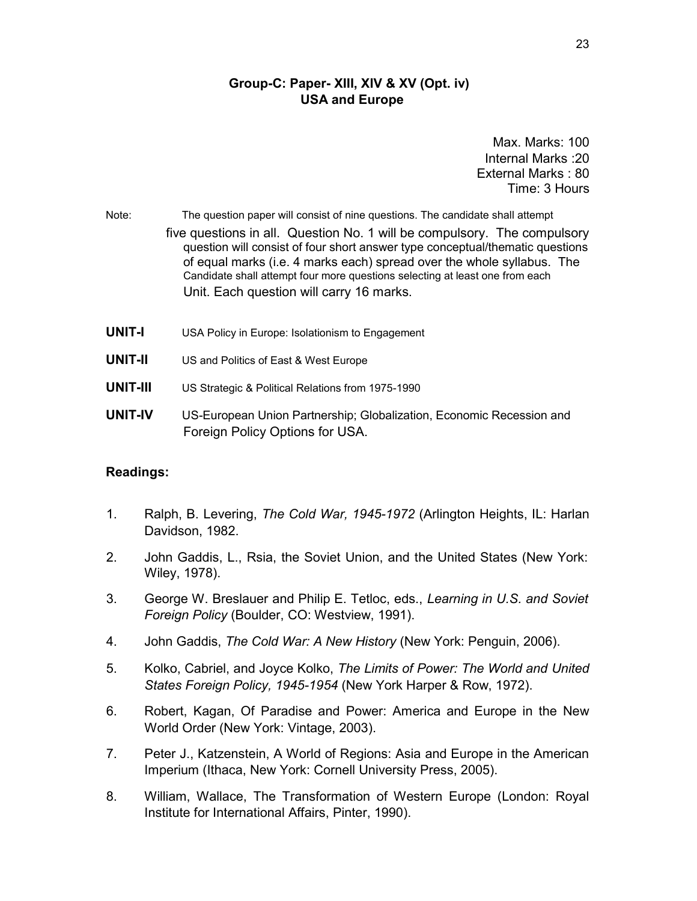## Group-C: Paper- XIII, XIV & XV (Opt. iv)
## USA and Europe

Max. Marks: 100
Internal Marks :20
External Marks : 80
Time: 3 Hours

Note: The question paper will consist of nine questions. The candidate shall attempt five questions in all. Question No. 1 will be compulsory. The compulsory question will consist of four short answer type conceptual/thematic questions of equal marks (i.e. 4 marks each) spread over the whole syllabus. The Candidate shall attempt four more questions selecting at least one from each Unit. Each question will carry 16 marks.

**UNIT-I** USA Policy in Europe: Isolationism to Engagement

**UNIT-II** US and Politics of East & West Europe

**UNIT-III** US Strategic & Political Relations from 1975-1990

**UNIT-IV** US-European Union Partnership; Globalization, Economic Recession and Foreign Policy Options for USA.

**Readings:**

1. Ralph, B. Levering, *The Cold War, 1945-1972* (Arlington Heights, IL: Harlan Davidson, 1982.
2. John Gaddis, L., Rsia, the Soviet Union, and the United States (New York: Wiley, 1978).
3. George W. Breslauer and Philip E. Tetloc, eds., *Learning in U.S. and Soviet Foreign Policy* (Boulder, CO: Westview, 1991).
4. John Gaddis, *The Cold War: A New History* (New York: Penguin, 2006).
5. Kolko, Cabriel, and Joyce Kolko, *The Limits of Power: The World and United States Foreign Policy, 1945-1954* (New York Harper & Row, 1972).
6. Robert, Kagan, Of Paradise and Power: America and Europe in the New World Order (New York: Vintage, 2003).
7. Peter J., Katzenstein, A World of Regions: Asia and Europe in the American Imperium (Ithaca, New York: Cornell University Press, 2005).
8. William, Wallace, The Transformation of Western Europe (London: Royal Institute for International Affairs, Pinter, 1990).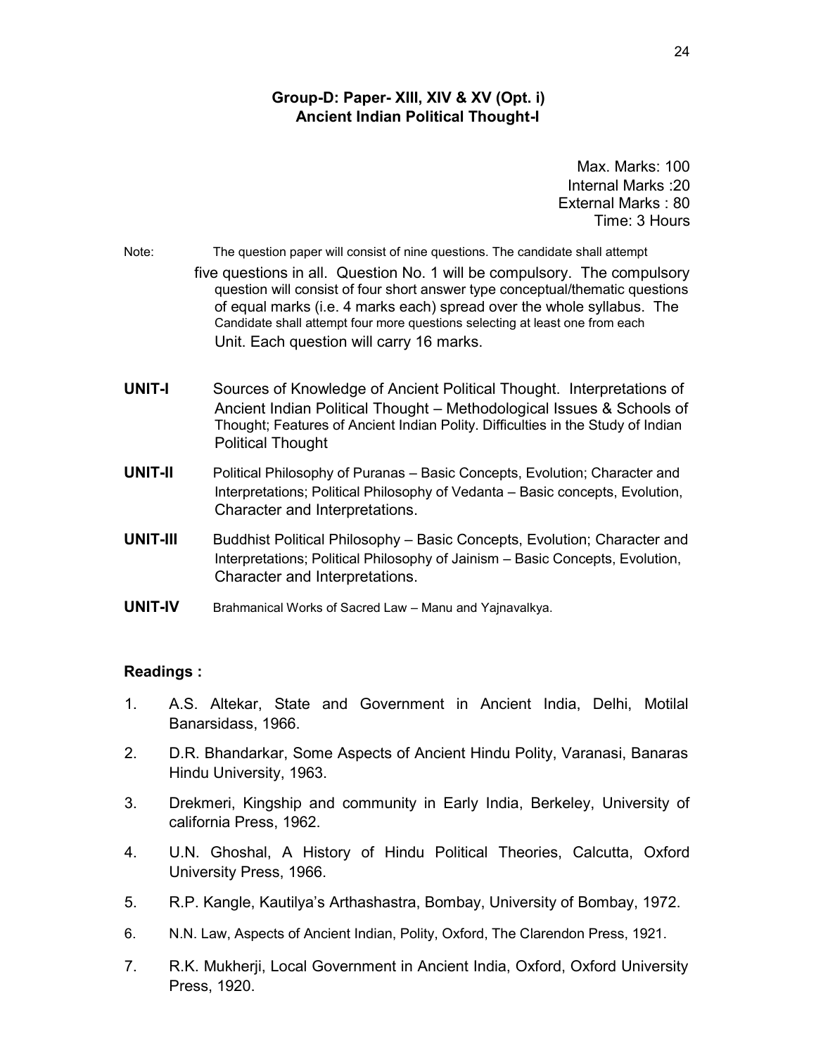## Group-D: Paper- XIII, XIV & XV (Opt. i)
## Ancient Indian Political Thought-I

Max. Marks: 100
Internal Marks :20
External Marks : 80
Time: 3 Hours

Note: The question paper will consist of nine questions. The candidate shall attempt five questions in all. Question No. 1 will be compulsory. The compulsory question will consist of four short answer type conceptual/thematic questions of equal marks (i.e. 4 marks each) spread over the whole syllabus. The Candidate shall attempt four more questions selecting at least one from each Unit. Each question will carry 16 marks.

**UNIT-I** Sources of Knowledge of Ancient Political Thought. Interpretations of Ancient Indian Political Thought – Methodological Issues & Schools of Thought; Features of Ancient Indian Polity. Difficulties in the Study of Indian Political Thought

**UNIT-II** Political Philosophy of Puranas – Basic Concepts, Evolution; Character and Interpretations; Political Philosophy of Vedanta – Basic concepts, Evolution, Character and Interpretations.

**UNIT-III** Buddhist Political Philosophy – Basic Concepts, Evolution; Character and Interpretations; Political Philosophy of Jainism – Basic Concepts, Evolution, Character and Interpretations.

**UNIT-IV** Brahmanical Works of Sacred Law – Manu and Yajnavalkya.

**Readings :**

1. A.S. Altekar, State and Government in Ancient India, Delhi, Motilal Banarsidass, 1966.
2. D.R. Bhandarkar, Some Aspects of Ancient Hindu Polity, Varanasi, Banaras Hindu University, 1963.
3. Drekmeri, Kingship and community in Early India, Berkeley, University of california Press, 1962.
4. U.N. Ghoshal, A History of Hindu Political Theories, Calcutta, Oxford University Press, 1966.
5. R.P. Kangle, Kautilya's Arthashastra, Bombay, University of Bombay, 1972.
6. N.N. Law, Aspects of Ancient Indian, Polity, Oxford, The Clarendon Press, 1921.
7. R.K. Mukherji, Local Government in Ancient India, Oxford, Oxford University Press, 1920.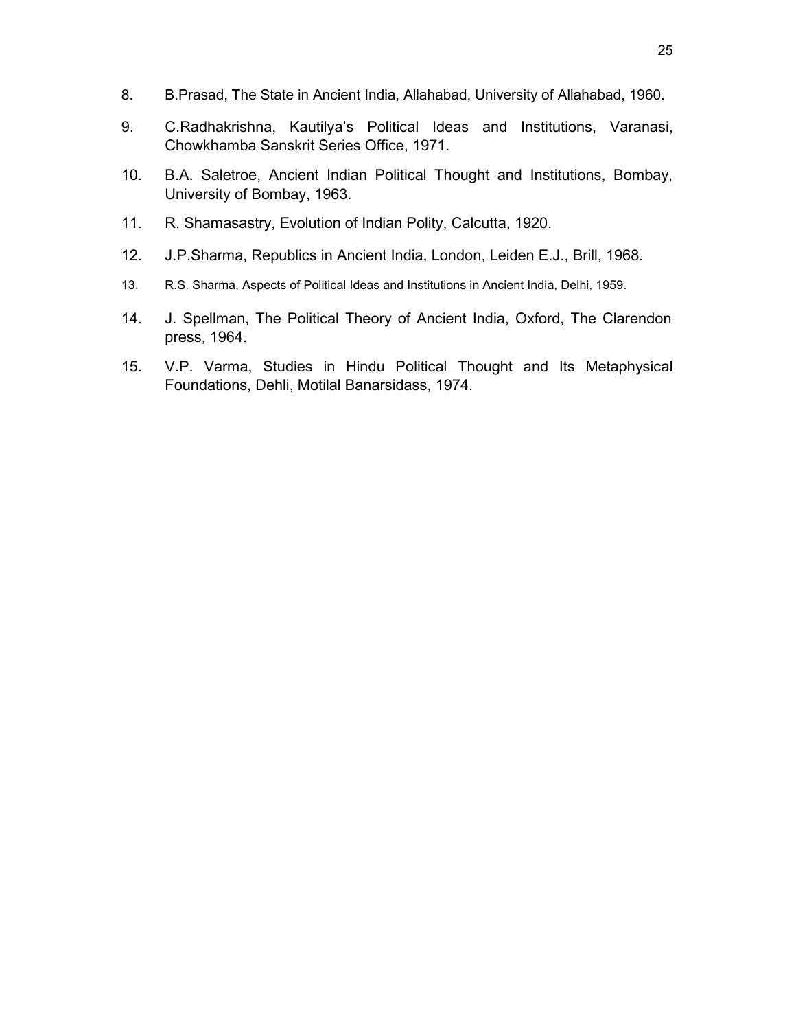8. B.Prasad, The State in Ancient India, Allahabad, University of Allahabad, 1960.

9. C.Radhakrishna, Kautilya's Political Ideas and Institutions, Varanasi, Chowkhamba Sanskrit Series Office, 1971.

10. B.A. Saletroe, Ancient Indian Political Thought and Institutions, Bombay, University of Bombay, 1963.

11. R. Shamasastry, Evolution of Indian Polity, Calcutta, 1920.

12. J.P.Sharma, Republics in Ancient India, London, Leiden E.J., Brill, 1968.

13. R.S. Sharma, Aspects of Political Ideas and Institutions in Ancient India, Delhi, 1959.

14. J. Spellman, The Political Theory of Ancient India, Oxford, The Clarendon press, 1964.

15. V.P. Varma, Studies in Hindu Political Thought and Its Metaphysical Foundations, Dehli, Motilal Banarsidass, 1974.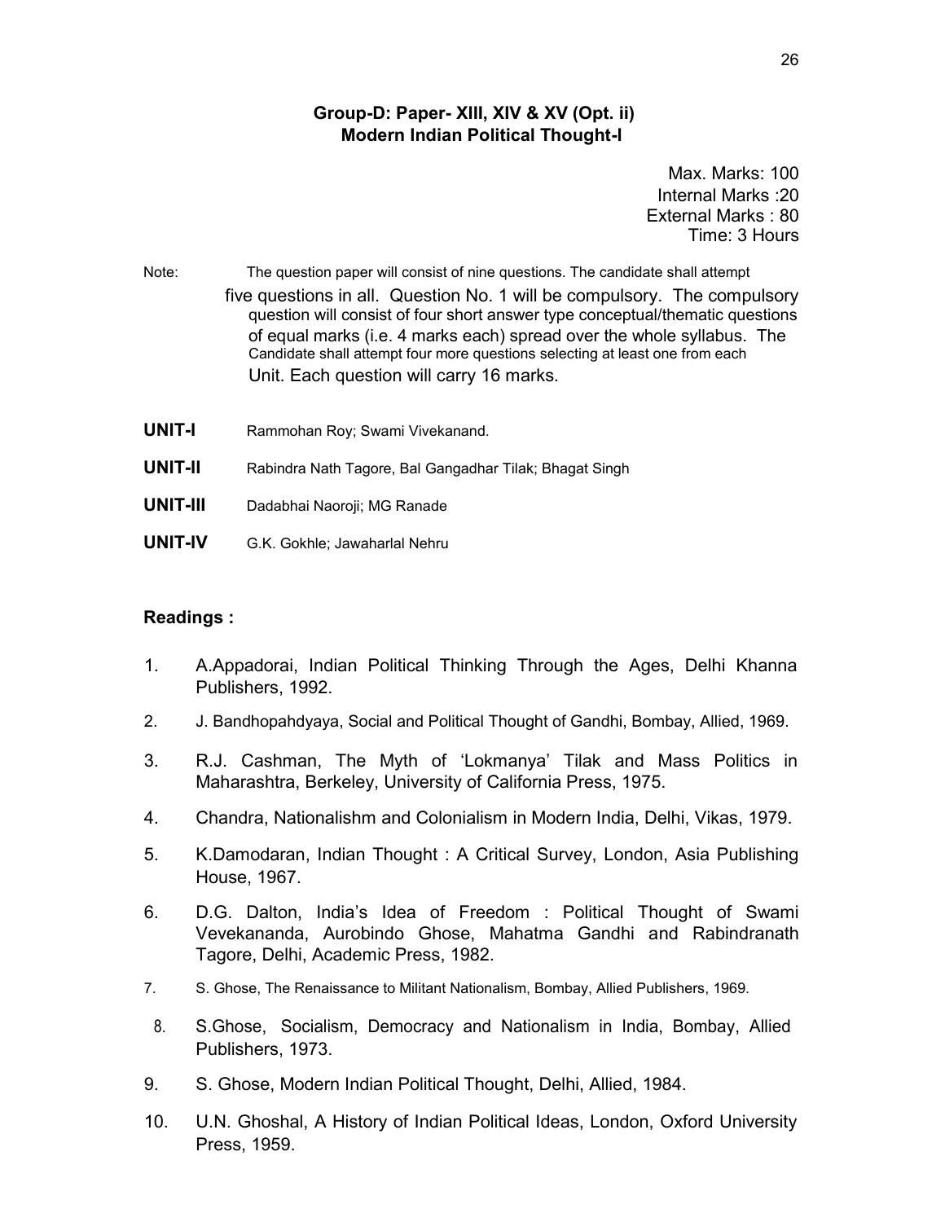## Group-D: Paper- XIII, XIV & XV (Opt. ii)
## Modern Indian Political Thought-I

Max. Marks: 100
Internal Marks :20
External Marks : 80
Time: 3 Hours

Note: The question paper will consist of nine questions. The candidate shall attempt five questions in all. Question No. 1 will be compulsory. The compulsory question will consist of four short answer type conceptual/thematic questions of equal marks (i.e. 4 marks each) spread over the whole syllabus. The Candidate shall attempt four more questions selecting at least one from each Unit. Each question will carry 16 marks.

**UNIT-I** Rammohan Roy; Swami Vivekanand.

**UNIT-II** Rabindra Nath Tagore, Bal Gangadhar Tilak; Bhagat Singh

**UNIT-III** Dadabhai Naoroji; MG Ranade

**UNIT-IV** G.K. Gokhle; Jawaharlal Nehru

### Readings :

1. A.Appadorai, Indian Political Thinking Through the Ages, Delhi Khanna Publishers, 1992.
2. J. Bandhopahdyaya, Social and Political Thought of Gandhi, Bombay, Allied, 1969.
3. R.J. Cashman, The Myth of 'Lokmanya' Tilak and Mass Politics in Maharashtra, Berkeley, University of California Press, 1975.
4. Chandra, Nationalishm and Colonialism in Modern India, Delhi, Vikas, 1979.
5. K.Damodaran, Indian Thought : A Critical Survey, London, Asia Publishing House, 1967.
6. D.G. Dalton, India's Idea of Freedom : Political Thought of Swami Vevekananda, Aurobindo Ghose, Mahatma Gandhi and Rabindranath Tagore, Delhi, Academic Press, 1982.
7. S. Ghose, The Renaissance to Militant Nationalism, Bombay, Allied Publishers, 1969.
8. S.Ghose, Socialism, Democracy and Nationalism in India, Bombay, Allied Publishers, 1973.
9. S. Ghose, Modern Indian Political Thought, Delhi, Allied, 1984.
10. U.N. Ghoshal, A History of Indian Political Ideas, London, Oxford University Press, 1959.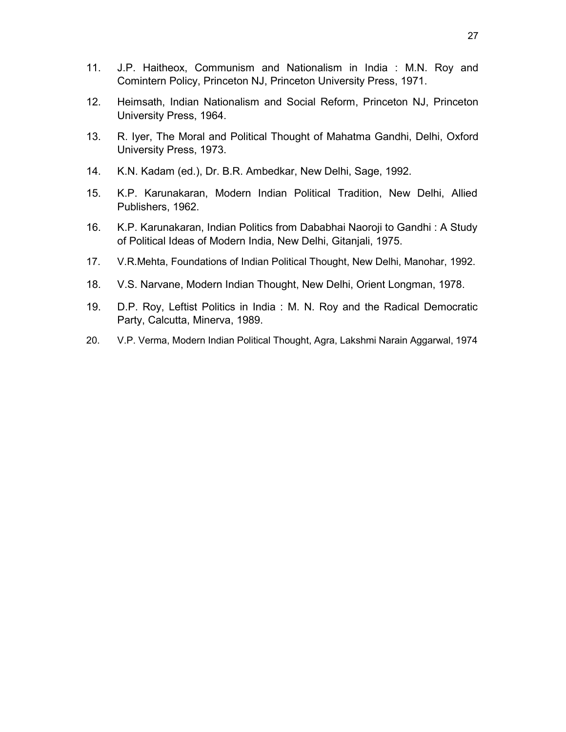11. J.P. Haitheox, Communism and Nationalism in India : M.N. Roy and Comintern Policy, Princeton NJ, Princeton University Press, 1971.

12. Heimsath, Indian Nationalism and Social Reform, Princeton NJ, Princeton University Press, 1964.

13. R. Iyer, The Moral and Political Thought of Mahatma Gandhi, Delhi, Oxford University Press, 1973.

14. K.N. Kadam (ed.), Dr. B.R. Ambedkar, New Delhi, Sage, 1992.

15. K.P. Karunakaran, Modern Indian Political Tradition, New Delhi, Allied Publishers, 1962.

16. K.P. Karunakaran, Indian Politics from Dababhai Naoroji to Gandhi : A Study of Political Ideas of Modern India, New Delhi, Gitanjali, 1975.

17. V.R.Mehta, Foundations of Indian Political Thought, New Delhi, Manohar, 1992.

18. V.S. Narvane, Modern Indian Thought, New Delhi, Orient Longman, 1978.

19. D.P. Roy, Leftist Politics in India : M. N. Roy and the Radical Democratic Party, Calcutta, Minerva, 1989.

20. V.P. Verma, Modern Indian Political Thought, Agra, Lakshmi Narain Aggarwal, 1974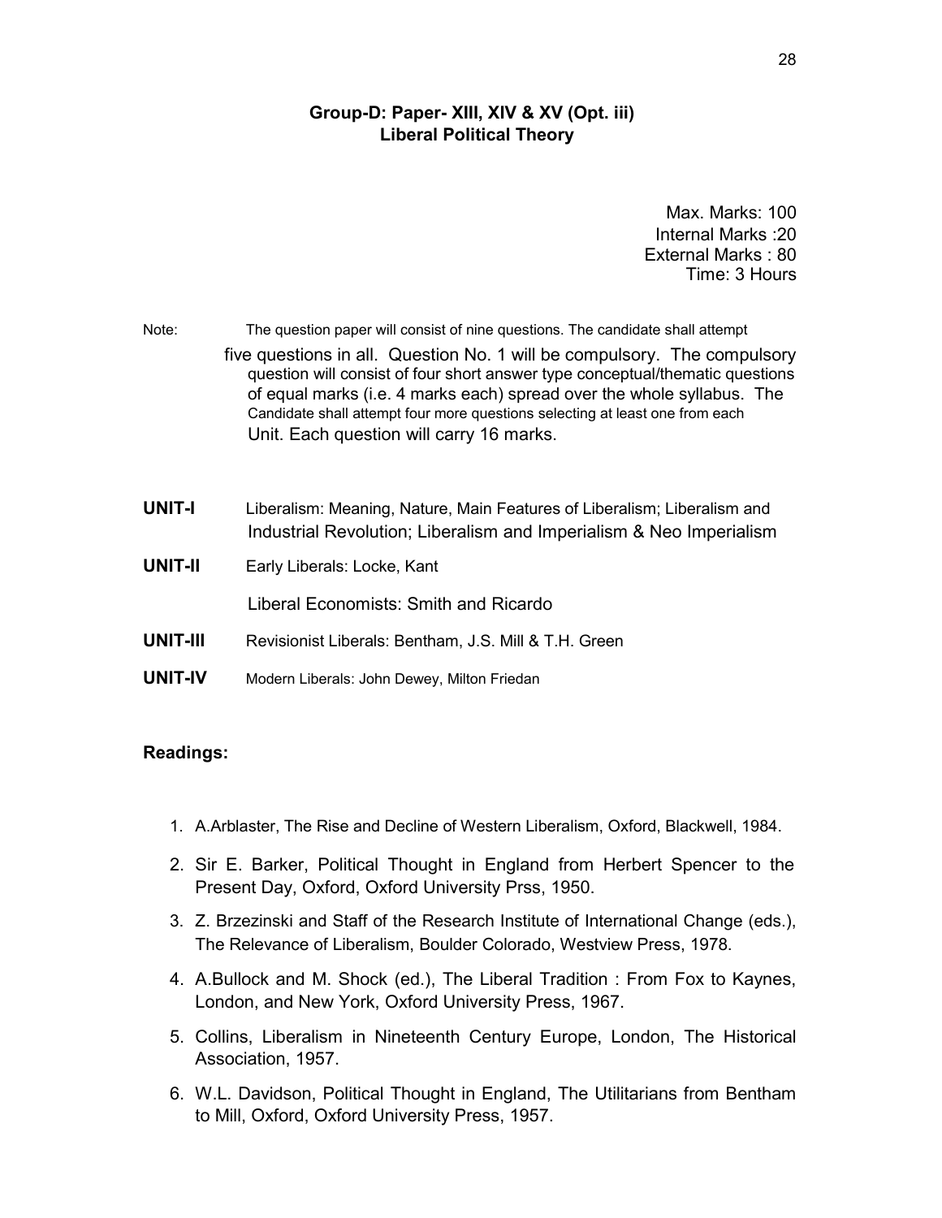## Group-D: Paper- XIII, XIV & XV (Opt. iii)
## Liberal Political Theory

Max. Marks: 100
Internal Marks :20
External Marks : 80
Time: 3 Hours

Note: The question paper will consist of nine questions. The candidate shall attempt five questions in all. Question No. 1 will be compulsory. The compulsory question will consist of four short answer type conceptual/thematic questions of equal marks (i.e. 4 marks each) spread over the whole syllabus. The Candidate shall attempt four more questions selecting at least one from each Unit. Each question will carry 16 marks.

**UNIT-I** Liberalism: Meaning, Nature, Main Features of Liberalism; Liberalism and Industrial Revolution; Liberalism and Imperialism & Neo Imperialism

**UNIT-II** Early Liberals: Locke, Kant

Liberal Economists: Smith and Ricardo

**UNIT-III** Revisionist Liberals: Bentham, J.S. Mill & T.H. Green

**UNIT-IV** Modern Liberals: John Dewey, Milton Friedan

**Readings:**

1. A.Arblaster, The Rise and Decline of Western Liberalism, Oxford, Blackwell, 1984.
2. Sir E. Barker, Political Thought in England from Herbert Spencer to the Present Day, Oxford, Oxford University Prss, 1950.
3. Z. Brzezinski and Staff of the Research Institute of International Change (eds.), The Relevance of Liberalism, Boulder Colorado, Westview Press, 1978.
4. A.Bullock and M. Shock (ed.), The Liberal Tradition : From Fox to Kaynes, London, and New York, Oxford University Press, 1967.
5. Collins, Liberalism in Nineteenth Century Europe, London, The Historical Association, 1957.
6. W.L. Davidson, Political Thought in England, The Utilitarians from Bentham to Mill, Oxford, Oxford University Press, 1957.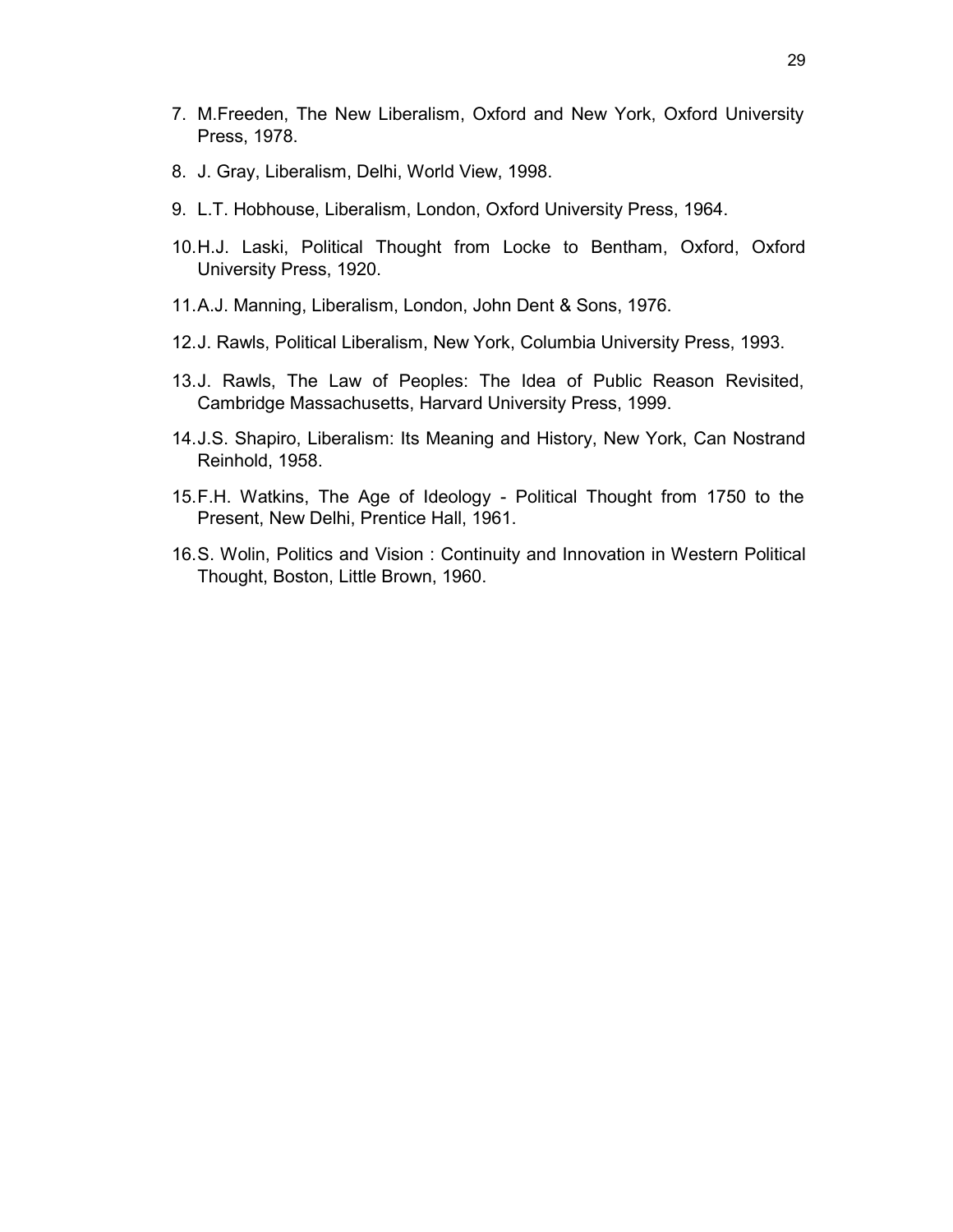7. M.Freeden, The New Liberalism, Oxford and New York, Oxford University Press, 1978.
8. J. Gray, Liberalism, Delhi, World View, 1998.
9. L.T. Hobhouse, Liberalism, London, Oxford University Press, 1964.
10. H.J. Laski, Political Thought from Locke to Bentham, Oxford, Oxford University Press, 1920.
11. A.J. Manning, Liberalism, London, John Dent & Sons, 1976.
12. J. Rawls, Political Liberalism, New York, Columbia University Press, 1993.
13. J. Rawls, The Law of Peoples: The Idea of Public Reason Revisited, Cambridge Massachusetts, Harvard University Press, 1999.
14. J.S. Shapiro, Liberalism: Its Meaning and History, New York, Can Nostrand Reinhold, 1958.
15. F.H. Watkins, The Age of Ideology - Political Thought from 1750 to the Present, New Delhi, Prentice Hall, 1961.
16. S. Wolin, Politics and Vision : Continuity and Innovation in Western Political Thought, Boston, Little Brown, 1960.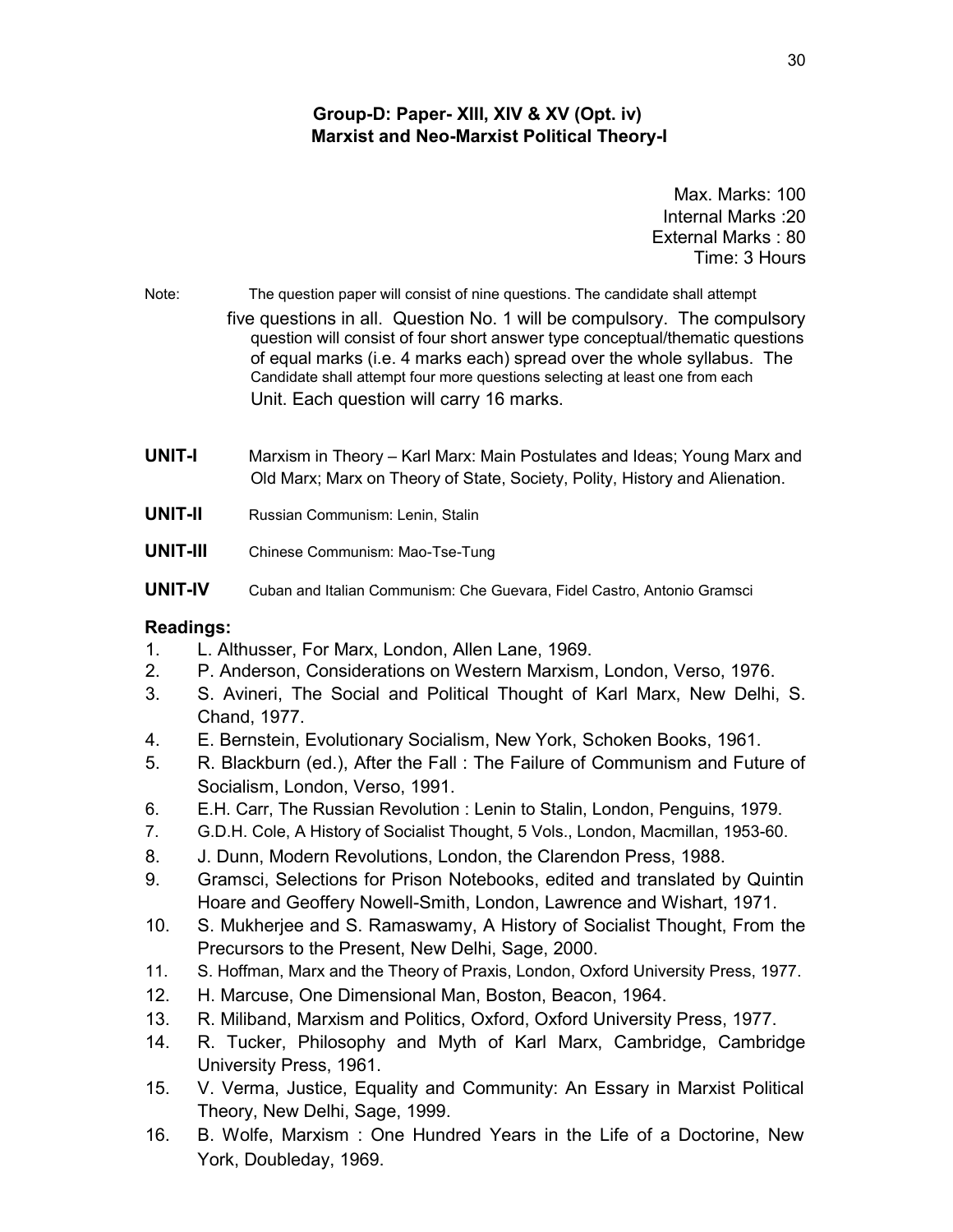## Group-D: Paper- XIII, XIV & XV (Opt. iv)
## Marxist and Neo-Marxist Political Theory-I

Max. Marks: 100
Internal Marks :20
External Marks : 80
Time: 3 Hours

Note: The question paper will consist of nine questions. The candidate shall attempt five questions in all. Question No. 1 will be compulsory. The compulsory question will consist of four short answer type conceptual/thematic questions of equal marks (i.e. 4 marks each) spread over the whole syllabus. The Candidate shall attempt four more questions selecting at least one from each Unit. Each question will carry 16 marks.

**UNIT-I** Marxism in Theory – Karl Marx: Main Postulates and Ideas; Young Marx and Old Marx; Marx on Theory of State, Society, Polity, History and Alienation.

**UNIT-II** Russian Communism: Lenin, Stalin

**UNIT-III** Chinese Communism: Mao-Tse-Tung

**UNIT-IV** Cuban and Italian Communism: Che Guevara, Fidel Castro, Antonio Gramsci

### Readings:

1. L. Althusser, For Marx, London, Allen Lane, 1969.
2. P. Anderson, Considerations on Western Marxism, London, Verso, 1976.
3. S. Avineri, The Social and Political Thought of Karl Marx, New Delhi, S. Chand, 1977.
4. E. Bernstein, Evolutionary Socialism, New York, Schoken Books, 1961.
5. R. Blackburn (ed.), After the Fall : The Failure of Communism and Future of Socialism, London, Verso, 1991.
6. E.H. Carr, The Russian Revolution : Lenin to Stalin, London, Penguins, 1979.
7. G.D.H. Cole, A History of Socialist Thought, 5 Vols., London, Macmillan, 1953-60.
8. J. Dunn, Modern Revolutions, London, the Clarendon Press, 1988.
9. Gramsci, Selections for Prison Notebooks, edited and translated by Quintin Hoare and Geoffery Nowell-Smith, London, Lawrence and Wishart, 1971.
10. S. Mukherjee and S. Ramaswamy, A History of Socialist Thought, From the Precursors to the Present, New Delhi, Sage, 2000.
11. S. Hoffman, Marx and the Theory of Praxis, London, Oxford University Press, 1977.
12. H. Marcuse, One Dimensional Man, Boston, Beacon, 1964.
13. R. Miliband, Marxism and Politics, Oxford, Oxford University Press, 1977.
14. R. Tucker, Philosophy and Myth of Karl Marx, Cambridge, Cambridge University Press, 1961.
15. V. Verma, Justice, Equality and Community: An Essay in Marxist Political Theory, New Delhi, Sage, 1999.
16. B. Wolfe, Marxism : One Hundred Years in the Life of a Doctorine, New York, Doubleday, 1969.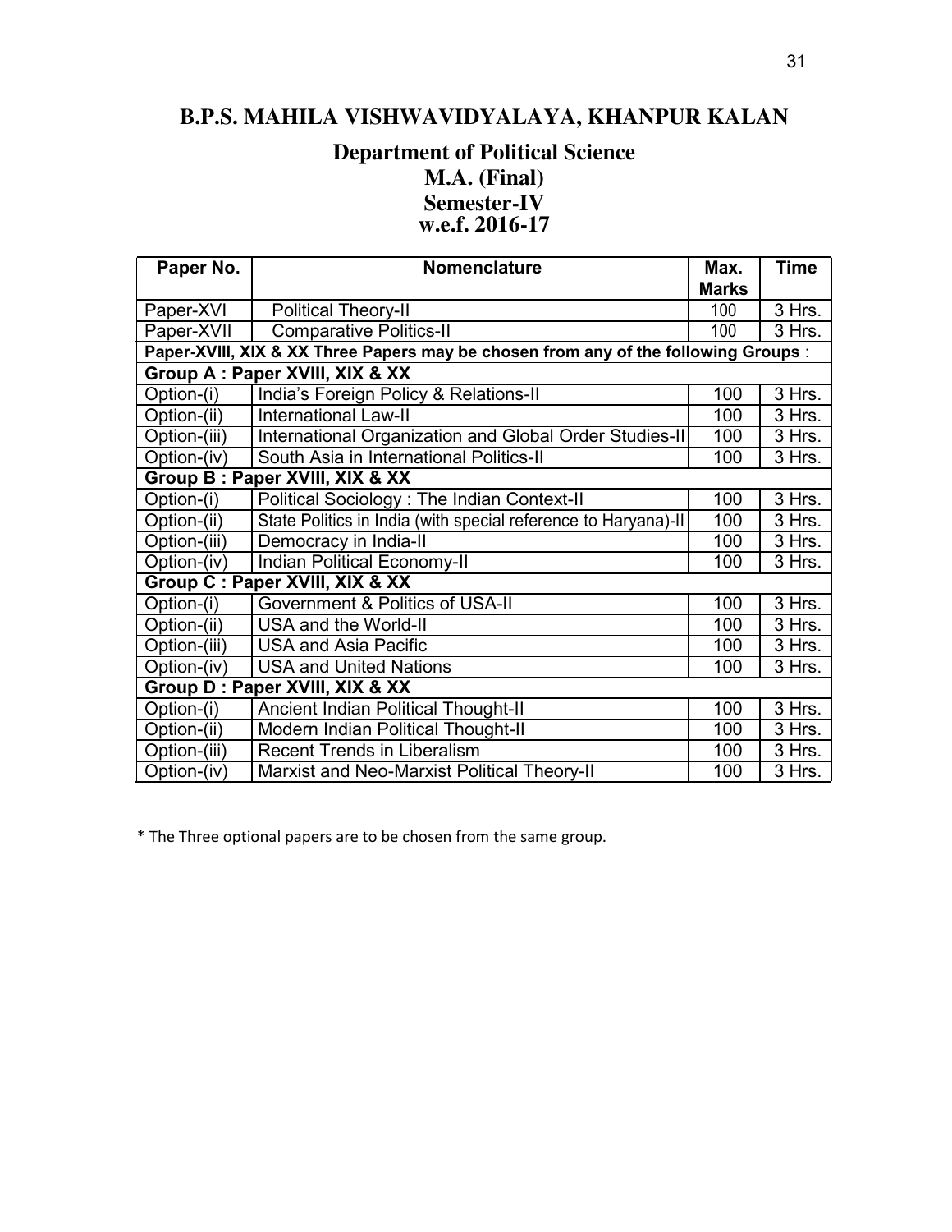# B.P.S. MAHILA VISHWAVIDYALAYA, KHANPUR KALAN

## Department of Political Science
## M.A. (Final)
## Semester-IV
## w.e.f. 2016-17

| Paper No. | Nomenclature | Max. Marks | Time |
|---|---|---|---|
| Paper-XVI | Political Theory-II | 100 | 3 Hrs. |
| Paper-XVII | Comparative Politics-II | 100 | 3 Hrs. |
| **Paper-XVIII, XIX & XX Three Papers may be chosen from any of the following Groups :** | | | |
| **Group A : Paper XVIII, XIX & XX** | | | |
| Option-(i) | India's Foreign Policy & Relations-II | 100 | 3 Hrs. |
| Option-(ii) | International Law-II | 100 | 3 Hrs. |
| Option-(iii) | International Organization and Global Order Studies-II | 100 | 3 Hrs. |
| Option-(iv) | South Asia in International Politics-II | 100 | 3 Hrs. |
| **Group B : Paper XVIII, XIX & XX** | | | |
| Option-(i) | Political Sociology : The Indian Context-II | 100 | 3 Hrs. |
| Option-(ii) | State Politics in India (with special reference to Haryana)-II | 100 | 3 Hrs. |
| Option-(iii) | Democracy in India-II | 100 | 3 Hrs. |
| Option-(iv) | Indian Political Economy-II | 100 | 3 Hrs. |
| **Group C : Paper XVIII, XIX & XX** | | | |
| Option-(i) | Government & Politics of USA-II | 100 | 3 Hrs. |
| Option-(ii) | USA and the World-II | 100 | 3 Hrs. |
| Option-(iii) | USA and Asia Pacific | 100 | 3 Hrs. |
| Option-(iv) | USA and United Nations | 100 | 3 Hrs. |
| **Group D : Paper XVIII, XIX & XX** | | | |
| Option-(i) | Ancient Indian Political Thought-II | 100 | 3 Hrs. |
| Option-(ii) | Modern Indian Political Thought-II | 100 | 3 Hrs. |
| Option-(iii) | Recent Trends in Liberalism | 100 | 3 Hrs. |
| Option-(iv) | Marxist and Neo-Marxist Political Theory-II | 100 | 3 Hrs. |

* The Three optional papers are to be chosen from the same group.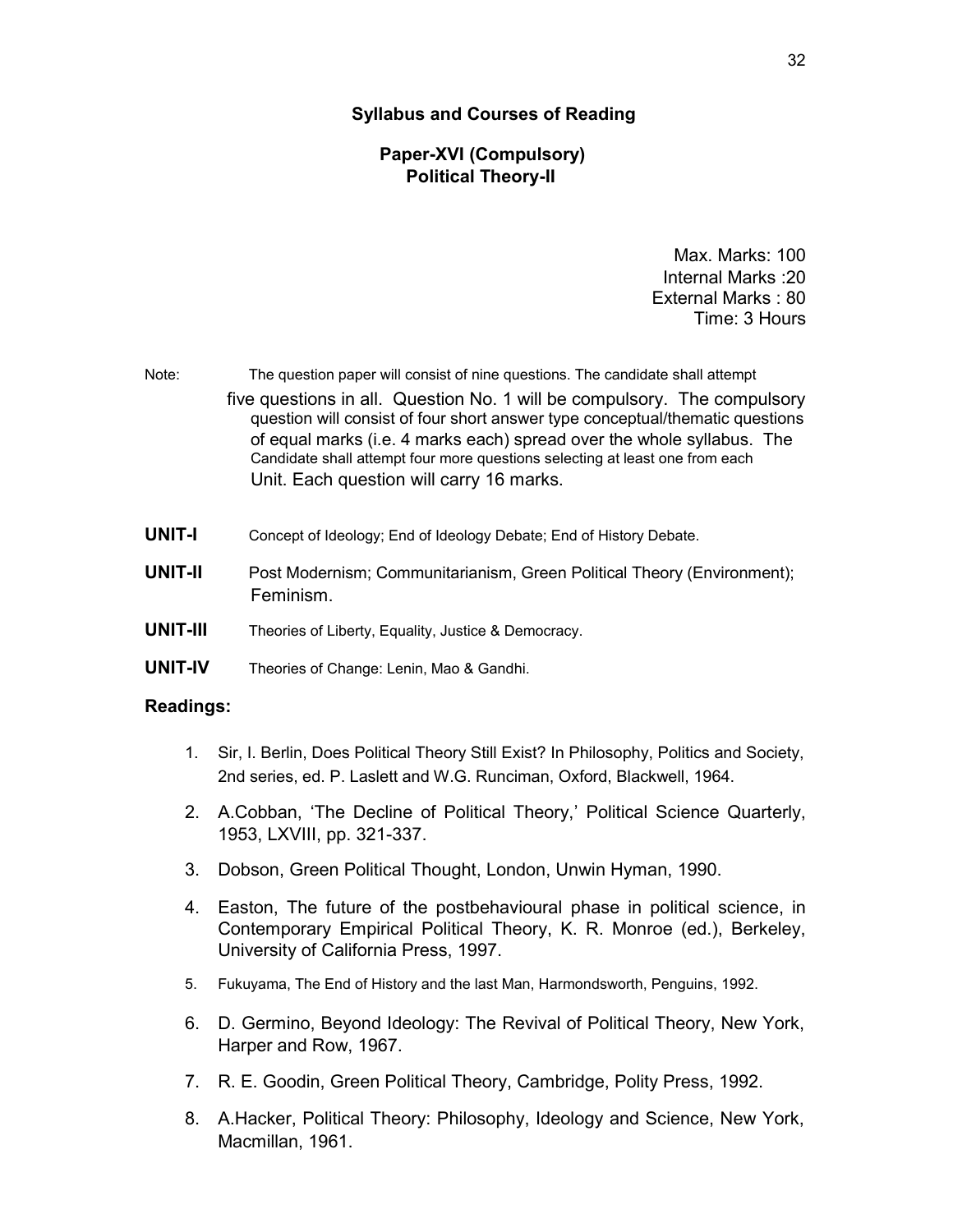## Syllabus and Courses of Reading

### Paper-XVI (Compulsory)
### Political Theory-II

Max. Marks: 100
Internal Marks :20
External Marks : 80
Time: 3 Hours

Note: The question paper will consist of nine questions. The candidate shall attempt five questions in all. Question No. 1 will be compulsory. The compulsory question will consist of four short answer type conceptual/thematic questions of equal marks (i.e. 4 marks each) spread over the whole syllabus. The Candidate shall attempt four more questions selecting at least one from each Unit. Each question will carry 16 marks.

**UNIT-I** Concept of Ideology; End of Ideology Debate; End of History Debate.

**UNIT-II** Post Modernism; Communitarianism, Green Political Theory (Environment); Feminism.

**UNIT-III** Theories of Liberty, Equality, Justice & Democracy.

**UNIT-IV** Theories of Change: Lenin, Mao & Gandhi.

**Readings:**

1. Sir, I. Berlin, Does Political Theory Still Exist? In Philosophy, Politics and Society, 2nd series, ed. P. Laslett and W.G. Runciman, Oxford, Blackwell, 1964.
2. A.Cobban, 'The Decline of Political Theory,' Political Science Quarterly, 1953, LXVIII, pp. 321-337.
3. Dobson, Green Political Thought, London, Unwin Hyman, 1990.
4. Easton, The future of the postbehavioural phase in political science, in Contemporary Empirical Political Theory, K. R. Monroe (ed.), Berkeley, University of California Press, 1997.
5. Fukuyama, The End of History and the last Man, Harmondsworth, Penguins, 1992.
6. D. Germino, Beyond Ideology: The Revival of Political Theory, New York, Harper and Row, 1967.
7. R. E. Goodin, Green Political Theory, Cambridge, Polity Press, 1992.
8. A.Hacker, Political Theory: Philosophy, Ideology and Science, New York, Macmillan, 1961.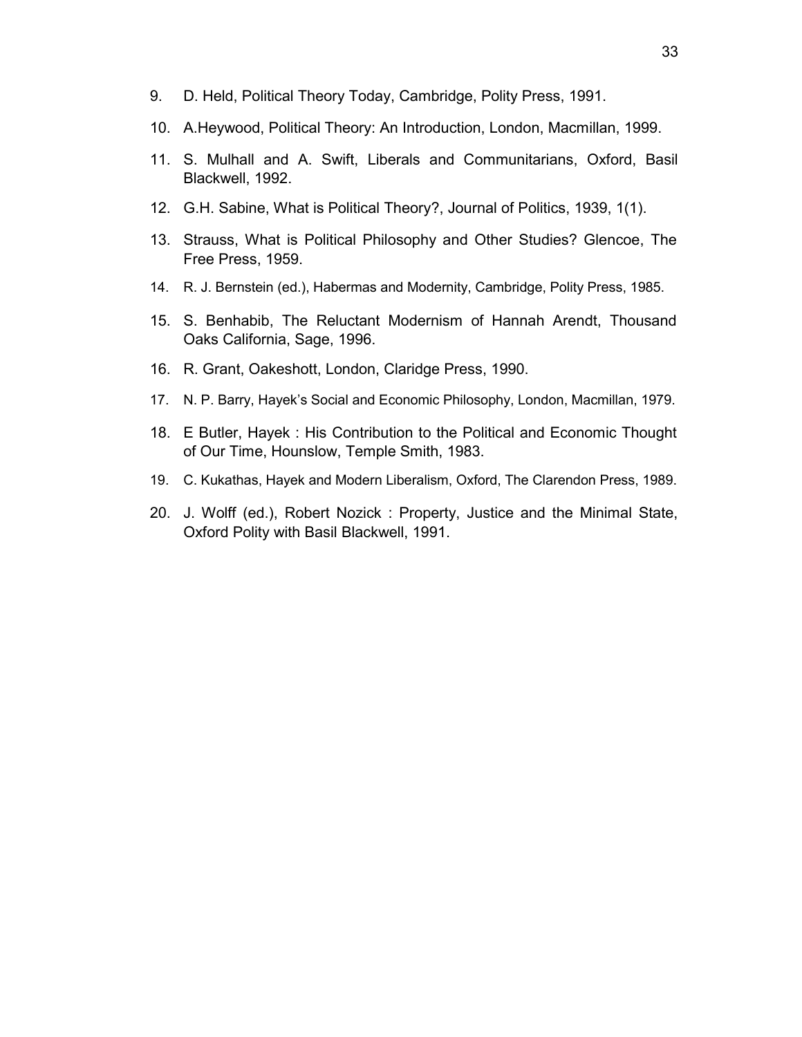9. D. Held, Political Theory Today, Cambridge, Polity Press, 1991.
10. A.Heywood, Political Theory: An Introduction, London, Macmillan, 1999.
11. S. Mulhall and A. Swift, Liberals and Communitarians, Oxford, Basil Blackwell, 1992.
12. G.H. Sabine, What is Political Theory?, Journal of Politics, 1939, 1(1).
13. Strauss, What is Political Philosophy and Other Studies? Glencoe, The Free Press, 1959.
14. R. J. Bernstein (ed.), Habermas and Modernity, Cambridge, Polity Press, 1985.
15. S. Benhabib, The Reluctant Modernism of Hannah Arendt, Thousand Oaks California, Sage, 1996.
16. R. Grant, Oakeshott, London, Claridge Press, 1990.
17. N. P. Barry, Hayek's Social and Economic Philosophy, London, Macmillan, 1979.
18. E Butler, Hayek : His Contribution to the Political and Economic Thought of Our Time, Hounslow, Temple Smith, 1983.
19. C. Kukathas, Hayek and Modern Liberalism, Oxford, The Clarendon Press, 1989.
20. J. Wolff (ed.), Robert Nozick : Property, Justice and the Minimal State, Oxford Polity with Basil Blackwell, 1991.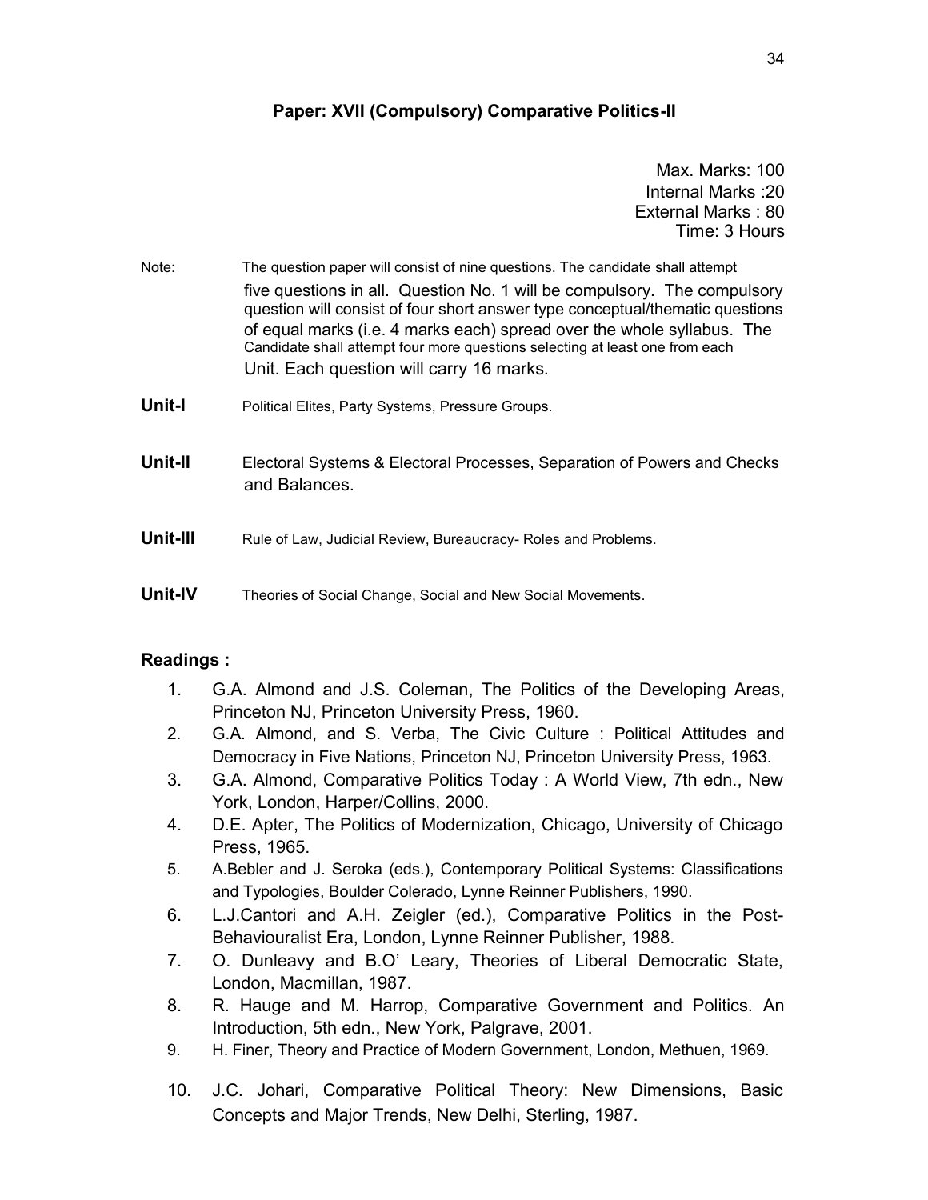## Paper: XVII (Compulsory) Comparative Politics-II

Max. Marks: 100
Internal Marks :20
External Marks : 80
Time: 3 Hours

Note: The question paper will consist of nine questions. The candidate shall attempt five questions in all. Question No. 1 will be compulsory. The compulsory question will consist of four short answer type conceptual/thematic questions of equal marks (i.e. 4 marks each) spread over the whole syllabus. The Candidate shall attempt four more questions selecting at least one from each Unit. Each question will carry 16 marks.

**Unit-I** Political Elites, Party Systems, Pressure Groups.

**Unit-II** Electoral Systems & Electoral Processes, Separation of Powers and Checks and Balances.

**Unit-III** Rule of Law, Judicial Review, Bureaucracy- Roles and Problems.

**Unit-IV** Theories of Social Change, Social and New Social Movements.

### Readings :

1. G.A. Almond and J.S. Coleman, The Politics of the Developing Areas, Princeton NJ, Princeton University Press, 1960.
2. G.A. Almond, and S. Verba, The Civic Culture : Political Attitudes and Democracy in Five Nations, Princeton NJ, Princeton University Press, 1963.
3. G.A. Almond, Comparative Politics Today : A World View, 7th edn., New York, London, Harper/Collins, 2000.
4. D.E. Apter, The Politics of Modernization, Chicago, University of Chicago Press, 1965.
5. A.Bebler and J. Seroka (eds.), Contemporary Political Systems: Classifications and Typologies, Boulder Colerado, Lynne Reinner Publishers, 1990.
6. L.J.Cantori and A.H. Zeigler (ed.), Comparative Politics in the Post-Behaviouralist Era, London, Lynne Reinner Publisher, 1988.
7. O. Dunleavy and B.O' Leary, Theories of Liberal Democratic State, London, Macmillan, 1987.
8. R. Hauge and M. Harrop, Comparative Government and Politics. An Introduction, 5th edn., New York, Palgrave, 2001.
9. H. Finer, Theory and Practice of Modern Government, London, Methuen, 1969.
10. J.C. Johari, Comparative Political Theory: New Dimensions, Basic Concepts and Major Trends, New Delhi, Sterling, 1987.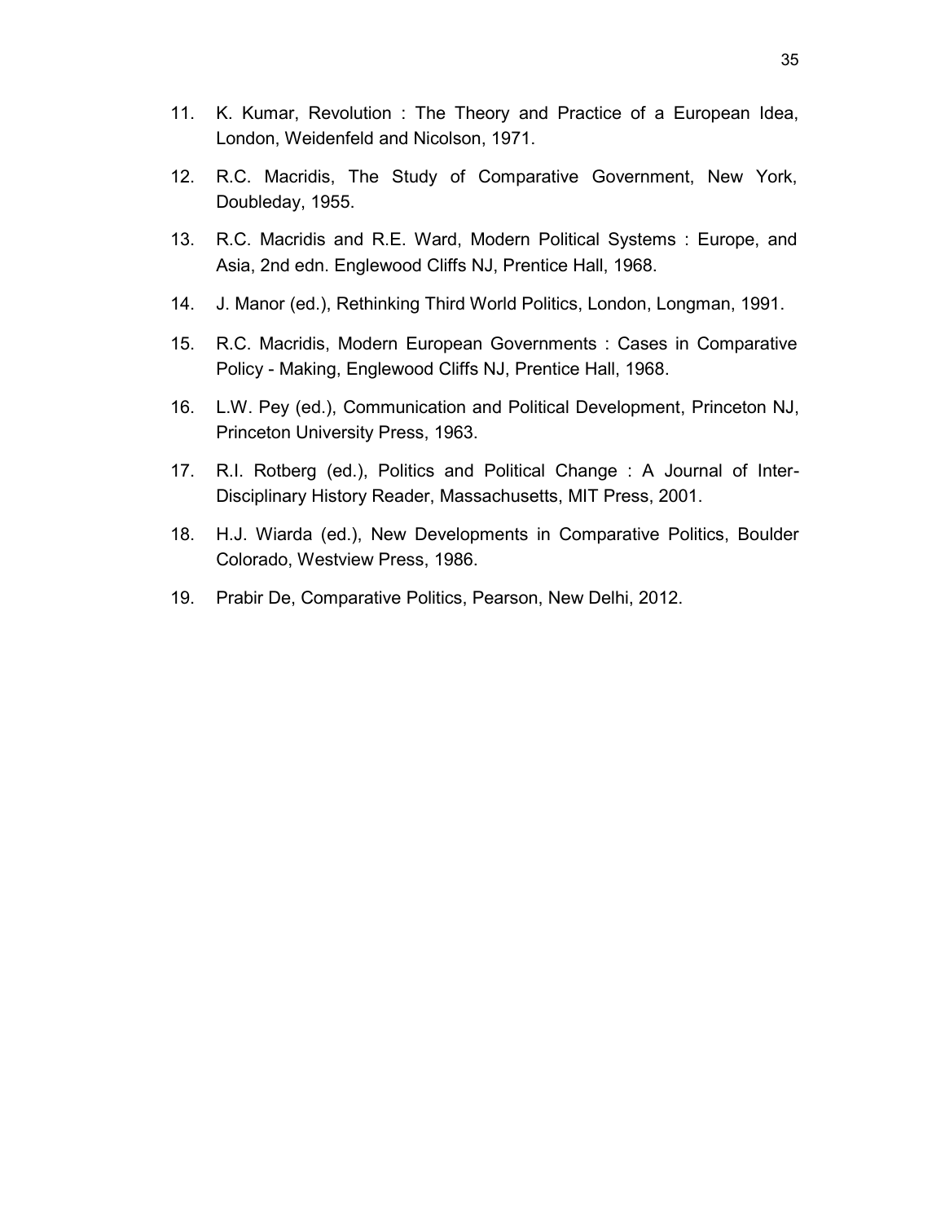11. K. Kumar, Revolution : The Theory and Practice of a European Idea, London, Weidenfeld and Nicolson, 1971.
12. R.C. Macridis, The Study of Comparative Government, New York, Doubleday, 1955.
13. R.C. Macridis and R.E. Ward, Modern Political Systems : Europe, and Asia, 2nd edn. Englewood Cliffs NJ, Prentice Hall, 1968.
14. J. Manor (ed.), Rethinking Third World Politics, London, Longman, 1991.
15. R.C. Macridis, Modern European Governments : Cases in Comparative Policy - Making, Englewood Cliffs NJ, Prentice Hall, 1968.
16. L.W. Pey (ed.), Communication and Political Development, Princeton NJ, Princeton University Press, 1963.
17. R.I. Rotberg (ed.), Politics and Political Change : A Journal of Inter-Disciplinary History Reader, Massachusetts, MIT Press, 2001.
18. H.J. Wiarda (ed.), New Developments in Comparative Politics, Boulder Colorado, Westview Press, 1986.
19. Prabir De, Comparative Politics, Pearson, New Delhi, 2012.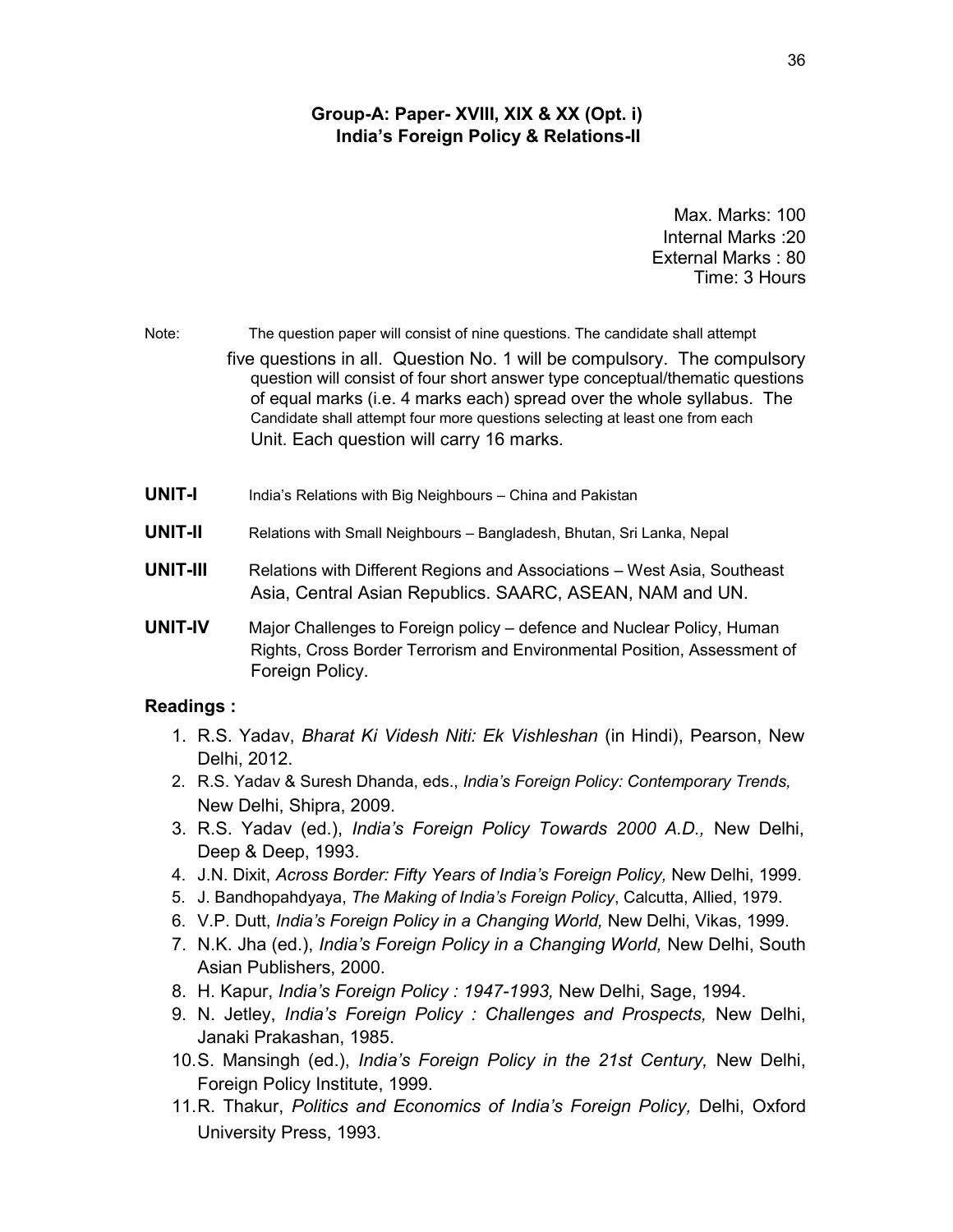## Group-A: Paper- XVIII, XIX & XX (Opt. i)
## India's Foreign Policy & Relations-II

Max. Marks: 100
Internal Marks :20
External Marks : 80
Time: 3 Hours

Note: The question paper will consist of nine questions. The candidate shall attempt five questions in all. Question No. 1 will be compulsory. The compulsory question will consist of four short answer type conceptual/thematic questions of equal marks (i.e. 4 marks each) spread over the whole syllabus. The Candidate shall attempt four more questions selecting at least one from each Unit. Each question will carry 16 marks.

**UNIT-I** India's Relations with Big Neighbours – China and Pakistan

**UNIT-II** Relations with Small Neighbours – Bangladesh, Bhutan, Sri Lanka, Nepal

**UNIT-III** Relations with Different Regions and Associations – West Asia, Southeast Asia, Central Asian Republics. SAARC, ASEAN, NAM and UN.

**UNIT-IV** Major Challenges to Foreign policy – defence and Nuclear Policy, Human Rights, Cross Border Terrorism and Environmental Position, Assessment of Foreign Policy.

### Readings :

1. R.S. Yadav, *Bharat Ki Videsh Niti: Ek Vishleshan* (in Hindi), Pearson, New Delhi, 2012.
2. R.S. Yadav & Suresh Dhanda, eds., *India's Foreign Policy: Contemporary Trends,* New Delhi, Shipra, 2009.
3. R.S. Yadav (ed.), *India's Foreign Policy Towards 2000 A.D.,* New Delhi, Deep & Deep, 1993.
4. J.N. Dixit, *Across Border: Fifty Years of India's Foreign Policy,* New Delhi, 1999.
5. J. Bandhopahdyaya, *The Making of India's Foreign Policy*, Calcutta, Allied, 1979.
6. V.P. Dutt, *India's Foreign Policy in a Changing World,* New Delhi, Vikas, 1999.
7. N.K. Jha (ed.), *India's Foreign Policy in a Changing World,* New Delhi, South Asian Publishers, 2000.
8. H. Kapur, *India's Foreign Policy : 1947-1993,* New Delhi, Sage, 1994.
9. N. Jetley, *India's Foreign Policy : Challenges and Prospects,* New Delhi, Janaki Prakashan, 1985.
10. S. Mansingh (ed.), *India's Foreign Policy in the 21st Century,* New Delhi, Foreign Policy Institute, 1999.
11. R. Thakur, *Politics and Economics of India's Foreign Policy,* Delhi, Oxford University Press, 1993.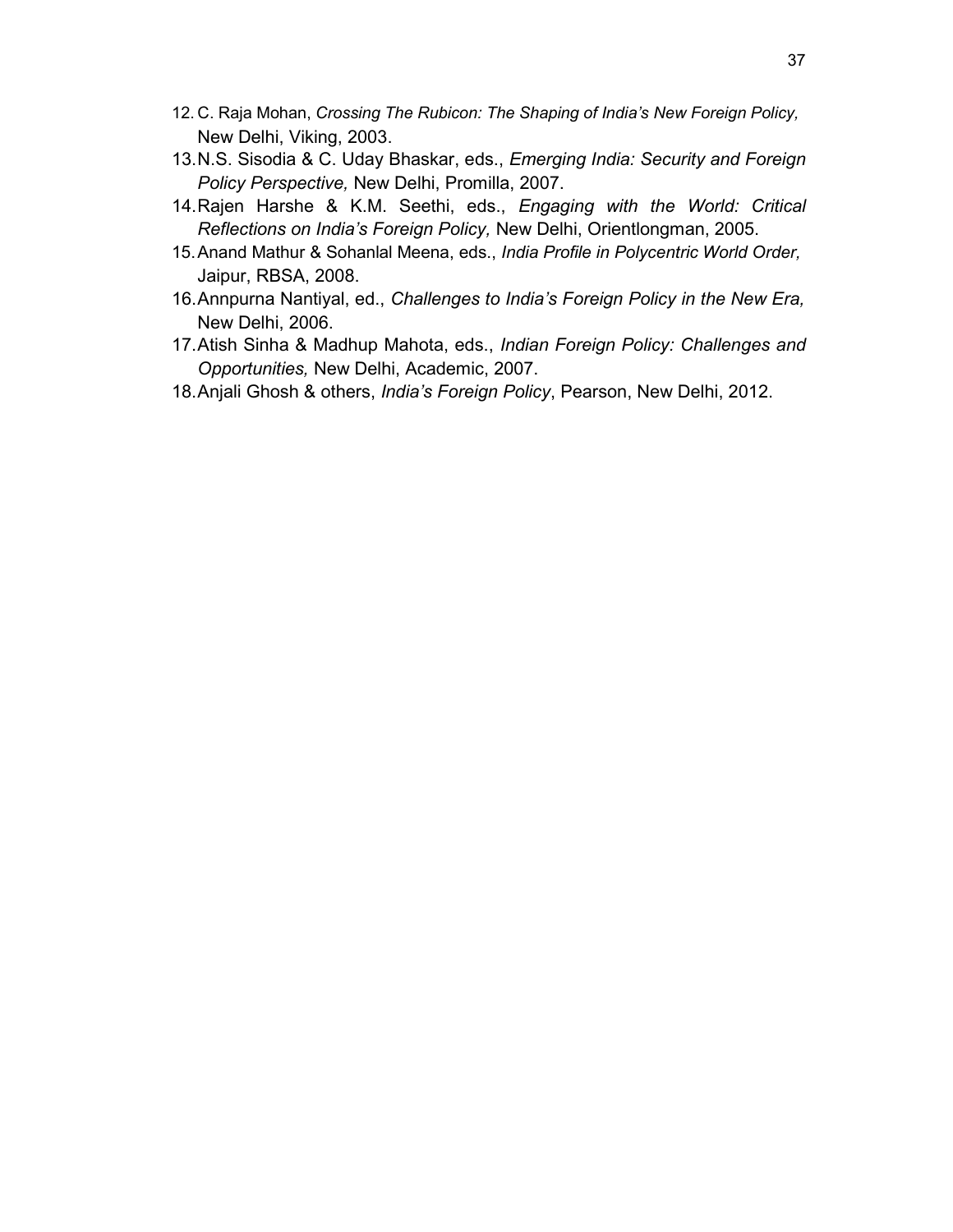12. C. Raja Mohan, *Crossing The Rubicon: The Shaping of India's New Foreign Policy,* New Delhi, Viking, 2003.
13. N.S. Sisodia & C. Uday Bhaskar, eds., *Emerging India: Security and Foreign Policy Perspective,* New Delhi, Promilla, 2007.
14. Rajen Harshe & K.M. Seethi, eds., *Engaging with the World: Critical Reflections on India's Foreign Policy,* New Delhi, Orientlongman, 2005.
15. Anand Mathur & Sohanlal Meena, eds., *India Profile in Polycentric World Order,* Jaipur, RBSA, 2008.
16. Annpurna Nantiyal, ed., *Challenges to India's Foreign Policy in the New Era,* New Delhi, 2006.
17. Atish Sinha & Madhup Mahota, eds., *Indian Foreign Policy: Challenges and Opportunities,* New Delhi, Academic, 2007.
18. Anjali Ghosh & others, *India's Foreign Policy*, Pearson, New Delhi, 2012.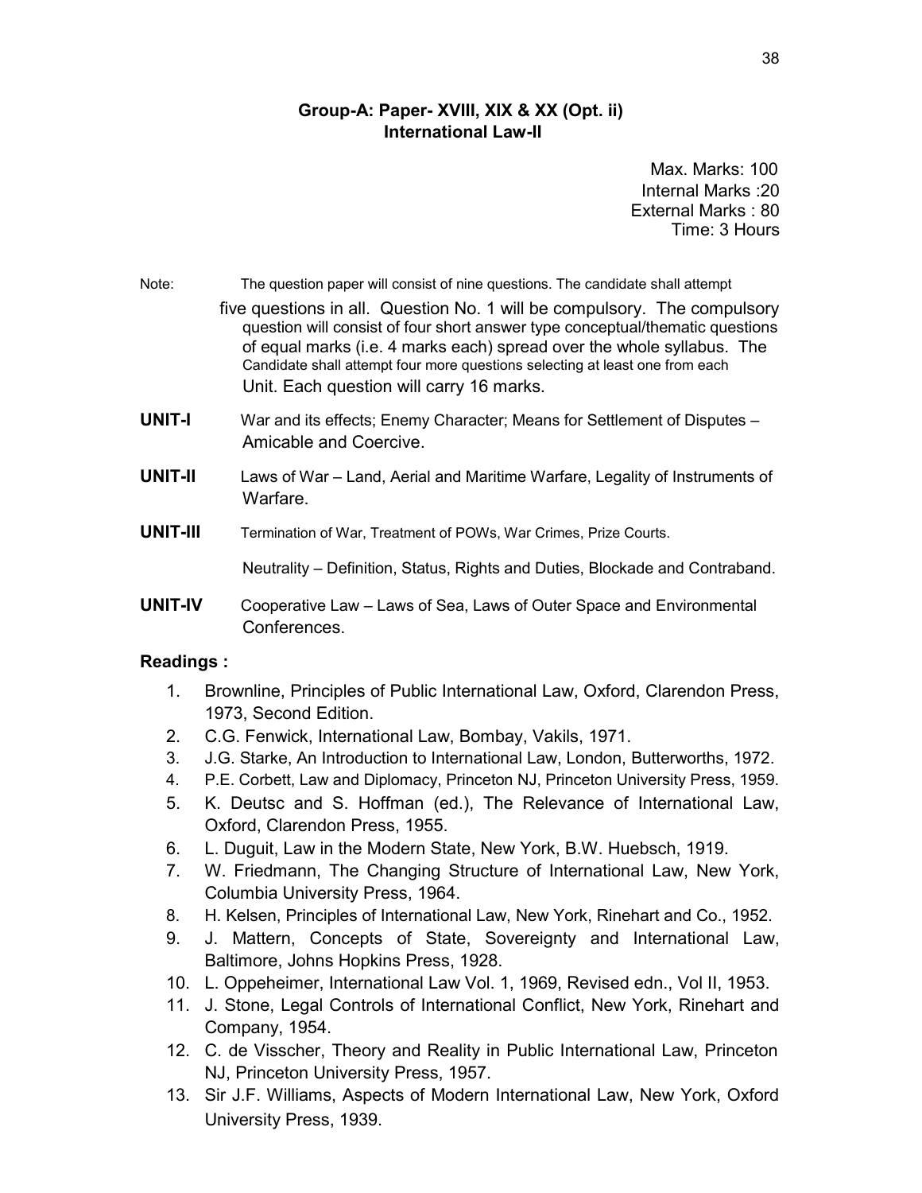## Group-A: Paper- XVIII, XIX & XX (Opt. ii)
## International Law-II

Max. Marks: 100
Internal Marks :20
External Marks : 80
Time: 3 Hours

Note: The question paper will consist of nine questions. The candidate shall attempt five questions in all. Question No. 1 will be compulsory. The compulsory question will consist of four short answer type conceptual/thematic questions of equal marks (i.e. 4 marks each) spread over the whole syllabus. The Candidate shall attempt four more questions selecting at least one from each Unit. Each question will carry 16 marks.

**UNIT-I** War and its effects; Enemy Character; Means for Settlement of Disputes – Amicable and Coercive.

**UNIT-II** Laws of War – Land, Aerial and Maritime Warfare, Legality of Instruments of Warfare.

**UNIT-III** Termination of War, Treatment of POWs, War Crimes, Prize Courts.

Neutrality – Definition, Status, Rights and Duties, Blockade and Contraband.

**UNIT-IV** Cooperative Law – Laws of Sea, Laws of Outer Space and Environmental Conferences.

### Readings :

1. Brownline, Principles of Public International Law, Oxford, Clarendon Press, 1973, Second Edition.
2. C.G. Fenwick, International Law, Bombay, Vakils, 1971.
3. J.G. Starke, An Introduction to International Law, London, Butterworths, 1972.
4. P.E. Corbett, Law and Diplomacy, Princeton NJ, Princeton University Press, 1959.
5. K. Deutsc and S. Hoffman (ed.), The Relevance of International Law, Oxford, Clarendon Press, 1955.
6. L. Duguit, Law in the Modern State, New York, B.W. Huebsch, 1919.
7. W. Friedmann, The Changing Structure of International Law, New York, Columbia University Press, 1964.
8. H. Kelsen, Principles of International Law, New York, Rinehart and Co., 1952.
9. J. Mattern, Concepts of State, Sovereignty and International Law, Baltimore, Johns Hopkins Press, 1928.
10. L. Oppeheimer, International Law Vol. 1, 1969, Revised edn., Vol II, 1953.
11. J. Stone, Legal Controls of International Conflict, New York, Rinehart and Company, 1954.
12. C. de Visscher, Theory and Reality in Public International Law, Princeton NJ, Princeton University Press, 1957.
13. Sir J.F. Williams, Aspects of Modern International Law, New York, Oxford University Press, 1939.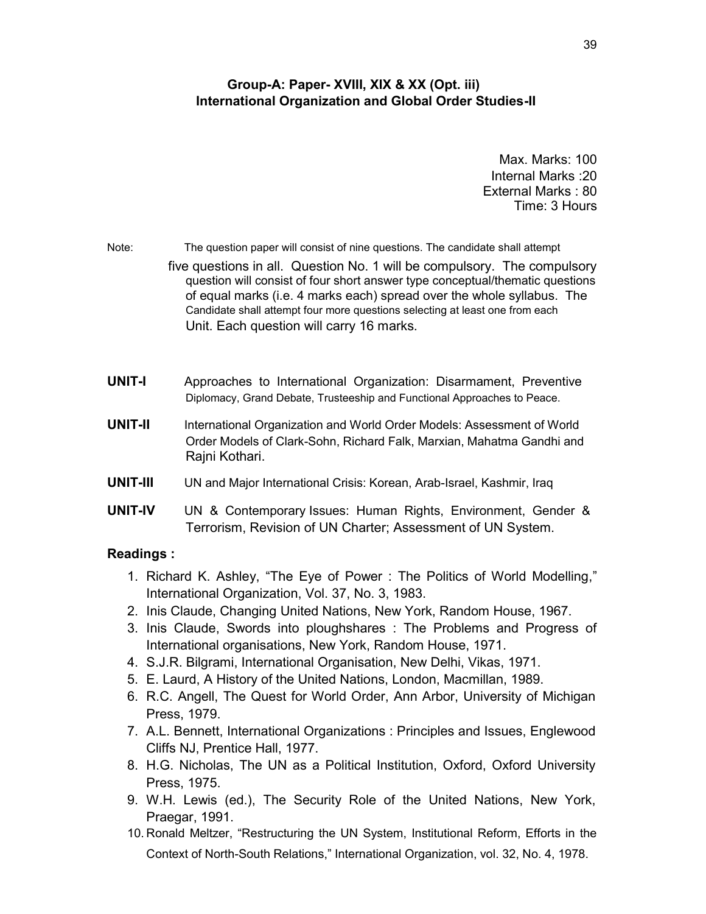## Group-A: Paper- XVIII, XIX & XX (Opt. iii)
## International Organization and Global Order Studies-II

Max. Marks: 100
Internal Marks :20
External Marks : 80
Time: 3 Hours

Note: The question paper will consist of nine questions. The candidate shall attempt five questions in all. Question No. 1 will be compulsory. The compulsory question will consist of four short answer type conceptual/thematic questions of equal marks (i.e. 4 marks each) spread over the whole syllabus. The Candidate shall attempt four more questions selecting at least one from each Unit. Each question will carry 16 marks.

**UNIT-I** Approaches to International Organization: Disarmament, Preventive Diplomacy, Grand Debate, Trusteeship and Functional Approaches to Peace.

**UNIT-II** International Organization and World Order Models: Assessment of World Order Models of Clark-Sohn, Richard Falk, Marxian, Mahatma Gandhi and Rajni Kothari.

**UNIT-III** UN and Major International Crisis: Korean, Arab-Israel, Kashmir, Iraq

**UNIT-IV** UN & Contemporary Issues: Human Rights, Environment, Gender & Terrorism, Revision of UN Charter; Assessment of UN System.

### Readings :

1. Richard K. Ashley, "The Eye of Power : The Politics of World Modelling," International Organization, Vol. 37, No. 3, 1983.
2. Inis Claude, Changing United Nations, New York, Random House, 1967.
3. Inis Claude, Swords into ploughshares : The Problems and Progress of International organisations, New York, Random House, 1971.
4. S.J.R. Bilgrami, International Organisation, New Delhi, Vikas, 1971.
5. E. Laurd, A History of the United Nations, London, Macmillan, 1989.
6. R.C. Angell, The Quest for World Order, Ann Arbor, University of Michigan Press, 1979.
7. A.L. Bennett, International Organizations : Principles and Issues, Englewood Cliffs NJ, Prentice Hall, 1977.
8. H.G. Nicholas, The UN as a Political Institution, Oxford, Oxford University Press, 1975.
9. W.H. Lewis (ed.), The Security Role of the United Nations, New York, Praegar, 1991.
10. Ronald Meltzer, "Restructuring the UN System, Institutional Reform, Efforts in the Context of North-South Relations," International Organization, vol. 32, No. 4, 1978.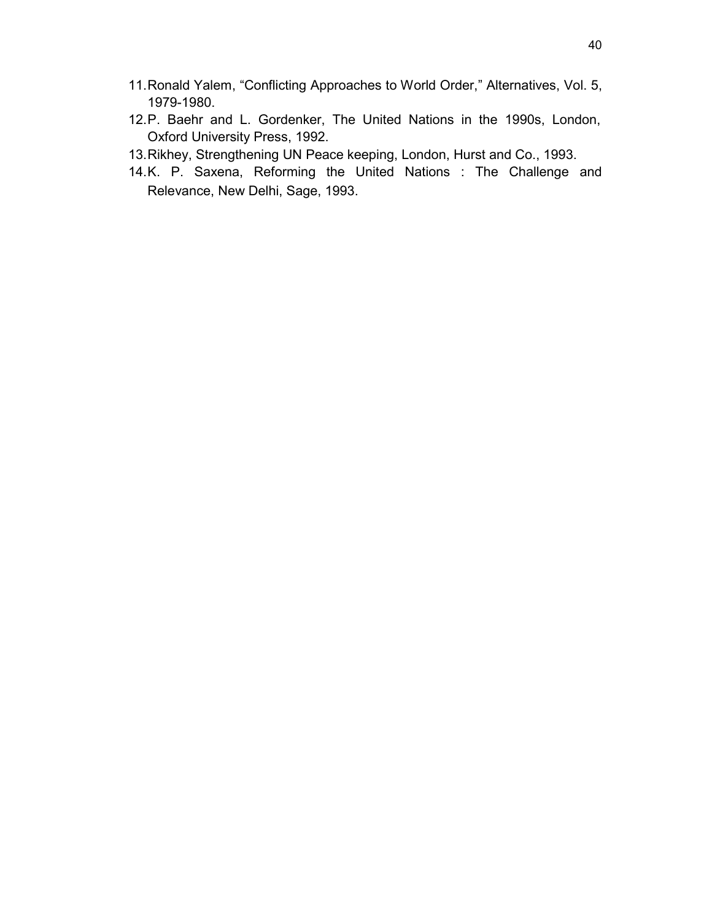11. Ronald Yalem, “Conflicting Approaches to World Order,” Alternatives, Vol. 5, 1979-1980.
12. P. Baehr and L. Gordenker, The United Nations in the 1990s, London, Oxford University Press, 1992.
13. Rikhey, Strengthening UN Peace keeping, London, Hurst and Co., 1993.
14. K. P. Saxena, Reforming the United Nations : The Challenge and Relevance, New Delhi, Sage, 1993.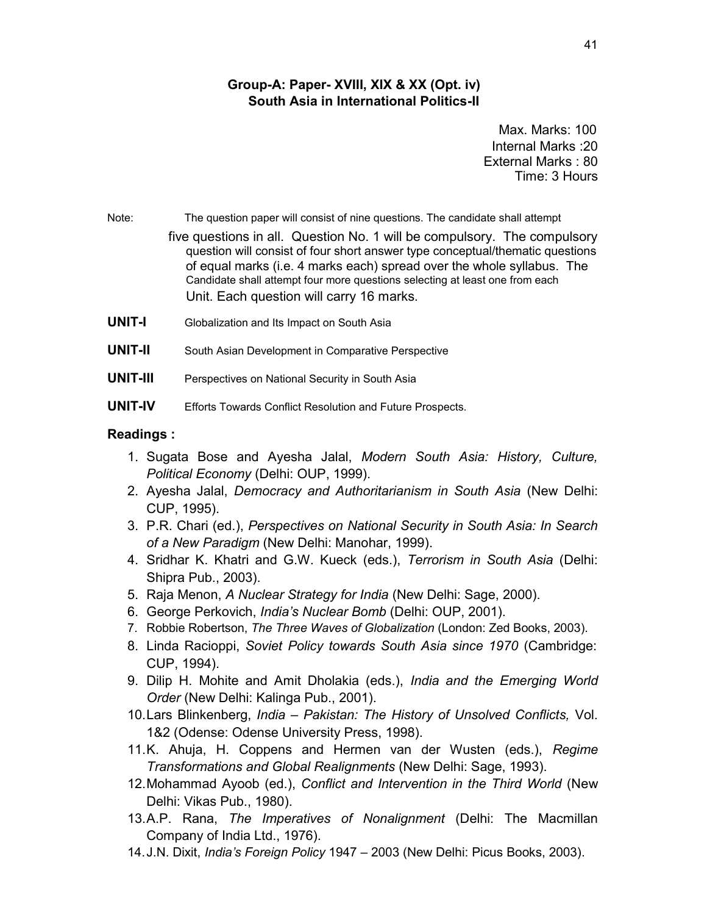## Group-A: Paper- XVIII, XIX & XX (Opt. iv)
## South Asia in International Politics-II

Max. Marks: 100
Internal Marks :20
External Marks : 80
Time: 3 Hours

Note: The question paper will consist of nine questions. The candidate shall attempt five questions in all. Question No. 1 will be compulsory. The compulsory question will consist of four short answer type conceptual/thematic questions of equal marks (i.e. 4 marks each) spread over the whole syllabus. The Candidate shall attempt four more questions selecting at least one from each Unit. Each question will carry 16 marks.

**UNIT-I** Globalization and Its Impact on South Asia

**UNIT-II** South Asian Development in Comparative Perspective

**UNIT-III** Perspectives on National Security in South Asia

**UNIT-IV** Efforts Towards Conflict Resolution and Future Prospects.

### Readings :

1. Sugata Bose and Ayesha Jalal, *Modern South Asia: History, Culture, Political Economy* (Delhi: OUP, 1999).
2. Ayesha Jalal, *Democracy and Authoritarianism in South Asia* (New Delhi: CUP, 1995).
3. P.R. Chari (ed.), *Perspectives on National Security in South Asia: In Search of a New Paradigm* (New Delhi: Manohar, 1999).
4. Sridhar K. Khatri and G.W. Kueck (eds.), *Terrorism in South Asia* (Delhi: Shipra Pub., 2003).
5. Raja Menon, *A Nuclear Strategy for India* (New Delhi: Sage, 2000).
6. George Perkovich, *India's Nuclear Bomb* (Delhi: OUP, 2001).
7. Robbie Robertson, *The Three Waves of Globalization* (London: Zed Books, 2003).
8. Linda Racioppi, *Soviet Policy towards South Asia since 1970* (Cambridge: CUP, 1994).
9. Dilip H. Mohite and Amit Dholakia (eds.), *India and the Emerging World Order* (New Delhi: Kalinga Pub., 2001).
10. Lars Blinkenberg, *India – Pakistan: The History of Unsolved Conflicts,* Vol. 1&2 (Odense: Odense University Press, 1998).
11. K. Ahuja, H. Coppens and Hermen van der Wusten (eds.), *Regime Transformations and Global Realignments* (New Delhi: Sage, 1993).
12. Mohammad Ayoob (ed.), *Conflict and Intervention in the Third World* (New Delhi: Vikas Pub., 1980).
13. A.P. Rana, *The Imperatives of Nonalignment* (Delhi: The Macmillan Company of India Ltd., 1976).
14. J.N. Dixit, *India's Foreign Policy* 1947 – 2003 (New Delhi: Picus Books, 2003).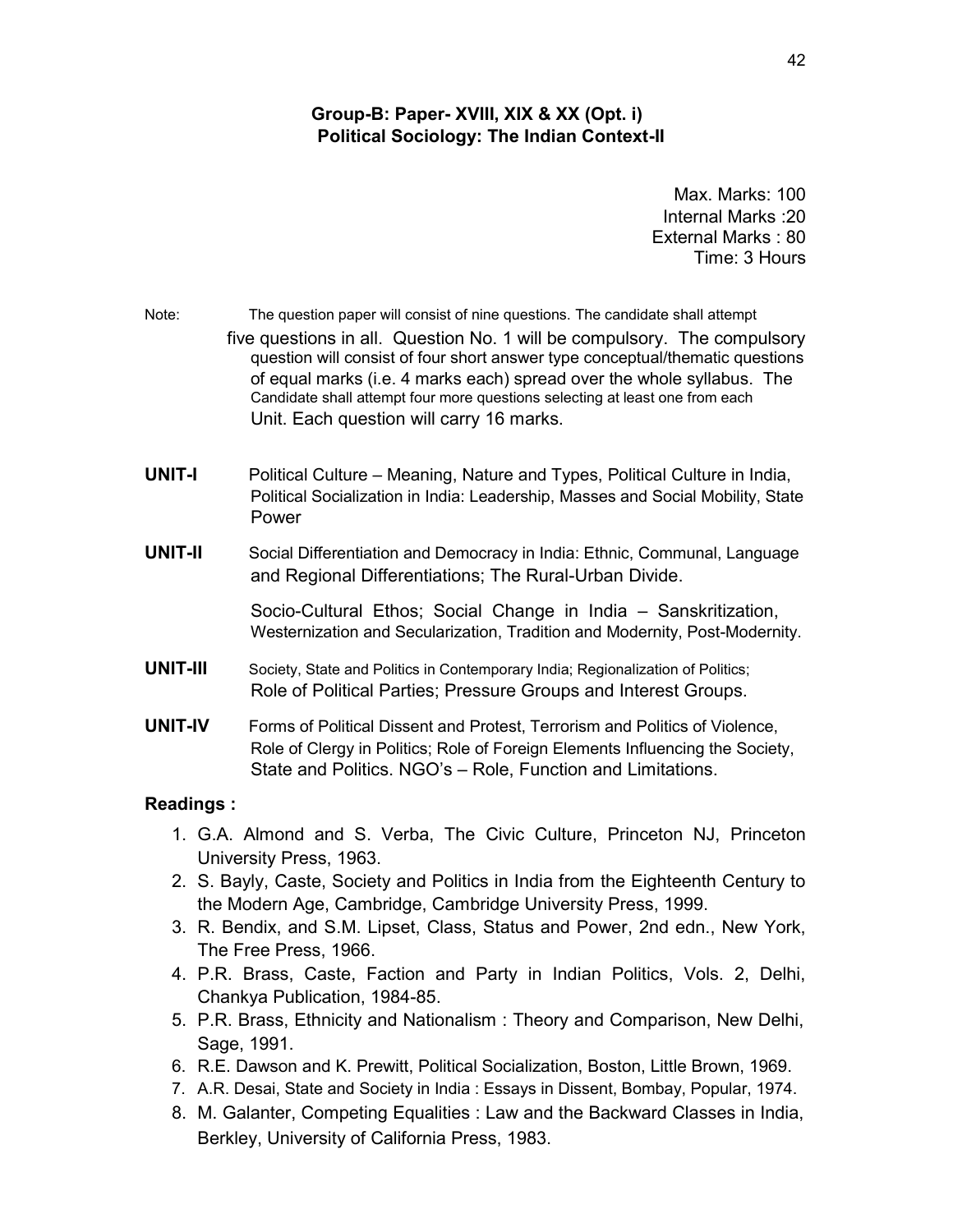## Group-B: Paper- XVIII, XIX & XX (Opt. i)
## Political Sociology: The Indian Context-II

Max. Marks: 100
Internal Marks :20
External Marks : 80
Time: 3 Hours

Note: The question paper will consist of nine questions. The candidate shall attempt five questions in all. Question No. 1 will be compulsory. The compulsory question will consist of four short answer type conceptual/thematic questions of equal marks (i.e. 4 marks each) spread over the whole syllabus. The Candidate shall attempt four more questions selecting at least one from each Unit. Each question will carry 16 marks.

**UNIT-I** Political Culture – Meaning, Nature and Types, Political Culture in India, Political Socialization in India: Leadership, Masses and Social Mobility, State Power

**UNIT-II** Social Differentiation and Democracy in India: Ethnic, Communal, Language and Regional Differentiations; The Rural-Urban Divide.

Socio-Cultural Ethos; Social Change in India – Sanskritization, Westernization and Secularization, Tradition and Modernity, Post-Modernity.

**UNIT-III** Society, State and Politics in Contemporary India; Regionalization of Politics; Role of Political Parties; Pressure Groups and Interest Groups.

**UNIT-IV** Forms of Political Dissent and Protest, Terrorism and Politics of Violence, Role of Clergy in Politics; Role of Foreign Elements Influencing the Society, State and Politics. NGO's – Role, Function and Limitations.

### Readings :

1. G.A. Almond and S. Verba, The Civic Culture, Princeton NJ, Princeton University Press, 1963.
2. S. Bayly, Caste, Society and Politics in India from the Eighteenth Century to the Modern Age, Cambridge, Cambridge University Press, 1999.
3. R. Bendix, and S.M. Lipset, Class, Status and Power, 2nd edn., New York, The Free Press, 1966.
4. P.R. Brass, Caste, Faction and Party in Indian Politics, Vols. 2, Delhi, Chankya Publication, 1984-85.
5. P.R. Brass, Ethnicity and Nationalism : Theory and Comparison, New Delhi, Sage, 1991.
6. R.E. Dawson and K. Prewitt, Political Socialization, Boston, Little Brown, 1969.
7. A.R. Desai, State and Society in India : Essays in Dissent, Bombay, Popular, 1974.
8. M. Galanter, Competing Equalities : Law and the Backward Classes in India, Berkley, University of California Press, 1983.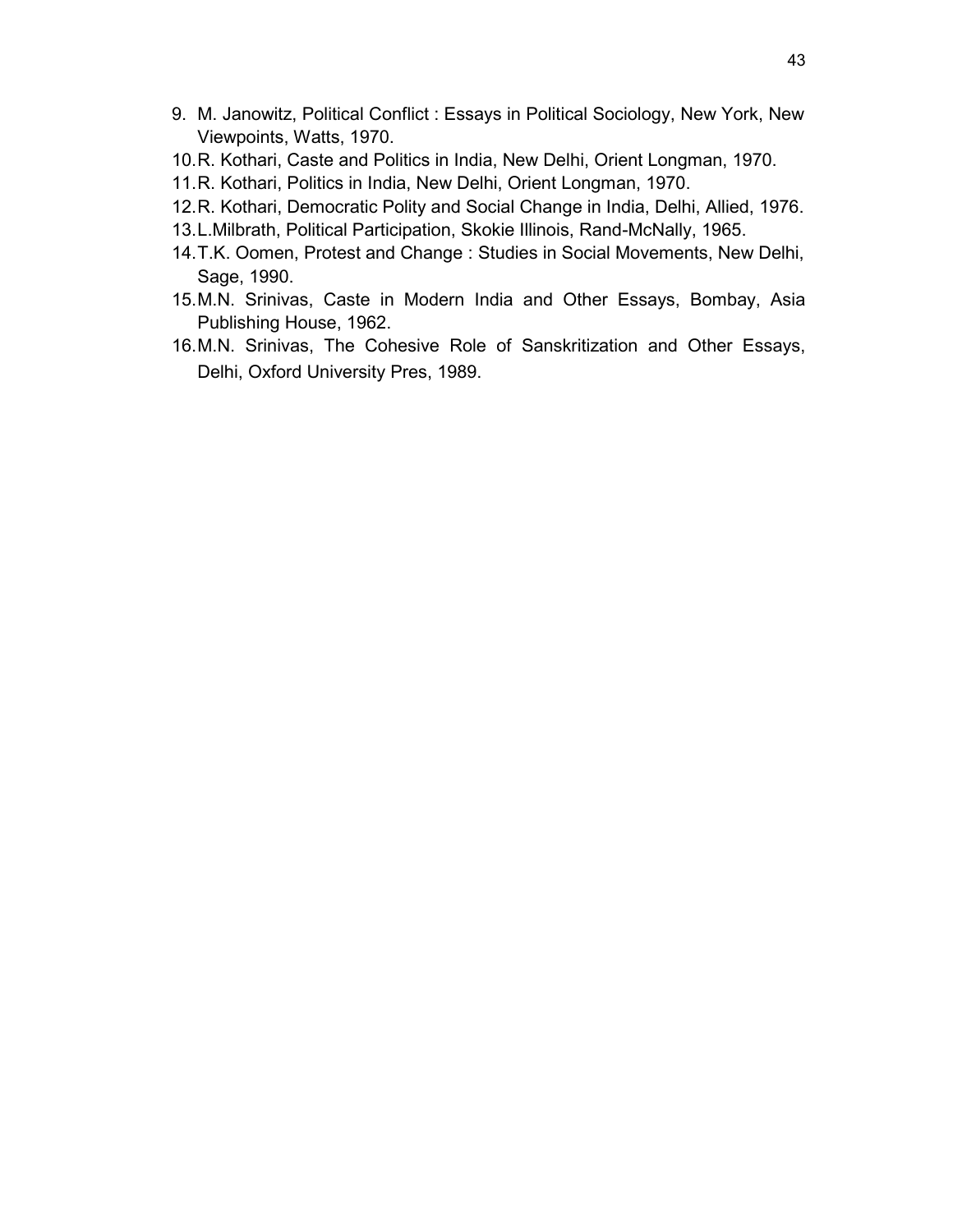9. M. Janowitz, Political Conflict : Essays in Political Sociology, New York, New Viewpoints, Watts, 1970.
10. R. Kothari, Caste and Politics in India, New Delhi, Orient Longman, 1970.
11. R. Kothari, Politics in India, New Delhi, Orient Longman, 1970.
12. R. Kothari, Democratic Polity and Social Change in India, Delhi, Allied, 1976.
13. L.Milbrath, Political Participation, Skokie Illinois, Rand-McNally, 1965.
14. T.K. Oomen, Protest and Change : Studies in Social Movements, New Delhi, Sage, 1990.
15. M.N. Srinivas, Caste in Modern India and Other Essays, Bombay, Asia Publishing House, 1962.
16. M.N. Srinivas, The Cohesive Role of Sanskritization and Other Essays, Delhi, Oxford University Pres, 1989.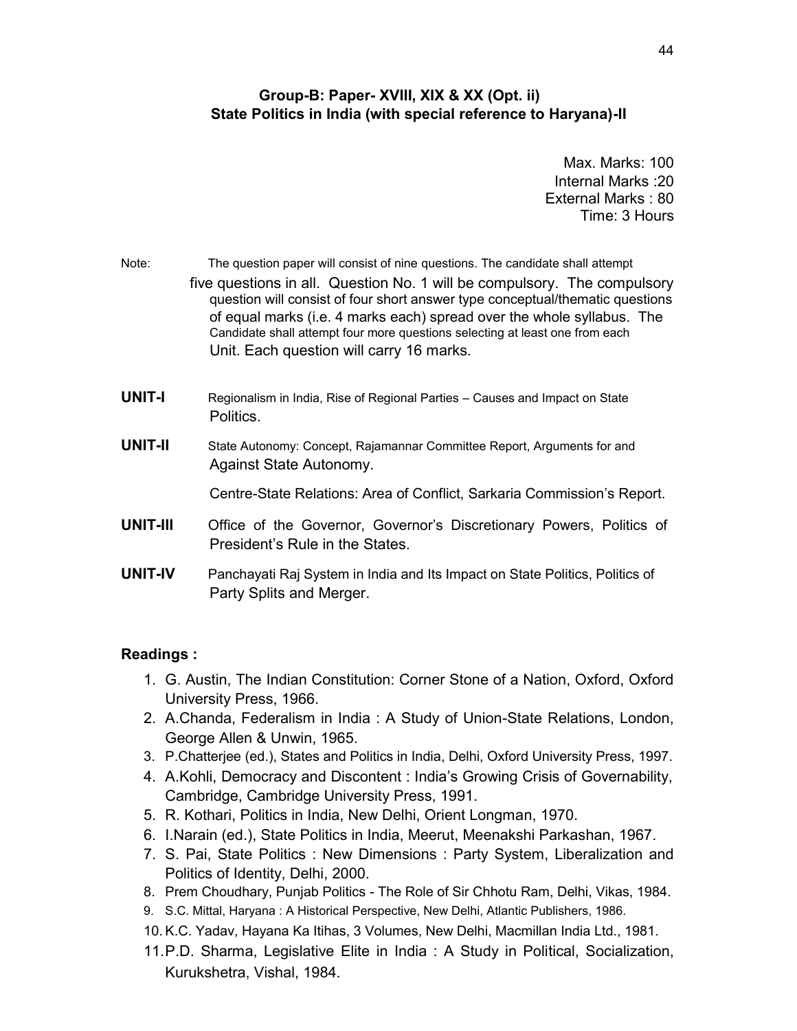## Group-B: Paper- XVIII, XIX & XX (Opt. ii)
## State Politics in India (with special reference to Haryana)-II

Max. Marks: 100
Internal Marks :20
External Marks : 80
Time: 3 Hours

Note: The question paper will consist of nine questions. The candidate shall attempt five questions in all. Question No. 1 will be compulsory. The compulsory question will consist of four short answer type conceptual/thematic questions of equal marks (i.e. 4 marks each) spread over the whole syllabus. The Candidate shall attempt four more questions selecting at least one from each Unit. Each question will carry 16 marks.

**UNIT-I** Regionalism in India, Rise of Regional Parties – Causes and Impact on State Politics.

**UNIT-II** State Autonomy: Concept, Rajamannar Committee Report, Arguments for and Against State Autonomy.

Centre-State Relations: Area of Conflict, Sarkaria Commission's Report.

**UNIT-III** Office of the Governor, Governor's Discretionary Powers, Politics of President's Rule in the States.

**UNIT-IV** Panchayati Raj System in India and Its Impact on State Politics, Politics of Party Splits and Merger.

### Readings :

1. G. Austin, The Indian Constitution: Corner Stone of a Nation, Oxford, Oxford University Press, 1966.
2. A.Chanda, Federalism in India : A Study of Union-State Relations, London, George Allen & Unwin, 1965.
3. P.Chatterjee (ed.), States and Politics in India, Delhi, Oxford University Press, 1997.
4. A.Kohli, Democracy and Discontent : India's Growing Crisis of Governability, Cambridge, Cambridge University Press, 1991.
5. R. Kothari, Politics in India, New Delhi, Orient Longman, 1970.
6. I.Narain (ed.), State Politics in India, Meerut, Meenakshi Parkashan, 1967.
7. S. Pai, State Politics : New Dimensions : Party System, Liberalization and Politics of Identity, Delhi, 2000.
8. Prem Choudhary, Punjab Politics - The Role of Sir Chhotu Ram, Delhi, Vikas, 1984.
9. S.C. Mittal, Haryana : A Historical Perspective, New Delhi, Atlantic Publishers, 1986.
10. K.C. Yadav, Hayana Ka Itihas, 3 Volumes, New Delhi, Macmillan India Ltd., 1981.
11. P.D. Sharma, Legislative Elite in India : A Study in Political, Socialization, Kurukshetra, Vishal, 1984.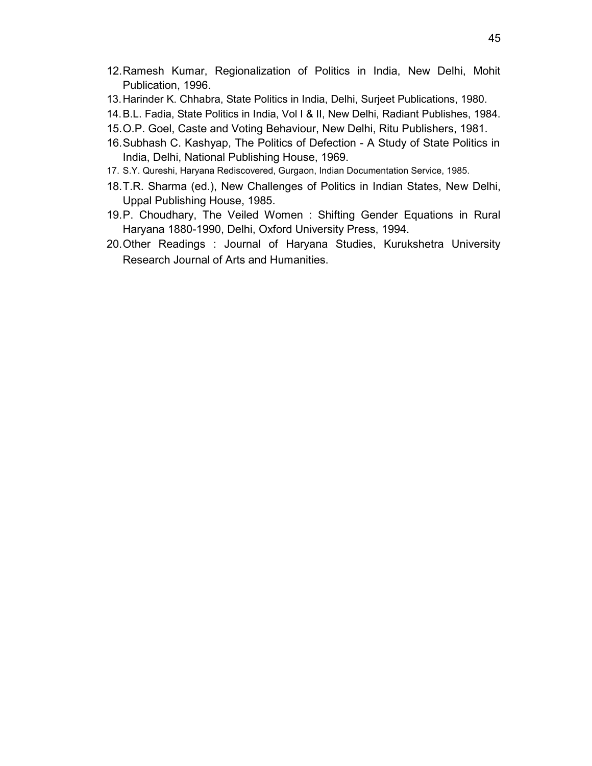12. Ramesh Kumar, Regionalization of Politics in India, New Delhi, Mohit Publication, 1996.
13. Harinder K. Chhabra, State Politics in India, Delhi, Surjeet Publications, 1980.
14. B.L. Fadia, State Politics in India, Vol I & II, New Delhi, Radiant Publishes, 1984.
15. O.P. Goel, Caste and Voting Behaviour, New Delhi, Ritu Publishers, 1981.
16. Subhash C. Kashyap, The Politics of Defection - A Study of State Politics in India, Delhi, National Publishing House, 1969.
17. S.Y. Qureshi, Haryana Rediscovered, Gurgaon, Indian Documentation Service, 1985.
18. T.R. Sharma (ed.), New Challenges of Politics in Indian States, New Delhi, Uppal Publishing House, 1985.
19. P. Choudhary, The Veiled Women : Shifting Gender Equations in Rural Haryana 1880-1990, Delhi, Oxford University Press, 1994.
20. Other Readings : Journal of Haryana Studies, Kurukshetra University Research Journal of Arts and Humanities.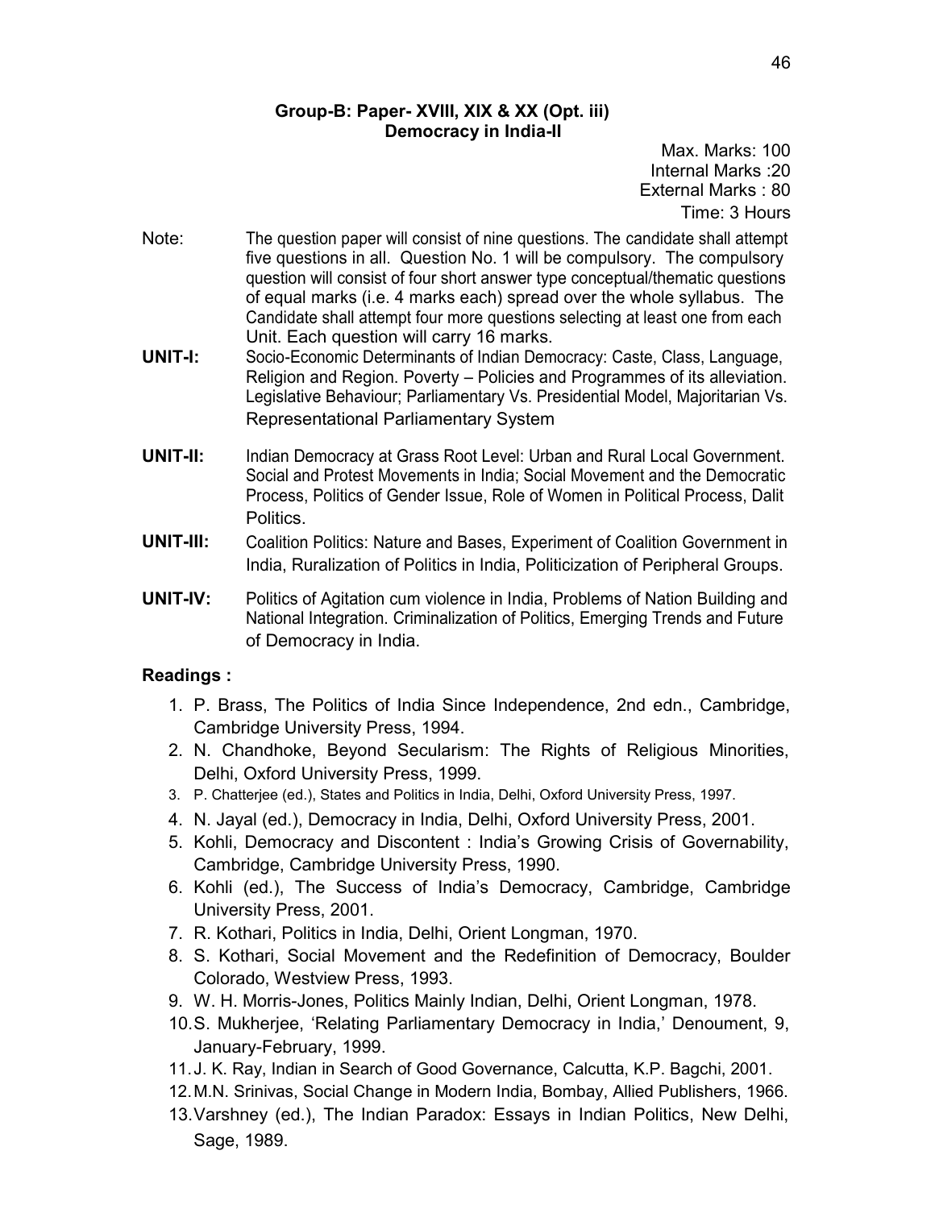## Group-B: Paper- XVIII, XIX & XX (Opt. iii)
## Democracy in India-II

Max. Marks: 100
Internal Marks :20
External Marks : 80
Time: 3 Hours

**Note:** The question paper will consist of nine questions. The candidate shall attempt five questions in all. Question No. 1 will be compulsory. The compulsory question will consist of four short answer type conceptual/thematic questions of equal marks (i.e. 4 marks each) spread over the whole syllabus. The Candidate shall attempt four more questions selecting at least one from each Unit. Each question will carry 16 marks.

**UNIT-I:** Socio-Economic Determinants of Indian Democracy: Caste, Class, Language, Religion and Region. Poverty – Policies and Programmes of its alleviation. Legislative Behaviour; Parliamentary Vs. Presidential Model, Majoritarian Vs. Representational Parliamentary System

**UNIT-II:** Indian Democracy at Grass Root Level: Urban and Rural Local Government. Social and Protest Movements in India; Social Movement and the Democratic Process, Politics of Gender Issue, Role of Women in Political Process, Dalit Politics.

**UNIT-III:** Coalition Politics: Nature and Bases, Experiment of Coalition Government in India, Ruralization of Politics in India, Politicization of Peripheral Groups.

**UNIT-IV:** Politics of Agitation cum violence in India, Problems of Nation Building and National Integration. Criminalization of Politics, Emerging Trends and Future of Democracy in India.

### Readings :

1. P. Brass, The Politics of India Since Independence, 2nd edn., Cambridge, Cambridge University Press, 1994.
2. N. Chandhoke, Beyond Secularism: The Rights of Religious Minorities, Delhi, Oxford University Press, 1999.
3. P. Chatterjee (ed.), States and Politics in India, Delhi, Oxford University Press, 1997.
4. N. Jayal (ed.), Democracy in India, Delhi, Oxford University Press, 2001.
5. Kohli, Democracy and Discontent : India's Growing Crisis of Governability, Cambridge, Cambridge University Press, 1990.
6. Kohli (ed.), The Success of India's Democracy, Cambridge, Cambridge University Press, 2001.
7. R. Kothari, Politics in India, Delhi, Orient Longman, 1970.
8. S. Kothari, Social Movement and the Redefinition of Democracy, Boulder Colorado, Westview Press, 1993.
9. W. H. Morris-Jones, Politics Mainly Indian, Delhi, Orient Longman, 1978.
10. S. Mukherjee, 'Relating Parliamentary Democracy in India,' Denoument, 9, January-February, 1999.
11. J. K. Ray, Indian in Search of Good Governance, Calcutta, K.P. Bagchi, 2001.
12. M.N. Srinivas, Social Change in Modern India, Bombay, Allied Publishers, 1966.
13. Varshney (ed.), The Indian Paradox: Essays in Indian Politics, New Delhi, Sage, 1989.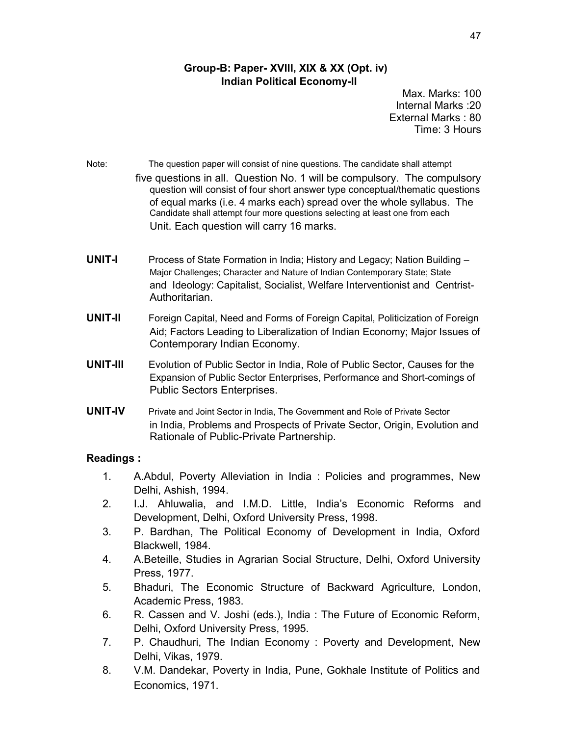## Group-B: Paper- XVIII, XIX & XX (Opt. iv)
## Indian Political Economy-II

Max. Marks: 100
Internal Marks :20
External Marks : 80
Time: 3 Hours

Note: The question paper will consist of nine questions. The candidate shall attempt five questions in all. Question No. 1 will be compulsory. The compulsory question will consist of four short answer type conceptual/thematic questions of equal marks (i.e. 4 marks each) spread over the whole syllabus. The Candidate shall attempt four more questions selecting at least one from each Unit. Each question will carry 16 marks.

**UNIT-I** Process of State Formation in India; History and Legacy; Nation Building – Major Challenges; Character and Nature of Indian Contemporary State; State and Ideology: Capitalist, Socialist, Welfare Interventionist and Centrist-Authoritarian.

**UNIT-II** Foreign Capital, Need and Forms of Foreign Capital, Politicization of Foreign Aid; Factors Leading to Liberalization of Indian Economy; Major Issues of Contemporary Indian Economy.

**UNIT-III** Evolution of Public Sector in India, Role of Public Sector, Causes for the Expansion of Public Sector Enterprises, Performance and Short-comings of Public Sectors Enterprises.

**UNIT-IV** Private and Joint Sector in India, The Government and Role of Private Sector in India, Problems and Prospects of Private Sector, Origin, Evolution and Rationale of Public-Private Partnership.

**Readings :**

1. A.Abdul, Poverty Alleviation in India : Policies and programmes, New Delhi, Ashish, 1994.
2. I.J. Ahluwalia, and I.M.D. Little, India's Economic Reforms and Development, Delhi, Oxford University Press, 1998.
3. P. Bardhan, The Political Economy of Development in India, Oxford Blackwell, 1984.
4. A.Beteille, Studies in Agrarian Social Structure, Delhi, Oxford University Press, 1977.
5. Bhaduri, The Economic Structure of Backward Agriculture, London, Academic Press, 1983.
6. R. Cassen and V. Joshi (eds.), India : The Future of Economic Reform, Delhi, Oxford University Press, 1995.
7. P. Chaudhuri, The Indian Economy : Poverty and Development, New Delhi, Vikas, 1979.
8. V.M. Dandekar, Poverty in India, Pune, Gokhale Institute of Politics and Economics, 1971.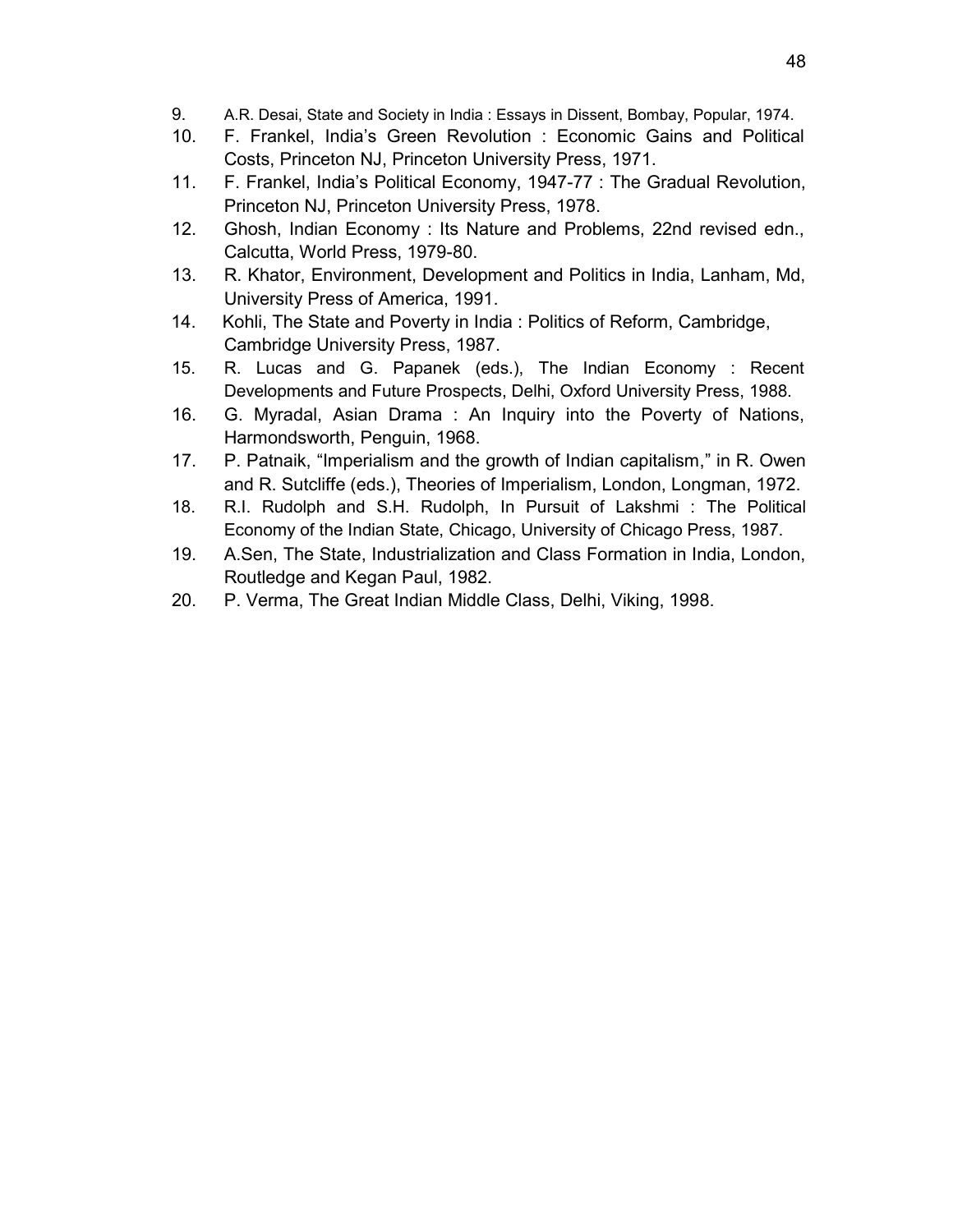9. A.R. Desai, State and Society in India : Essays in Dissent, Bombay, Popular, 1974.
10. F. Frankel, India's Green Revolution : Economic Gains and Political Costs, Princeton NJ, Princeton University Press, 1971.
11. F. Frankel, India's Political Economy, 1947-77 : The Gradual Revolution, Princeton NJ, Princeton University Press, 1978.
12. Ghosh, Indian Economy : Its Nature and Problems, 22nd revised edn., Calcutta, World Press, 1979-80.
13. R. Khator, Environment, Development and Politics in India, Lanham, Md, University Press of America, 1991.
14. Kohli, The State and Poverty in India : Politics of Reform, Cambridge, Cambridge University Press, 1987.
15. R. Lucas and G. Papanek (eds.), The Indian Economy : Recent Developments and Future Prospects, Delhi, Oxford University Press, 1988.
16. G. Myradal, Asian Drama : An Inquiry into the Poverty of Nations, Harmondsworth, Penguin, 1968.
17. P. Patnaik, "Imperialism and the growth of Indian capitalism," in R. Owen and R. Sutcliffe (eds.), Theories of Imperialism, London, Longman, 1972.
18. R.I. Rudolph and S.H. Rudolph, In Pursuit of Lakshmi : The Political Economy of the Indian State, Chicago, University of Chicago Press, 1987.
19. A.Sen, The State, Industrialization and Class Formation in India, London, Routledge and Kegan Paul, 1982.
20. P. Verma, The Great Indian Middle Class, Delhi, Viking, 1998.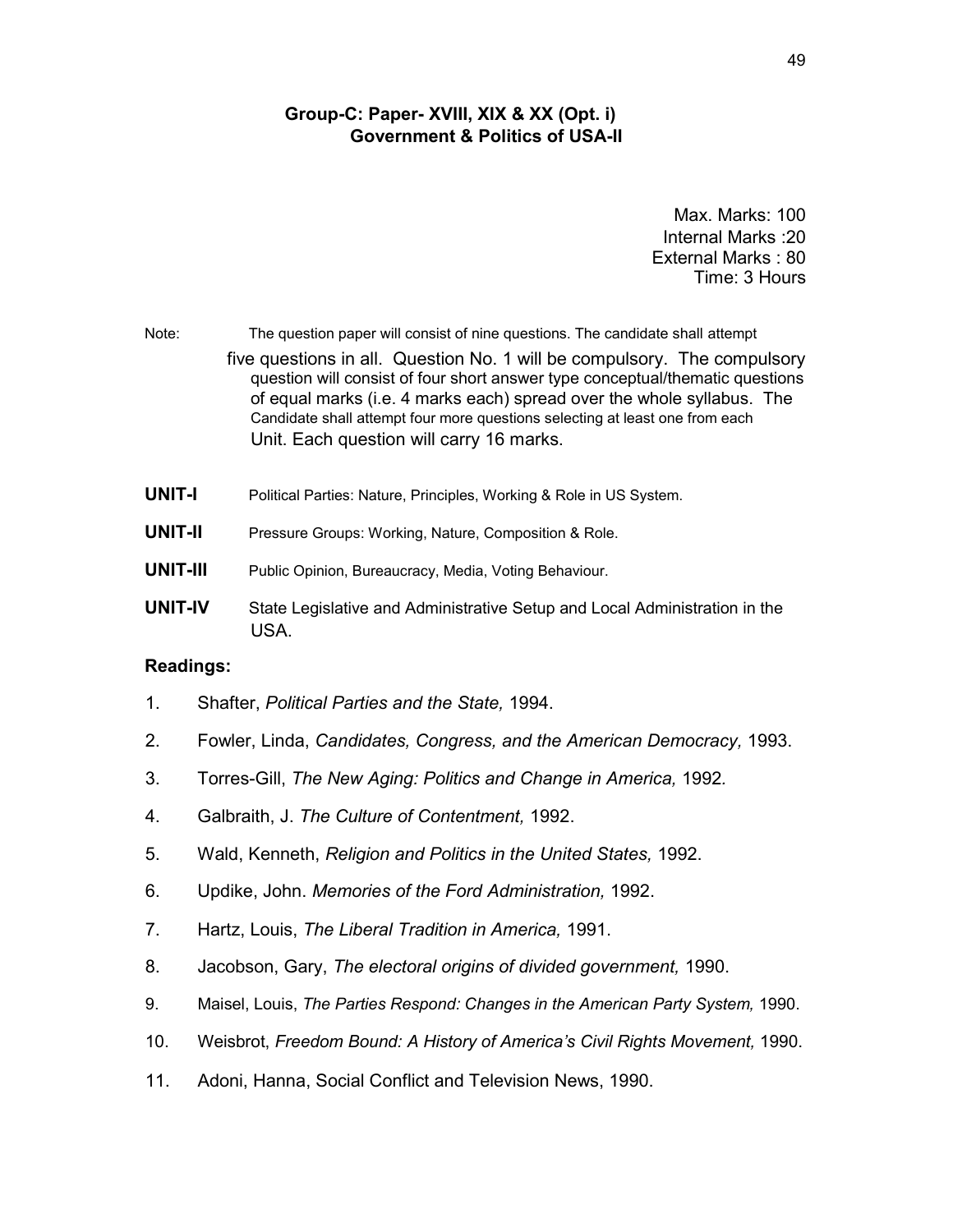## Group-C: Paper- XVIII, XIX & XX (Opt. i)
## Government & Politics of USA-II

Max. Marks: 100
Internal Marks :20
External Marks : 80
Time: 3 Hours

Note: The question paper will consist of nine questions. The candidate shall attempt five questions in all. Question No. 1 will be compulsory. The compulsory question will consist of four short answer type conceptual/thematic questions of equal marks (i.e. 4 marks each) spread over the whole syllabus. The Candidate shall attempt four more questions selecting at least one from each Unit. Each question will carry 16 marks.

**UNIT-I** Political Parties: Nature, Principles, Working & Role in US System.

**UNIT-II** Pressure Groups: Working, Nature, Composition & Role.

**UNIT-III** Public Opinion, Bureaucracy, Media, Voting Behaviour.

**UNIT-IV** State Legislative and Administrative Setup and Local Administration in the USA.

### Readings:

1. Shafter, *Political Parties and the State,* 1994.
2. Fowler, Linda, *Candidates, Congress, and the American Democracy,* 1993.
3. Torres-Gill, *The New Aging: Politics and Change in America,* 1992.
4. Galbraith, J. *The Culture of Contentment,* 1992.
5. Wald, Kenneth, *Religion and Politics in the United States,* 1992.
6. Updike, John. *Memories of the Ford Administration,* 1992.
7. Hartz, Louis, *The Liberal Tradition in America,* 1991.
8. Jacobson, Gary, *The electoral origins of divided government,* 1990.
9. Maisel, Louis, *The Parties Respond: Changes in the American Party System,* 1990.
10. Weisbrot, *Freedom Bound: A History of America's Civil Rights Movement,* 1990.
11. Adoni, Hanna, Social Conflict and Television News, 1990.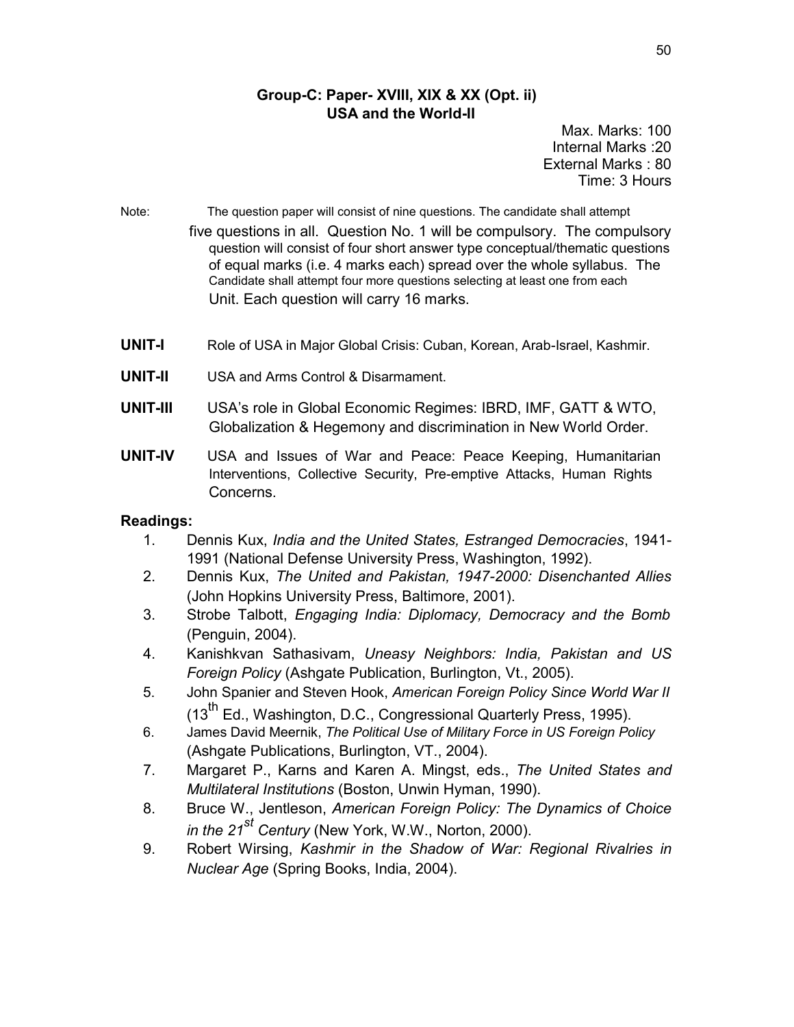## Group-C: Paper- XVIII, XIX & XX (Opt. ii)
## USA and the World-II

Max. Marks: 100
Internal Marks :20
External Marks : 80
Time: 3 Hours

Note: The question paper will consist of nine questions. The candidate shall attempt five questions in all. Question No. 1 will be compulsory. The compulsory question will consist of four short answer type conceptual/thematic questions of equal marks (i.e. 4 marks each) spread over the whole syllabus. The Candidate shall attempt four more questions selecting at least one from each Unit. Each question will carry 16 marks.

**UNIT-I** Role of USA in Major Global Crisis: Cuban, Korean, Arab-Israel, Kashmir.

**UNIT-II** USA and Arms Control & Disarmament.

**UNIT-III** USA's role in Global Economic Regimes: IBRD, IMF, GATT & WTO, Globalization & Hegemony and discrimination in New World Order.

**UNIT-IV** USA and Issues of War and Peace: Peace Keeping, Humanitarian Interventions, Collective Security, Pre-emptive Attacks, Human Rights Concerns.

**Readings:**

1. Dennis Kux, *India and the United States, Estranged Democracies*, 1941-1991 (National Defense University Press, Washington, 1992).
2. Dennis Kux, *The United and Pakistan, 1947-2000: Disenchanted Allies* (John Hopkins University Press, Baltimore, 2001).
3. Strobe Talbott, *Engaging India: Diplomacy, Democracy and the Bomb* (Penguin, 2004).
4. Kanishkvan Sathasivam, *Uneasy Neighbors: India, Pakistan and US Foreign Policy* (Ashgate Publication, Burlington, Vt., 2005).
5. John Spanier and Steven Hook, *American Foreign Policy Since World War II* (13th Ed., Washington, D.C., Congressional Quarterly Press, 1995).
6. James David Meernik, *The Political Use of Military Force in US Foreign Policy* (Ashgate Publications, Burlington, VT., 2004).
7. Margaret P., Karns and Karen A. Mingst, eds., *The United States and Multilateral Institutions* (Boston, Unwin Hyman, 1990).
8. Bruce W., Jentleson, *American Foreign Policy: The Dynamics of Choice in the 21st Century* (New York, W.W., Norton, 2000).
9. Robert Wirsing, *Kashmir in the Shadow of War: Regional Rivalries in Nuclear Age* (Spring Books, India, 2004).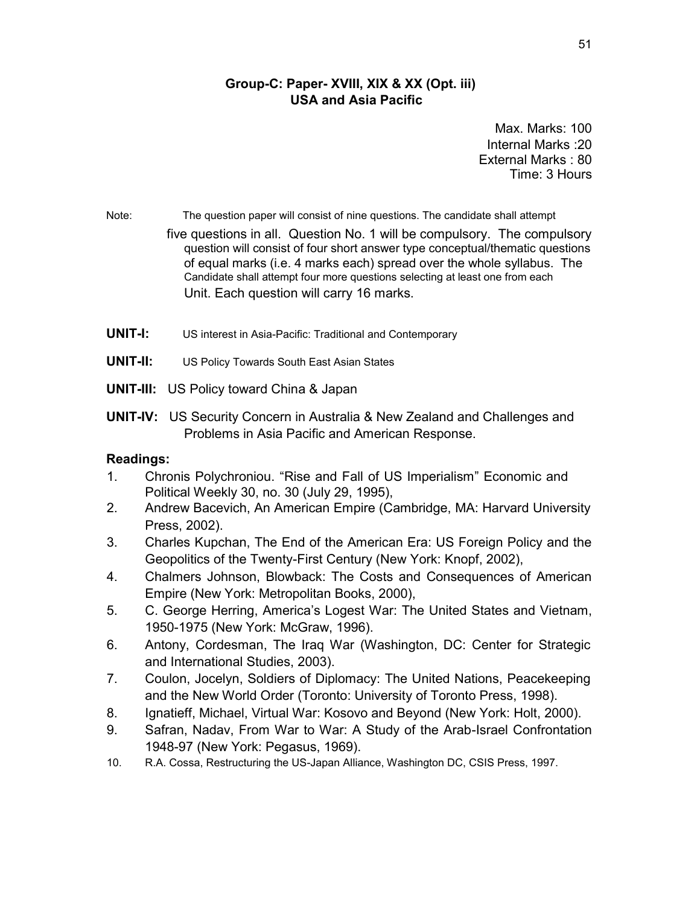## Group-C: Paper- XVIII, XIX & XX (Opt. iii)
## USA and Asia Pacific

Max. Marks: 100
Internal Marks :20
External Marks : 80
Time: 3 Hours

Note: The question paper will consist of nine questions. The candidate shall attempt five questions in all. Question No. 1 will be compulsory. The compulsory question will consist of four short answer type conceptual/thematic questions of equal marks (i.e. 4 marks each) spread over the whole syllabus. The Candidate shall attempt four more questions selecting at least one from each Unit. Each question will carry 16 marks.

**UNIT-I:** US interest in Asia-Pacific: Traditional and Contemporary

**UNIT-II:** US Policy Towards South East Asian States

**UNIT-III:** US Policy toward China & Japan

**UNIT-IV:** US Security Concern in Australia & New Zealand and Challenges and Problems in Asia Pacific and American Response.

**Readings:**

1. Chronis Polychroniou. "Rise and Fall of US Imperialism" Economic and Political Weekly 30, no. 30 (July 29, 1995),
2. Andrew Bacevich, An American Empire (Cambridge, MA: Harvard University Press, 2002).
3. Charles Kupchan, The End of the American Era: US Foreign Policy and the Geopolitics of the Twenty-First Century (New York: Knopf, 2002),
4. Chalmers Johnson, Blowback: The Costs and Consequences of American Empire (New York: Metropolitan Books, 2000),
5. C. George Herring, America's Logest War: The United States and Vietnam, 1950-1975 (New York: McGraw, 1996).
6. Antony, Cordesman, The Iraq War (Washington, DC: Center for Strategic and International Studies, 2003).
7. Coulon, Jocelyn, Soldiers of Diplomacy: The United Nations, Peacekeeping and the New World Order (Toronto: University of Toronto Press, 1998).
8. Ignatieff, Michael, Virtual War: Kosovo and Beyond (New York: Holt, 2000).
9. Safran, Nadav, From War to War: A Study of the Arab-Israel Confrontation 1948-97 (New York: Pegasus, 1969).
10. R.A. Cossa, Restructuring the US-Japan Alliance, Washington DC, CSIS Press, 1997.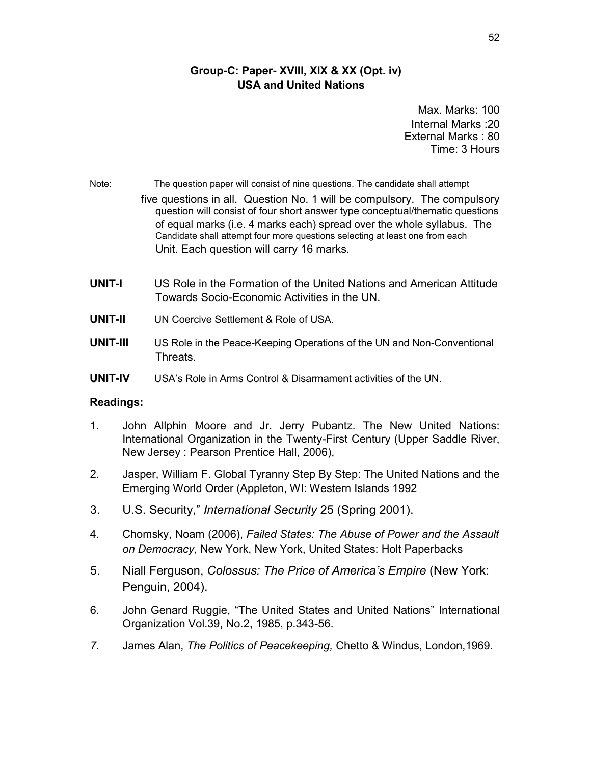## Group-C: Paper- XVIII, XIX & XX (Opt. iv)
## USA and United Nations

Max. Marks: 100
Internal Marks :20
External Marks : 80
Time: 3 Hours

Note: The question paper will consist of nine questions. The candidate shall attempt five questions in all. Question No. 1 will be compulsory. The compulsory question will consist of four short answer type conceptual/thematic questions of equal marks (i.e. 4 marks each) spread over the whole syllabus. The Candidate shall attempt four more questions selecting at least one from each Unit. Each question will carry 16 marks.

**UNIT-I** US Role in the Formation of the United Nations and American Attitude Towards Socio-Economic Activities in the UN.

**UNIT-II** UN Coercive Settlement & Role of USA.

**UNIT-III** US Role in the Peace-Keeping Operations of the UN and Non-Conventional Threats.

**UNIT-IV** USA's Role in Arms Control & Disarmament activities of the UN.

**Readings:**

1. John Allphin Moore and Jr. Jerry Pubantz. The New United Nations: International Organization in the Twenty-First Century (Upper Saddle River, New Jersey : Pearson Prentice Hall, 2006),
2. Jasper, William F. Global Tyranny Step By Step: The United Nations and the Emerging World Order (Appleton, WI: Western Islands 1992
3. U.S. Security," *International Security* 25 (Spring 2001).
4. Chomsky, Noam (2006), *Failed States: The Abuse of Power and the Assault on Democracy*, New York, New York, United States: Holt Paperbacks
5. Niall Ferguson, *Colossus: The Price of America's Empire* (New York: Penguin, 2004).
6. John Genard Ruggie, "The United States and United Nations" International Organization Vol.39, No.2, 1985, p.343-56.
7. James Alan, *The Politics of Peacekeeping,* Chetto & Windus, London,1969.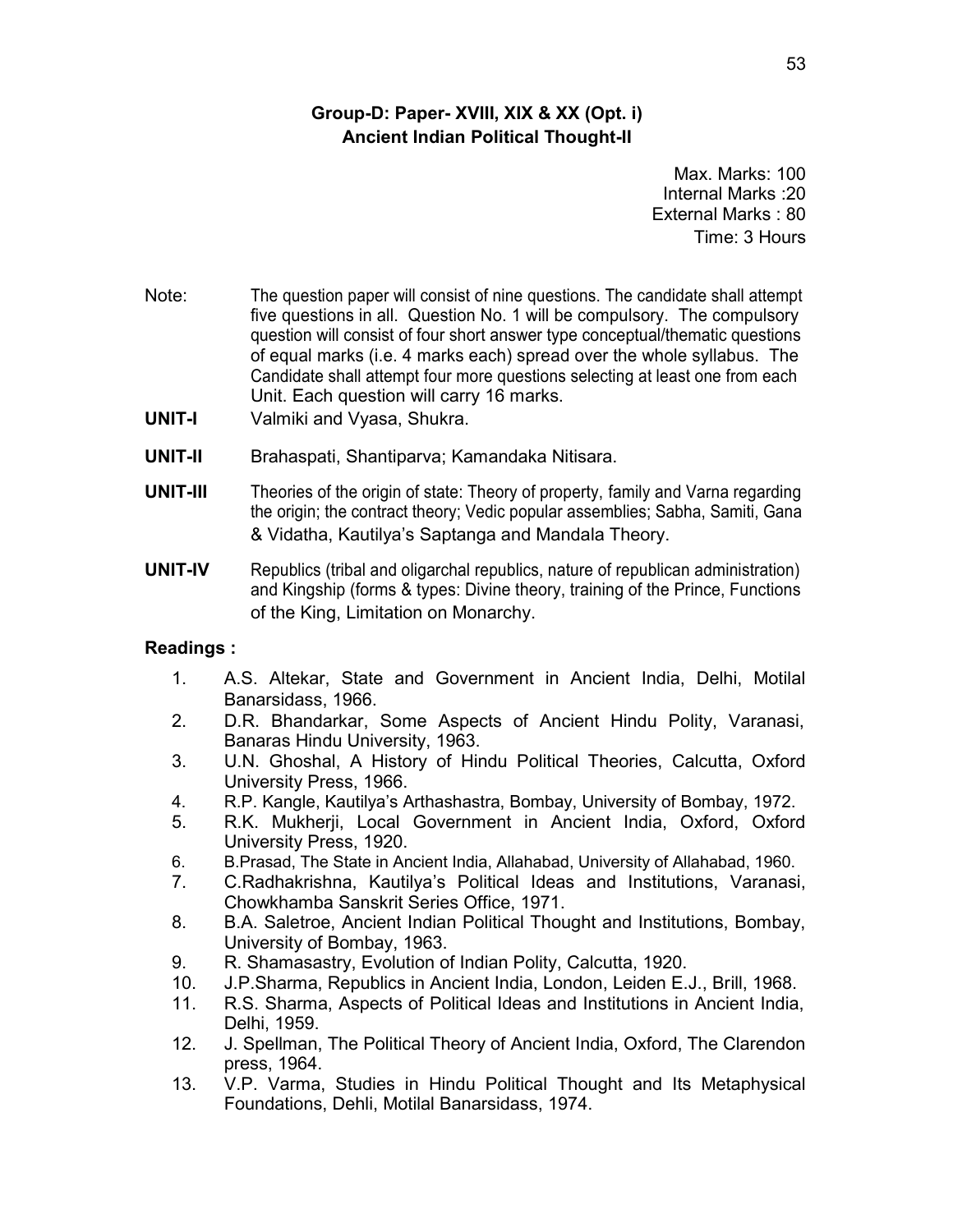## Group-D: Paper- XVIII, XIX & XX (Opt. i)
## Ancient Indian Political Thought-II

Max. Marks: 100
Internal Marks :20
External Marks : 80
Time: 3 Hours

Note: The question paper will consist of nine questions. The candidate shall attempt five questions in all. Question No. 1 will be compulsory. The compulsory question will consist of four short answer type conceptual/thematic questions of equal marks (i.e. 4 marks each) spread over the whole syllabus. The Candidate shall attempt four more questions selecting at least one from each Unit. Each question will carry 16 marks.

**UNIT-I** Valmiki and Vyasa, Shukra.

**UNIT-II** Brahaspati, Shantiparva; Kamandaka Nitisara.

**UNIT-III** Theories of the origin of state: Theory of property, family and Varna regarding the origin; the contract theory; Vedic popular assemblies; Sabha, Samiti, Gana & Vidatha, Kautilya's Saptanga and Mandala Theory.

**UNIT-IV** Republics (tribal and oligarchal republics, nature of republican administration) and Kingship (forms & types: Divine theory, training of the Prince, Functions of the King, Limitation on Monarchy.

### Readings :

1. A.S. Altekar, State and Government in Ancient India, Delhi, Motilal Banarsidass, 1966.
2. D.R. Bhandarkar, Some Aspects of Ancient Hindu Polity, Varanasi, Banaras Hindu University, 1963.
3. U.N. Ghoshal, A History of Hindu Political Theories, Calcutta, Oxford University Press, 1966.
4. R.P. Kangle, Kautilya's Arthashastra, Bombay, University of Bombay, 1972.
5. R.K. Mukherji, Local Government in Ancient India, Oxford, Oxford University Press, 1920.
6. B.Prasad, The State in Ancient India, Allahabad, University of Allahabad, 1960.
7. C.Radhakrishna, Kautilya's Political Ideas and Institutions, Varanasi, Chowkhamba Sanskrit Series Office, 1971.
8. B.A. Saletroe, Ancient Indian Political Thought and Institutions, Bombay, University of Bombay, 1963.
9. R. Shamasastry, Evolution of Indian Polity, Calcutta, 1920.
10. J.P.Sharma, Republics in Ancient India, London, Leiden E.J., Brill, 1968.
11. R.S. Sharma, Aspects of Political Ideas and Institutions in Ancient India, Delhi, 1959.
12. J. Spellman, The Political Theory of Ancient India, Oxford, The Clarendon press, 1964.
13. V.P. Varma, Studies in Hindu Political Thought and Its Metaphysical Foundations, Dehli, Motilal Banarsidass, 1974.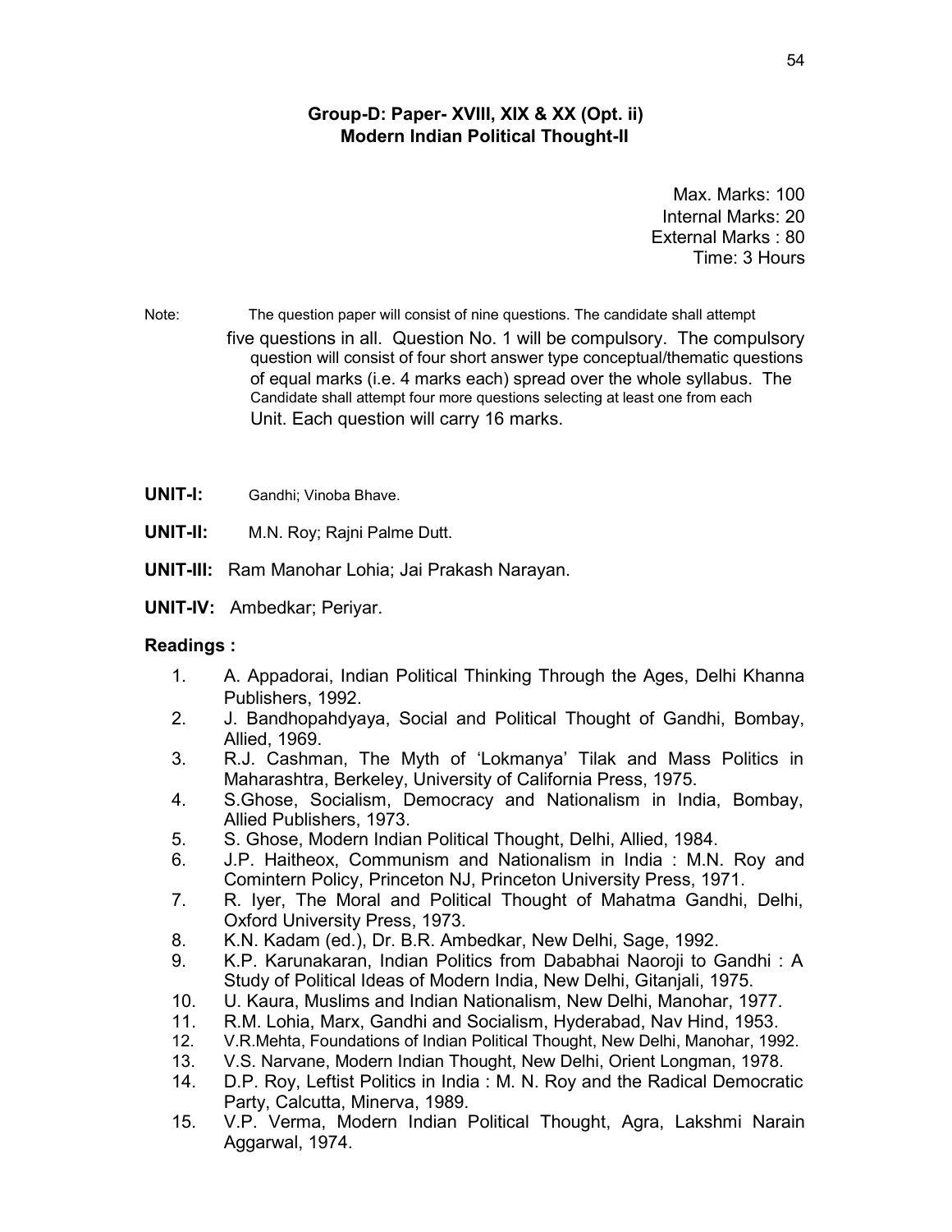## Group-D: Paper- XVIII, XIX & XX (Opt. ii)
## Modern Indian Political Thought-II

Max. Marks: 100
Internal Marks: 20
External Marks : 80
Time: 3 Hours

Note: The question paper will consist of nine questions. The candidate shall attempt five questions in all. Question No. 1 will be compulsory. The compulsory question will consist of four short answer type conceptual/thematic questions of equal marks (i.e. 4 marks each) spread over the whole syllabus. The Candidate shall attempt four more questions selecting at least one from each Unit. Each question will carry 16 marks.

**UNIT-I:** Gandhi; Vinoba Bhave.

**UNIT-II:** M.N. Roy; Rajni Palme Dutt.

**UNIT-III:** Ram Manohar Lohia; Jai Prakash Narayan.

**UNIT-IV:** Ambedkar; Periyar.

**Readings :**

1. A. Appadorai, Indian Political Thinking Through the Ages, Delhi Khanna Publishers, 1992.
2. J. Bandhopahdyaya, Social and Political Thought of Gandhi, Bombay, Allied, 1969.
3. R.J. Cashman, The Myth of 'Lokmanya' Tilak and Mass Politics in Maharashtra, Berkeley, University of California Press, 1975.
4. S.Ghose, Socialism, Democracy and Nationalism in India, Bombay, Allied Publishers, 1973.
5. S. Ghose, Modern Indian Political Thought, Delhi, Allied, 1984.
6. J.P. Haitheox, Communism and Nationalism in India : M.N. Roy and Comintern Policy, Princeton NJ, Princeton University Press, 1971.
7. R. Iyer, The Moral and Political Thought of Mahatma Gandhi, Delhi, Oxford University Press, 1973.
8. K.N. Kadam (ed.), Dr. B.R. Ambedkar, New Delhi, Sage, 1992.
9. K.P. Karunakaran, Indian Politics from Dababhai Naoroji to Gandhi : A Study of Political Ideas of Modern India, New Delhi, Gitanjali, 1975.
10. U. Kaura, Muslims and Indian Nationalism, New Delhi, Manohar, 1977.
11. R.M. Lohia, Marx, Gandhi and Socialism, Hyderabad, Nav Hind, 1953.
12. V.R.Mehta, Foundations of Indian Political Thought, New Delhi, Manohar, 1992.
13. V.S. Narvane, Modern Indian Thought, New Delhi, Orient Longman, 1978.
14. D.P. Roy, Leftist Politics in India : M. N. Roy and the Radical Democratic Party, Calcutta, Minerva, 1989.
15. V.P. Verma, Modern Indian Political Thought, Agra, Lakshmi Narain Aggarwal, 1974.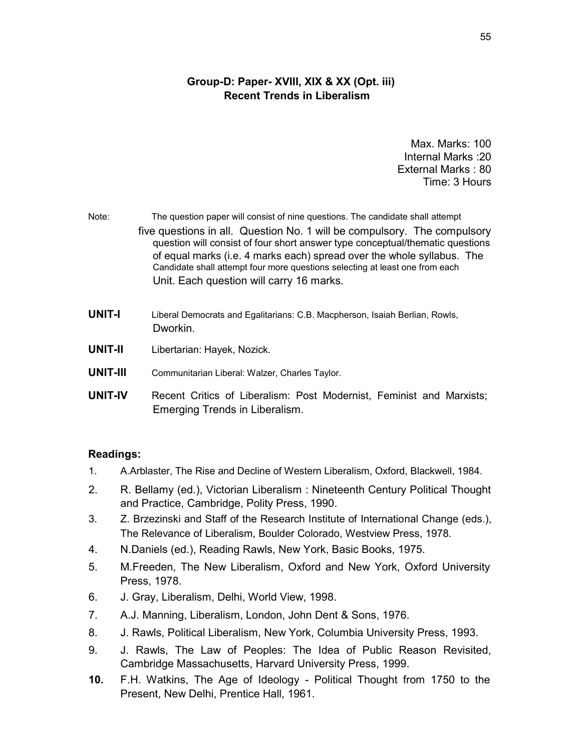## Group-D: Paper- XVIII, XIX & XX (Opt. iii)
## Recent Trends in Liberalism

Max. Marks: 100
Internal Marks :20
External Marks : 80
Time: 3 Hours

Note: The question paper will consist of nine questions. The candidate shall attempt five questions in all. Question No. 1 will be compulsory. The compulsory question will consist of four short answer type conceptual/thematic questions of equal marks (i.e. 4 marks each) spread over the whole syllabus. The Candidate shall attempt four more questions selecting at least one from each Unit. Each question will carry 16 marks.

**UNIT-I** Liberal Democrats and Egalitarians: C.B. Macpherson, Isaiah Berlian, Rowls, Dworkin.

**UNIT-II** Libertarian: Hayek, Nozick.

**UNIT-III** Communitarian Liberal: Walzer, Charles Taylor.

**UNIT-IV** Recent Critics of Liberalism: Post Modernist, Feminist and Marxists; Emerging Trends in Liberalism.

**Readings:**

1. A.Arblaster, The Rise and Decline of Western Liberalism, Oxford, Blackwell, 1984.
2. R. Bellamy (ed.), Victorian Liberalism : Nineteenth Century Political Thought and Practice, Cambridge, Polity Press, 1990.
3. Z. Brzezinski and Staff of the Research Institute of International Change (eds.), The Relevance of Liberalism, Boulder Colorado, Westview Press, 1978.
4. N.Daniels (ed.), Reading Rawls, New York, Basic Books, 1975.
5. M.Freeden, The New Liberalism, Oxford and New York, Oxford University Press, 1978.
6. J. Gray, Liberalism, Delhi, World View, 1998.
7. A.J. Manning, Liberalism, London, John Dent & Sons, 1976.
8. J. Rawls, Political Liberalism, New York, Columbia University Press, 1993.
9. J. Rawls, The Law of Peoples: The Idea of Public Reason Revisited, Cambridge Massachusetts, Harvard University Press, 1999.
10. F.H. Watkins, The Age of Ideology - Political Thought from 1750 to the Present, New Delhi, Prentice Hall, 1961.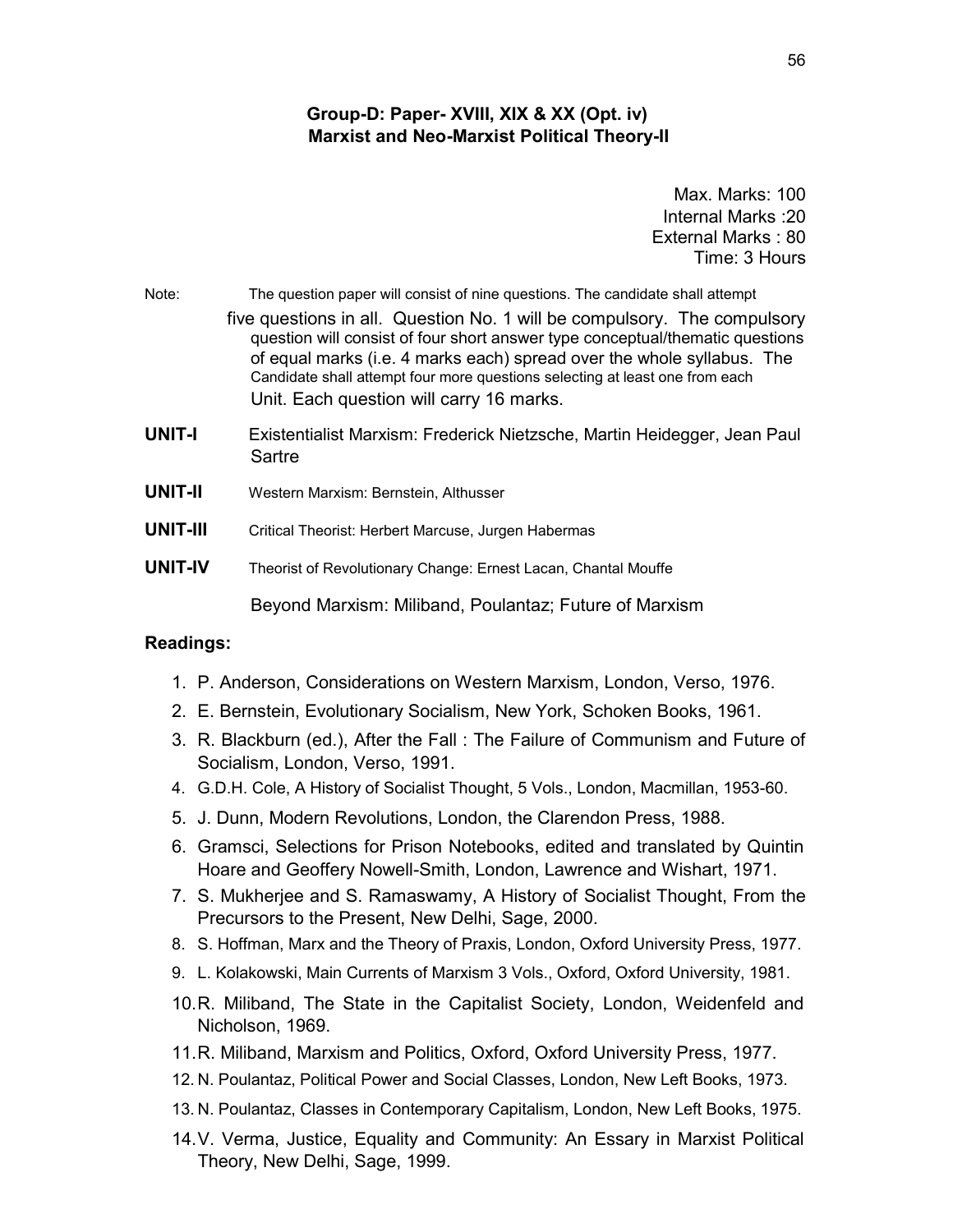## Group-D: Paper- XVIII, XIX & XX (Opt. iv)
## Marxist and Neo-Marxist Political Theory-II

Max. Marks: 100
Internal Marks :20
External Marks : 80
Time: 3 Hours

Note: The question paper will consist of nine questions. The candidate shall attempt five questions in all. Question No. 1 will be compulsory. The compulsory question will consist of four short answer type conceptual/thematic questions of equal marks (i.e. 4 marks each) spread over the whole syllabus. The Candidate shall attempt four more questions selecting at least one from each Unit. Each question will carry 16 marks.

**UNIT-I** Existentialist Marxism: Frederick Nietzsche, Martin Heidegger, Jean Paul Sartre

**UNIT-II** Western Marxism: Bernstein, Althusser

**UNIT-III** Critical Theorist: Herbert Marcuse, Jurgen Habermas

**UNIT-IV** Theorist of Revolutionary Change: Ernest Lacan, Chantal Mouffe

Beyond Marxism: Miliband, Poulantaz; Future of Marxism

**Readings:**

1. P. Anderson, Considerations on Western Marxism, London, Verso, 1976.
2. E. Bernstein, Evolutionary Socialism, New York, Schoken Books, 1961.
3. R. Blackburn (ed.), After the Fall : The Failure of Communism and Future of Socialism, London, Verso, 1991.
4. G.D.H. Cole, A History of Socialist Thought, 5 Vols., London, Macmillan, 1953-60.
5. J. Dunn, Modern Revolutions, London, the Clarendon Press, 1988.
6. Gramsci, Selections for Prison Notebooks, edited and translated by Quintin Hoare and Geoffery Nowell-Smith, London, Lawrence and Wishart, 1971.
7. S. Mukherjee and S. Ramaswamy, A History of Socialist Thought, From the Precursors to the Present, New Delhi, Sage, 2000.
8. S. Hoffman, Marx and the Theory of Praxis, London, Oxford University Press, 1977.
9. L. Kolakowski, Main Currents of Marxism 3 Vols., Oxford, Oxford University, 1981.
10. R. Miliband, The State in the Capitalist Society, London, Weidenfeld and Nicholson, 1969.
11. R. Miliband, Marxism and Politics, Oxford, Oxford University Press, 1977.
12. N. Poulantaz, Political Power and Social Classes, London, New Left Books, 1973.
13. N. Poulantaz, Classes in Contemporary Capitalism, London, New Left Books, 1975.
14. V. Verma, Justice, Equality and Community: An Essay in Marxist Political Theory, New Delhi, Sage, 1999.